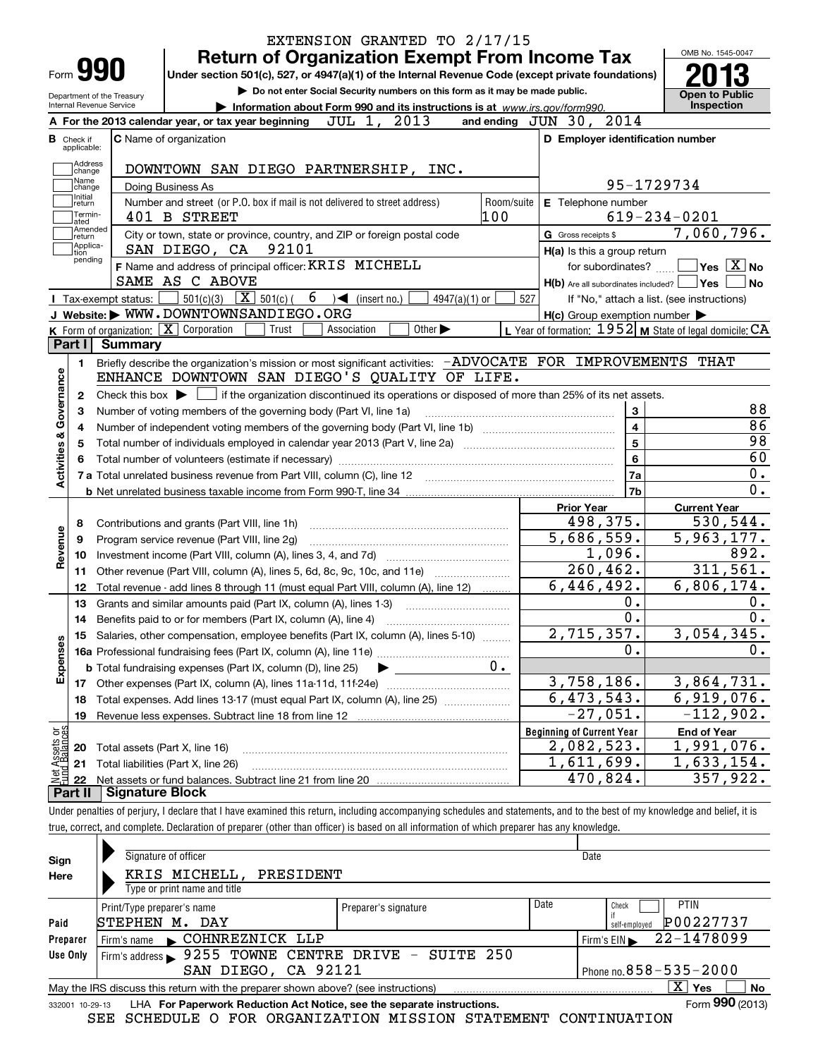EXTENSION GRANTED TO 2/17/15

# Form 990 Return of Organization Exempt From Income Tax

**Under section 501(c), 527, or 4947(a)(1) of the Internal Revenue Code (except private foundations)**

▶ Do not enter Social Security numbers on this form as it may be made public.

▶ Information about Form 990 and its instructions is at www.irs.gov/form990.

Department of the Treasury
Internal Revenue Service

OMB No. 1545-0047

**2013**

**Open to Public Inspection**

**A** For the 2013 calendar year, or tax year beginning JUL 1, 2013 and ending JUN 30, 2014

**B** Check if applicable: Address change, Name change, Initial return, Terminated, Amended return, Application pending

**C** Name of organization: DOWNTOWN SAN DIEGO PARTNERSHIP, INC.

Doing Business As

Number and street (or P.O. box if mail is not delivered to street address): 401 B STREET — Room/suite: 100

City or town, state or province, country, and ZIP or foreign postal code: SAN DIEGO, CA 92101

**F** Name and address of principal officer: KRIS MICHELL, SAME AS C ABOVE

**D** Employer identification number: 95-1729734

**E** Telephone number: 619-234-0201

**G** Gross receipts $ 7,060,796.

**H(a)** Is this a group return for subordinates? ☐ Yes ☒ No

**H(b)** Are all subordinates included? ☐ Yes ☐ No — If "No," attach a list. (see instructions)

**H(c)** Group exemption number ▶

**I** Tax-exempt status: ☐ 501(c)(3) ☒ 501(c) ( 6 ) ◀ (insert no.) ☐ 4947(a)(1) or ☐ 527

**J** Website: ▶ WWW.DOWNTOWNSANDIEGO.ORG

**K** Form of organization: ☒ Corporation ☐ Trust ☐ Association ☐ Other ▶

**L** Year of formation: 1952 **M** State of legal domicile: CA

## Part I Summary

**Activities & Governance**

1. Briefly describe the organization's mission or most significant activities: -ADVOCATE FOR IMPROVEMENTS THAT ENHANCE DOWNTOWN SAN DIEGO'S QUALITY OF LIFE.
2. Check this box ▶ ☐ if the organization discontinued its operations or disposed of more than 25% of its net assets.

| Line | Description | | Value |
|---|---|---|---|
| 3 | Number of voting members of the governing body (Part VI, line 1a) | 3 | 88 |
| 4 | Number of independent voting members of the governing body (Part VI, line 1b) | 4 | 86 |
| 5 | Total number of individuals employed in calendar year 2013 (Part V, line 2a) | 5 | 98 |
| 6 | Total number of volunteers (estimate if necessary) | 6 | 60 |
| 7a | Total unrelated business revenue from Part VIII, column (C), line 12 | 7a | 0. |
| 7b | Net unrelated business taxable income from Form 990-T, line 34 | 7b | 0. |

| Line | Description | Prior Year | Current Year |
|---|---|---|---|
| **Revenue** | | | |
| 8 | Contributions and grants (Part VIII, line 1h) | 498,375. | 530,544. |
| 9 | Program service revenue (Part VIII, line 2g) | 5,686,559. | 5,963,177. |
| 10 | Investment income (Part VIII, column (A), lines 3, 4, and 7d) | 1,096. | 892. |
| 11 | Other revenue (Part VIII, column (A), lines 5, 6d, 8c, 9c, 10c, and 11e) | 260,462. | 311,561. |
| 12 | Total revenue - add lines 8 through 11 (must equal Part VIII, column (A), line 12) | 6,446,492. | 6,806,174. |
| **Expenses** | | | |
| 13 | Grants and similar amounts paid (Part IX, column (A), lines 1-3) | 0. | 0. |
| 14 | Benefits paid to or for members (Part IX, column (A), line 4) | 0. | 0. |
| 15 | Salaries, other compensation, employee benefits (Part IX, column (A), lines 5-10) | 2,715,357. | 3,054,345. |
| 16a | Professional fundraising fees (Part IX, column (A), line 11e) | 0. | 0. |
| b | Total fundraising expenses (Part IX, column (D), line 25) ▶ 0. | | |
| 17 | Other expenses (Part IX, column (A), lines 11a-11d, 11f-24e) | 3,758,186. | 3,864,731. |
| 18 | Total expenses. Add lines 13-17 (must equal Part IX, column (A), line 25) | 6,473,543. | 6,919,076. |
| 19 | Revenue less expenses. Subtract line 18 from line 12 | -27,051. | -112,902. |
| **Net Assets or Fund Balances** | | **Beginning of Current Year** | **End of Year** |
| 20 | Total assets (Part X, line 16) | 2,082,523. | 1,991,076. |
| 21 | Total liabilities (Part X, line 26) | 1,611,699. | 1,633,154. |
| 22 | Net assets or fund balances. Subtract line 21 from line 20 | 470,824. | 357,922. |

## Part II Signature Block

Under penalties of perjury, I declare that I have examined this return, including accompanying schedules and statements, and to the best of my knowledge and belief, it is true, correct, and complete. Declaration of preparer (other than officer) is based on all information of which preparer has any knowledge.

**Sign Here**

Signature of officer — Date

KRIS MICHELL, PRESIDENT
Type or print name and title

**Paid Preparer Use Only**

| Print/Type preparer's name | Preparer's signature | Date | Check if self-employed | PTIN |
|---|---|---|---|---|
| STEPHEN M. DAY | | | ☐ | P00227737 |

Firm's name ▶ COHNREZNICK LLP — Firm's EIN ▶ 22-1478099

Firm's address ▶ 9255 TOWNE CENTRE DRIVE - SUITE 250, SAN DIEGO, CA 92121 — Phone no. 858-535-2000

May the IRS discuss this return with the preparer shown above? (see instructions) ☒ Yes ☐ No

332001 10-29-13 LHA For Paperwork Reduction Act Notice, see the separate instructions. Form 990 (2013)

SEE SCHEDULE O FOR ORGANIZATION MISSION STATEMENT CONTINUATION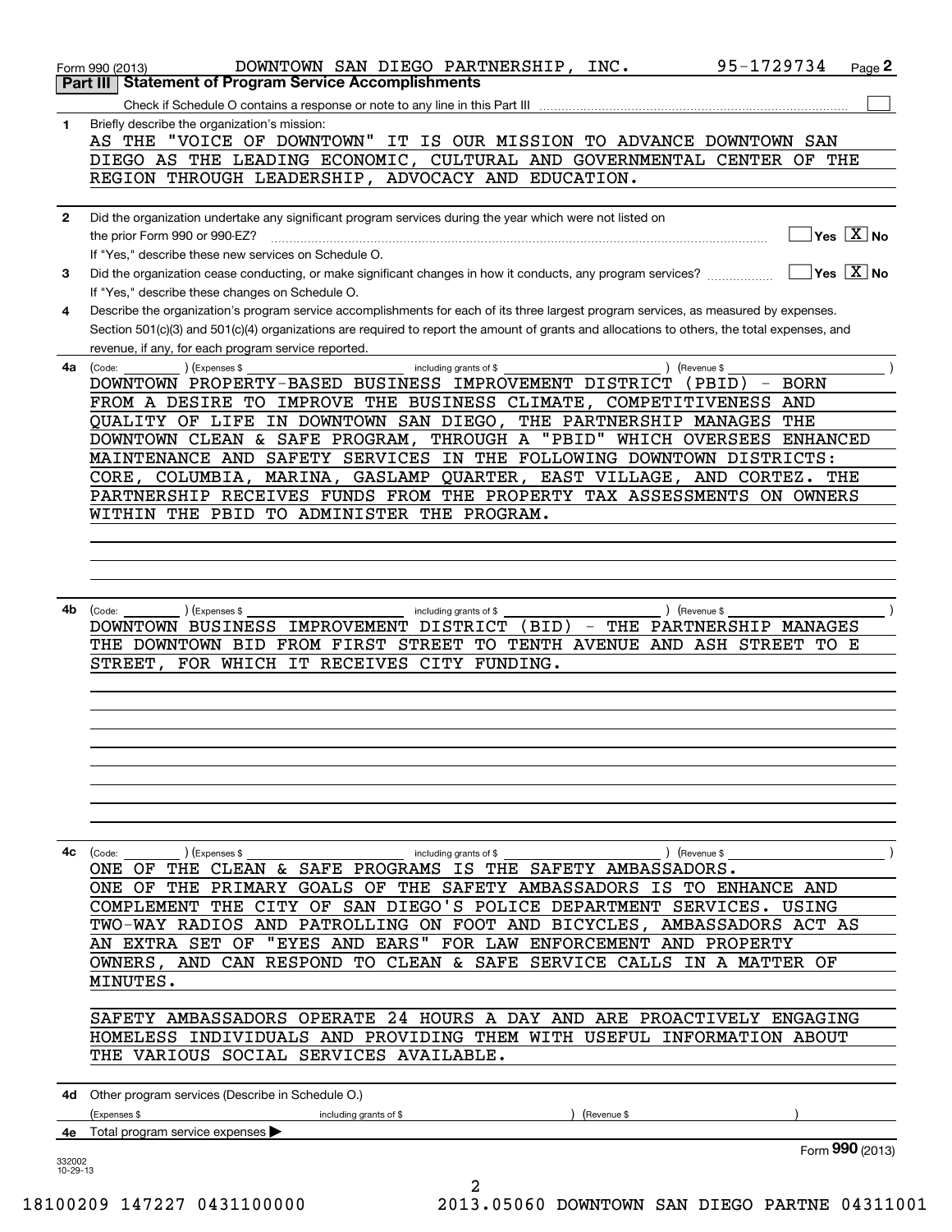Form 990 (2013) DOWNTOWN SAN DIEGO PARTNERSHIP, INC. 95-1729734 Page **2**

**Part III | Statement of Program Service Accomplishments**

Check if Schedule O contains a response or note to any line in this Part III [ ]

**1** Briefly describe the organization's mission:

AS THE "VOICE OF DOWNTOWN" IT IS OUR MISSION TO ADVANCE DOWNTOWN SAN DIEGO AS THE LEADING ECONOMIC, CULTURAL AND GOVERNMENTAL CENTER OF THE REGION THROUGH LEADERSHIP, ADVOCACY AND EDUCATION.

**2** Did the organization undertake any significant program services during the year which were not listed on the prior Form 990 or 990-EZ? [ ] Yes [X] No

If "Yes," describe these new services on Schedule O.

**3** Did the organization cease conducting, or make significant changes in how it conducts, any program services? [ ] Yes [X] No

If "Yes," describe these changes on Schedule O.

**4** Describe the organization's program service accomplishments for each of its three largest program services, as measured by expenses. Section 501(c)(3) and 501(c)(4) organizations are required to report the amount of grants and allocations to others, the total expenses, and revenue, if any, for each program service reported.

**4a** (Code: ) (Expenses $ including grants of $ ) (Revenue $ )

DOWNTOWN PROPERTY-BASED BUSINESS IMPROVEMENT DISTRICT (PBID) - BORN FROM A DESIRE TO IMPROVE THE BUSINESS CLIMATE, COMPETITIVENESS AND QUALITY OF LIFE IN DOWNTOWN SAN DIEGO, THE PARTNERSHIP MANAGES THE DOWNTOWN CLEAN & SAFE PROGRAM, THROUGH A "PBID" WHICH OVERSEES ENHANCED MAINTENANCE AND SAFETY SERVICES IN THE FOLLOWING DOWNTOWN DISTRICTS: CORE, COLUMBIA, MARINA, GASLAMP QUARTER, EAST VILLAGE, AND CORTEZ. THE PARTNERSHIP RECEIVES FUNDS FROM THE PROPERTY TAX ASSESSMENTS ON OWNERS WITHIN THE PBID TO ADMINISTER THE PROGRAM.

**4b** (Code: ) (Expenses $ including grants of $ ) (Revenue $ )

DOWNTOWN BUSINESS IMPROVEMENT DISTRICT (BID) - THE PARTNERSHIP MANAGES THE DOWNTOWN BID FROM FIRST STREET TO TENTH AVENUE AND ASH STREET TO E STREET, FOR WHICH IT RECEIVES CITY FUNDING.

**4c** (Code: ) (Expenses $ including grants of $ ) (Revenue $ )

ONE OF THE CLEAN & SAFE PROGRAMS IS THE SAFETY AMBASSADORS. ONE OF THE PRIMARY GOALS OF THE SAFETY AMBASSADORS IS TO ENHANCE AND COMPLEMENT THE CITY OF SAN DIEGO'S POLICE DEPARTMENT SERVICES. USING TWO-WAY RADIOS AND PATROLLING ON FOOT AND BICYCLES, AMBASSADORS ACT AS AN EXTRA SET OF "EYES AND EARS" FOR LAW ENFORCEMENT AND PROPERTY OWNERS, AND CAN RESPOND TO CLEAN & SAFE SERVICE CALLS IN A MATTER OF MINUTES.

SAFETY AMBASSADORS OPERATE 24 HOURS A DAY AND ARE PROACTIVELY ENGAGING HOMELESS INDIVIDUALS AND PROVIDING THEM WITH USEFUL INFORMATION ABOUT THE VARIOUS SOCIAL SERVICES AVAILABLE.

**4d** Other program services (Describe in Schedule O.)

(Expenses $ including grants of $ ) (Revenue $ )

**4e** Total program service expenses ▶

Form **990** (2013)

332002 10-29-13

18100209 147227 0431100000 2013.05060 DOWNTOWN SAN DIEGO PARTNE 04311001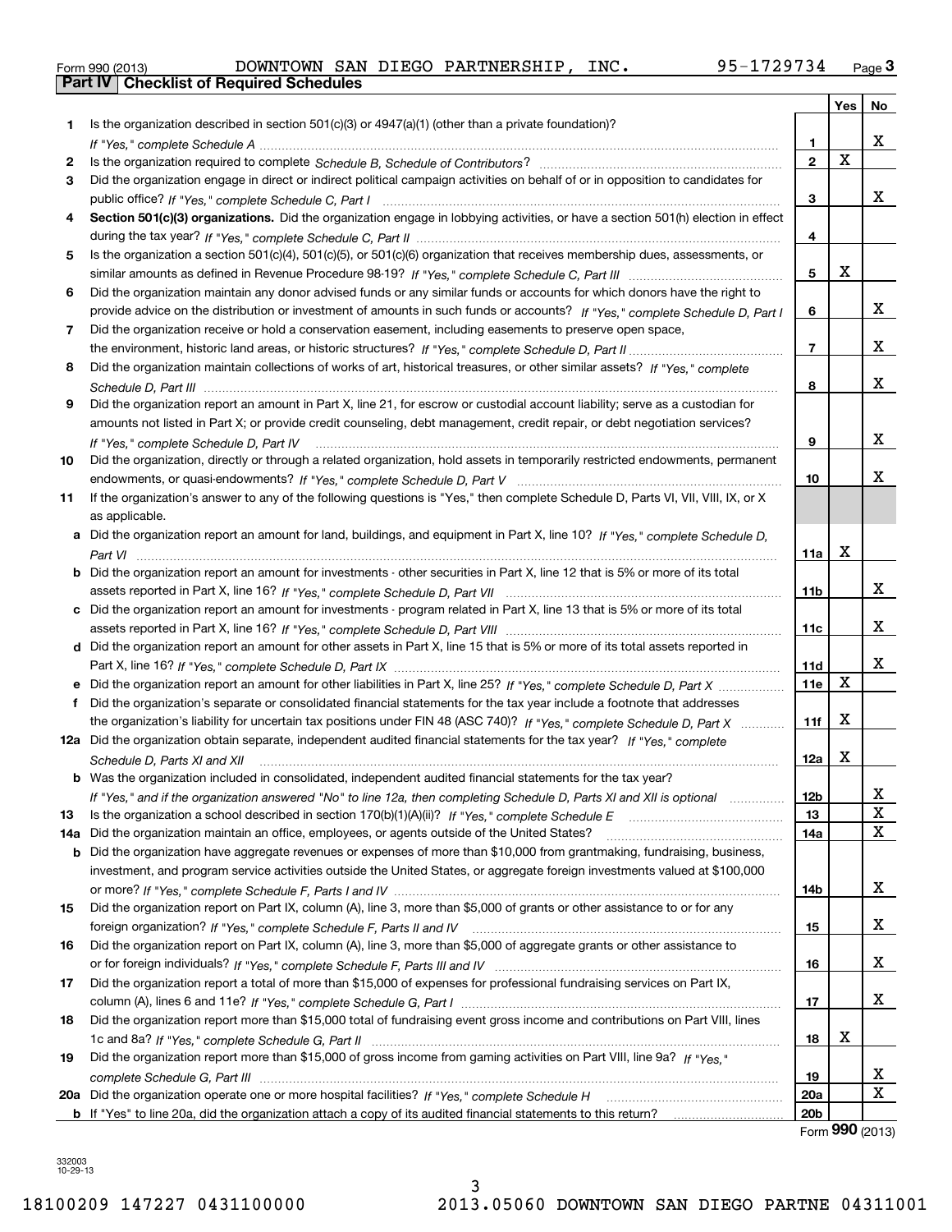Form 990 (2013) DOWNTOWN SAN DIEGO PARTNERSHIP, INC. 95-1729734 Page 3

## Part IV Checklist of Required Schedules

| | | | Yes | No |
|---|---|---|---|---|
| 1 | Is the organization described in section 501(c)(3) or 4947(a)(1) (other than a private foundation)? *If "Yes," complete Schedule A* | 1 | | X |
| 2 | Is the organization required to complete *Schedule B, Schedule of Contributors*? | 2 | X | |
| 3 | Did the organization engage in direct or indirect political campaign activities on behalf of or in opposition to candidates for public office? *If "Yes," complete Schedule C, Part I* | 3 | | X |
| 4 | **Section 501(c)(3) organizations.** Did the organization engage in lobbying activities, or have a section 501(h) election in effect during the tax year? *If "Yes," complete Schedule C, Part II* | 4 | | |
| 5 | Is the organization a section 501(c)(4), 501(c)(5), or 501(c)(6) organization that receives membership dues, assessments, or similar amounts as defined in Revenue Procedure 98-19? *If "Yes," complete Schedule C, Part III* | 5 | X | |
| 6 | Did the organization maintain any donor advised funds or any similar funds or accounts for which donors have the right to provide advice on the distribution or investment of amounts in such funds or accounts? *If "Yes," complete Schedule D, Part I* | 6 | | X |
| 7 | Did the organization receive or hold a conservation easement, including easements to preserve open space, the environment, historic land areas, or historic structures? *If "Yes," complete Schedule D, Part II* | 7 | | X |
| 8 | Did the organization maintain collections of works of art, historical treasures, or other similar assets? *If "Yes," complete Schedule D, Part III* | 8 | | X |
| 9 | Did the organization report an amount in Part X, line 21, for escrow or custodial account liability; serve as a custodian for amounts not listed in Part X; or provide credit counseling, debt management, credit repair, or debt negotiation services? *If "Yes," complete Schedule D, Part IV* | 9 | | X |
| 10 | Did the organization, directly or through a related organization, hold assets in temporarily restricted endowments, permanent endowments, or quasi-endowments? *If "Yes," complete Schedule D, Part V* | 10 | | X |
| 11 | If the organization's answer to any of the following questions is "Yes," then complete Schedule D, Parts VI, VII, VIII, IX, or X as applicable. | | | |
| a | Did the organization report an amount for land, buildings, and equipment in Part X, line 10? *If "Yes," complete Schedule D, Part VI* | 11a | X | |
| b | Did the organization report an amount for investments - other securities in Part X, line 12 that is 5% or more of its total assets reported in Part X, line 16? *If "Yes," complete Schedule D, Part VII* | 11b | | X |
| c | Did the organization report an amount for investments - program related in Part X, line 13 that is 5% or more of its total assets reported in Part X, line 16? *If "Yes," complete Schedule D, Part VIII* | 11c | | X |
| d | Did the organization report an amount for other assets in Part X, line 15 that is 5% or more of its total assets reported in Part X, line 16? *If "Yes," complete Schedule D, Part IX* | 11d | | X |
| e | Did the organization report an amount for other liabilities in Part X, line 25? *If "Yes," complete Schedule D, Part X* | 11e | X | |
| f | Did the organization's separate or consolidated financial statements for the tax year include a footnote that addresses the organization's liability for uncertain tax positions under FIN 48 (ASC 740)? *If "Yes," complete Schedule D, Part X* | 11f | X | |
| 12a | Did the organization obtain separate, independent audited financial statements for the tax year? *If "Yes," complete Schedule D, Parts XI and XII* | 12a | X | |
| b | Was the organization included in consolidated, independent audited financial statements for the tax year? *If "Yes," and if the organization answered "No" to line 12a, then completing Schedule D, Parts XI and XII is optional* | 12b | | X |
| 13 | Is the organization a school described in section 170(b)(1)(A)(ii)? *If "Yes," complete Schedule E* | 13 | | X |
| 14a | Did the organization maintain an office, employees, or agents outside of the United States? | 14a | | X |
| b | Did the organization have aggregate revenues or expenses of more than $10,000 from grantmaking, fundraising, business, investment, and program service activities outside the United States, or aggregate foreign investments valued at $100,000 or more? *If "Yes," complete Schedule F, Parts I and IV* | 14b | | X |
| 15 | Did the organization report on Part IX, column (A), line 3, more than $5,000 of grants or other assistance to or for any foreign organization? *If "Yes," complete Schedule F, Parts II and IV* | 15 | | X |
| 16 | Did the organization report on Part IX, column (A), line 3, more than $5,000 of aggregate grants or other assistance to or for foreign individuals? *If "Yes," complete Schedule F, Parts III and IV* | 16 | | X |
| 17 | Did the organization report a total of more than $15,000 of expenses for professional fundraising services on Part IX, column (A), lines 6 and 11e? *If "Yes," complete Schedule G, Part I* | 17 | | X |
| 18 | Did the organization report more than $15,000 total of fundraising event gross income and contributions on Part VIII, lines 1c and 8a? *If "Yes," complete Schedule G, Part II* | 18 | X | |
| 19 | Did the organization report more than $15,000 of gross income from gaming activities on Part VIII, line 9a? *If "Yes," complete Schedule G, Part III* | 19 | | X |
| 20a | Did the organization operate one or more hospital facilities? *If "Yes," complete Schedule H* | 20a | | X |
| b | If "Yes" to line 20a, did the organization attach a copy of its audited financial statements to this return? | 20b | | |

Form **990** (2013)

332003 10-29-13

18100209 147227 0431100000 2013.05060 DOWNTOWN SAN DIEGO PARTNE 04311001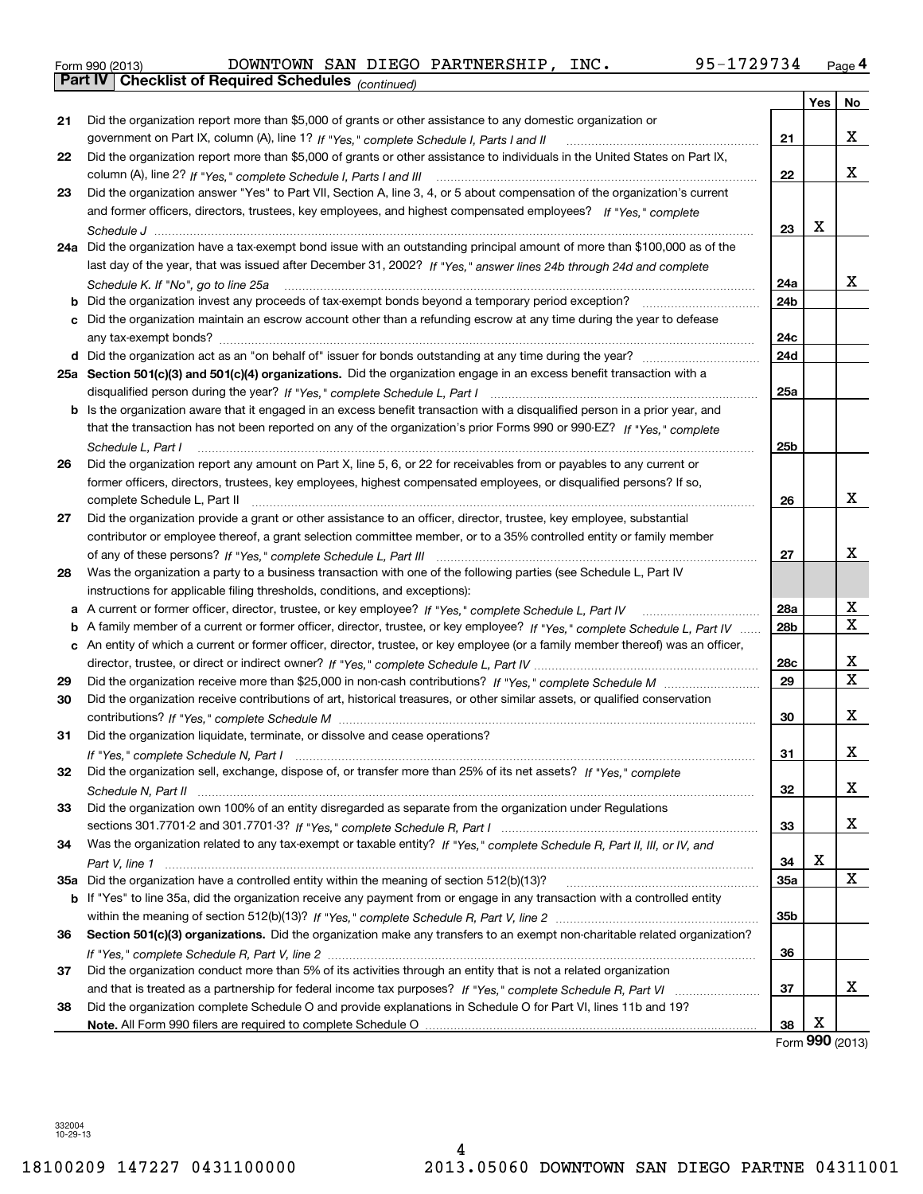Form 990 (2013) DOWNTOWN SAN DIEGO PARTNERSHIP, INC. 95-1729734 Page 4

**Part IV Checklist of Required Schedules** *(continued)*

| | | | Yes | No |
|---|---|---|---|---|
| 21 | Did the organization report more than $5,000 of grants or other assistance to any domestic organization or government on Part IX, column (A), line 1? *If "Yes," complete Schedule I, Parts I and II* | 21 | | X |
| 22 | Did the organization report more than $5,000 of grants or other assistance to individuals in the United States on Part IX, column (A), line 2? *If "Yes," complete Schedule I, Parts I and III* | 22 | | X |
| 23 | Did the organization answer "Yes" to Part VII, Section A, line 3, 4, or 5 about compensation of the organization's current and former officers, directors, trustees, key employees, and highest compensated employees? *If "Yes," complete Schedule J* | 23 | X | |
| 24a | Did the organization have a tax-exempt bond issue with an outstanding principal amount of more than $100,000 as of the last day of the year, that was issued after December 31, 2002? *If "Yes," answer lines 24b through 24d and complete Schedule K. If "No", go to line 25a* | 24a | | X |
| b | Did the organization invest any proceeds of tax-exempt bonds beyond a temporary period exception? | 24b | | |
| c | Did the organization maintain an escrow account other than a refunding escrow at any time during the year to defease any tax-exempt bonds? | 24c | | |
| d | Did the organization act as an "on behalf of" issuer for bonds outstanding at any time during the year? | 24d | | |
| 25a | **Section 501(c)(3) and 501(c)(4) organizations.** Did the organization engage in an excess benefit transaction with a disqualified person during the year? *If "Yes," complete Schedule L, Part I* | 25a | | |
| b | Is the organization aware that it engaged in an excess benefit transaction with a disqualified person in a prior year, and that the transaction has not been reported on any of the organization's prior Forms 990 or 990-EZ? *If "Yes," complete Schedule L, Part I* | 25b | | |
| 26 | Did the organization report any amount on Part X, line 5, 6, or 22 for receivables from or payables to any current or former officers, directors, trustees, key employees, highest compensated employees, or disqualified persons? If so, complete Schedule L, Part II | 26 | | X |
| 27 | Did the organization provide a grant or other assistance to an officer, director, trustee, key employee, substantial contributor or employee thereof, a grant selection committee member, or to a 35% controlled entity or family member of any of these persons? *If "Yes," complete Schedule L, Part III* | 27 | | X |
| 28 | Was the organization a party to a business transaction with one of the following parties (see Schedule L, Part IV instructions for applicable filing thresholds, conditions, and exceptions): | | | |
| a | A current or former officer, director, trustee, or key employee? *If "Yes," complete Schedule L, Part IV* | 28a | | X |
| b | A family member of a current or former officer, director, trustee, or key employee? *If "Yes," complete Schedule L, Part IV* | 28b | | X |
| c | An entity of which a current or former officer, director, trustee, or key employee (or a family member thereof) was an officer, director, trustee, or direct or indirect owner? *If "Yes," complete Schedule L, Part IV* | 28c | | X |
| 29 | Did the organization receive more than $25,000 in non-cash contributions? *If "Yes," complete Schedule M* | 29 | | X |
| 30 | Did the organization receive contributions of art, historical treasures, or other similar assets, or qualified conservation contributions? *If "Yes," complete Schedule M* | 30 | | X |
| 31 | Did the organization liquidate, terminate, or dissolve and cease operations? *If "Yes," complete Schedule N, Part I* | 31 | | X |
| 32 | Did the organization sell, exchange, dispose of, or transfer more than 25% of its net assets? *If "Yes," complete Schedule N, Part II* | 32 | | X |
| 33 | Did the organization own 100% of an entity disregarded as separate from the organization under Regulations sections 301.7701-2 and 301.7701-3? *If "Yes," complete Schedule R, Part I* | 33 | | X |
| 34 | Was the organization related to any tax-exempt or taxable entity? *If "Yes," complete Schedule R, Part II, III, or IV, and Part V, line 1* | 34 | X | |
| 35a | Did the organization have a controlled entity within the meaning of section 512(b)(13)? | 35a | | X |
| b | If "Yes" to line 35a, did the organization receive any payment from or engage in any transaction with a controlled entity within the meaning of section 512(b)(13)? *If "Yes," complete Schedule R, Part V, line 2* | 35b | | |
| 36 | **Section 501(c)(3) organizations.** Did the organization make any transfers to an exempt non-charitable related organization? *If "Yes," complete Schedule R, Part V, line 2* | 36 | | |
| 37 | Did the organization conduct more than 5% of its activities through an entity that is not a related organization and that is treated as a partnership for federal income tax purposes? *If "Yes," complete Schedule R, Part VI* | 37 | | X |
| 38 | Did the organization complete Schedule O and provide explanations in Schedule O for Part VI, lines 11b and 19? **Note.** All Form 990 filers are required to complete Schedule O | 38 | X | |

Form **990** (2013)

332004 10-29-13

18100209 147227 0431100000 2013.05060 DOWNTOWN SAN DIEGO PARTNE 04311001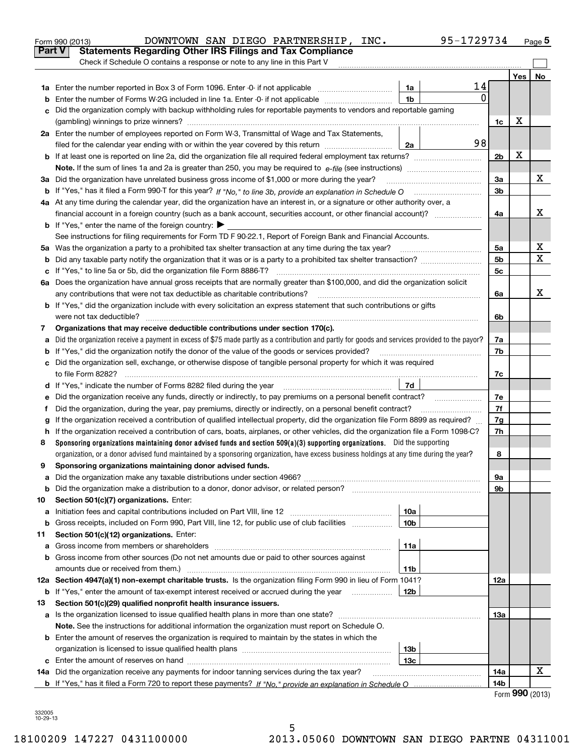Form 990 (2013) DOWNTOWN SAN DIEGO PARTNERSHIP, INC. 95-1729734 Page 5

## Part V Statements Regarding Other IRS Filings and Tax Compliance

Check if Schedule O contains a response or note to any line in this Part V

| | | | | | Yes | No |
|---|---|---|---|---|---|---|
| 1a | Enter the number reported in Box 3 of Form 1096. Enter -0- if not applicable | 1a | 14 | | | |
| b | Enter the number of Forms W-2G included in line 1a. Enter -0- if not applicable | 1b | 0 | | | |
| c | Did the organization comply with backup withholding rules for reportable payments to vendors and reportable gaming (gambling) winnings to prize winners? | | | 1c | X | |
| 2a | Enter the number of employees reported on Form W-3, Transmittal of Wage and Tax Statements, filed for the calendar year ending with or within the year covered by this return | 2a | 98 | | | |
| b | If at least one is reported on line 2a, did the organization file all required federal employment tax returns? | | | 2b | X | |
| | **Note.** If the sum of lines 1a and 2a is greater than 250, you may be required to *e-file* (see instructions) | | | | | |
| 3a | Did the organization have unrelated business gross income of $1,000 or more during the year? | | | 3a | | X |
| b | If "Yes," has it filed a Form 990-T for this year? *If "No," to line 3b, provide an explanation in Schedule O* | | | 3b | | |
| 4a | At any time during the calendar year, did the organization have an interest in, or a signature or other authority over, a financial account in a foreign country (such as a bank account, securities account, or other financial account)? | | | 4a | | X |
| b | If "Yes," enter the name of the foreign country: ▶ | | | | | |
| | See instructions for filing requirements for Form TD F 90-22.1, Report of Foreign Bank and Financial Accounts. | | | | | |
| 5a | Was the organization a party to a prohibited tax shelter transaction at any time during the tax year? | | | 5a | | X |
| b | Did any taxable party notify the organization that it was or is a party to a prohibited tax shelter transaction? | | | 5b | | X |
| c | If "Yes," to line 5a or 5b, did the organization file Form 8886-T? | | | 5c | | |
| 6a | Does the organization have annual gross receipts that are normally greater than $100,000, and did the organization solicit any contributions that were not tax deductible as charitable contributions? | | | 6a | | X |
| b | If "Yes," did the organization include with every solicitation an express statement that such contributions or gifts were not tax deductible? | | | 6b | | |
| 7 | **Organizations that may receive deductible contributions under section 170(c).** | | | | | |
| a | Did the organization receive a payment in excess of $75 made partly as a contribution and partly for goods and services provided to the payor? | | | 7a | | |
| b | If "Yes," did the organization notify the donor of the value of the goods or services provided? | | | 7b | | |
| c | Did the organization sell, exchange, or otherwise dispose of tangible personal property for which it was required to file Form 8282? | | | 7c | | |
| d | If "Yes," indicate the number of Forms 8282 filed during the year | 7d | | | | |
| e | Did the organization receive any funds, directly or indirectly, to pay premiums on a personal benefit contract? | | | 7e | | |
| f | Did the organization, during the year, pay premiums, directly or indirectly, on a personal benefit contract? | | | 7f | | |
| g | If the organization received a contribution of qualified intellectual property, did the organization file Form 8899 as required? | | | 7g | | |
| h | If the organization received a contribution of cars, boats, airplanes, or other vehicles, did the organization file a Form 1098-C? | | | 7h | | |
| 8 | **Sponsoring organizations maintaining donor advised funds and section 509(a)(3) supporting organizations.** Did the supporting organization, or a donor advised fund maintained by a sponsoring organization, have excess business holdings at any time during the year? | | | 8 | | |
| 9 | **Sponsoring organizations maintaining donor advised funds.** | | | | | |
| a | Did the organization make any taxable distributions under section 4966? | | | 9a | | |
| b | Did the organization make a distribution to a donor, donor advisor, or related person? | | | 9b | | |
| 10 | **Section 501(c)(7) organizations.** Enter: | | | | | |
| a | Initiation fees and capital contributions included on Part VIII, line 12 | 10a | | | | |
| b | Gross receipts, included on Form 990, Part VIII, line 12, for public use of club facilities | 10b | | | | |
| 11 | **Section 501(c)(12) organizations.** Enter: | | | | | |
| a | Gross income from members or shareholders | 11a | | | | |
| b | Gross income from other sources (Do not net amounts due or paid to other sources against amounts due or received from them.) | 11b | | | | |
| 12a | **Section 4947(a)(1) non-exempt charitable trusts.** Is the organization filing Form 990 in lieu of Form 1041? | | | 12a | | |
| b | If "Yes," enter the amount of tax-exempt interest received or accrued during the year | 12b | | | | |
| 13 | **Section 501(c)(29) qualified nonprofit health insurance issuers.** | | | | | |
| a | Is the organization licensed to issue qualified health plans in more than one state? | | | 13a | | |
| | **Note.** See the instructions for additional information the organization must report on Schedule O. | | | | | |
| b | Enter the amount of reserves the organization is required to maintain by the states in which the organization is licensed to issue qualified health plans | 13b | | | | |
| c | Enter the amount of reserves on hand | 13c | | | | |
| 14a | Did the organization receive any payments for indoor tanning services during the tax year? | | | 14a | | X |
| b | If "Yes," has it filed a Form 720 to report these payments? *If "No," provide an explanation in Schedule O* | | | 14b | | |

Form **990** (2013)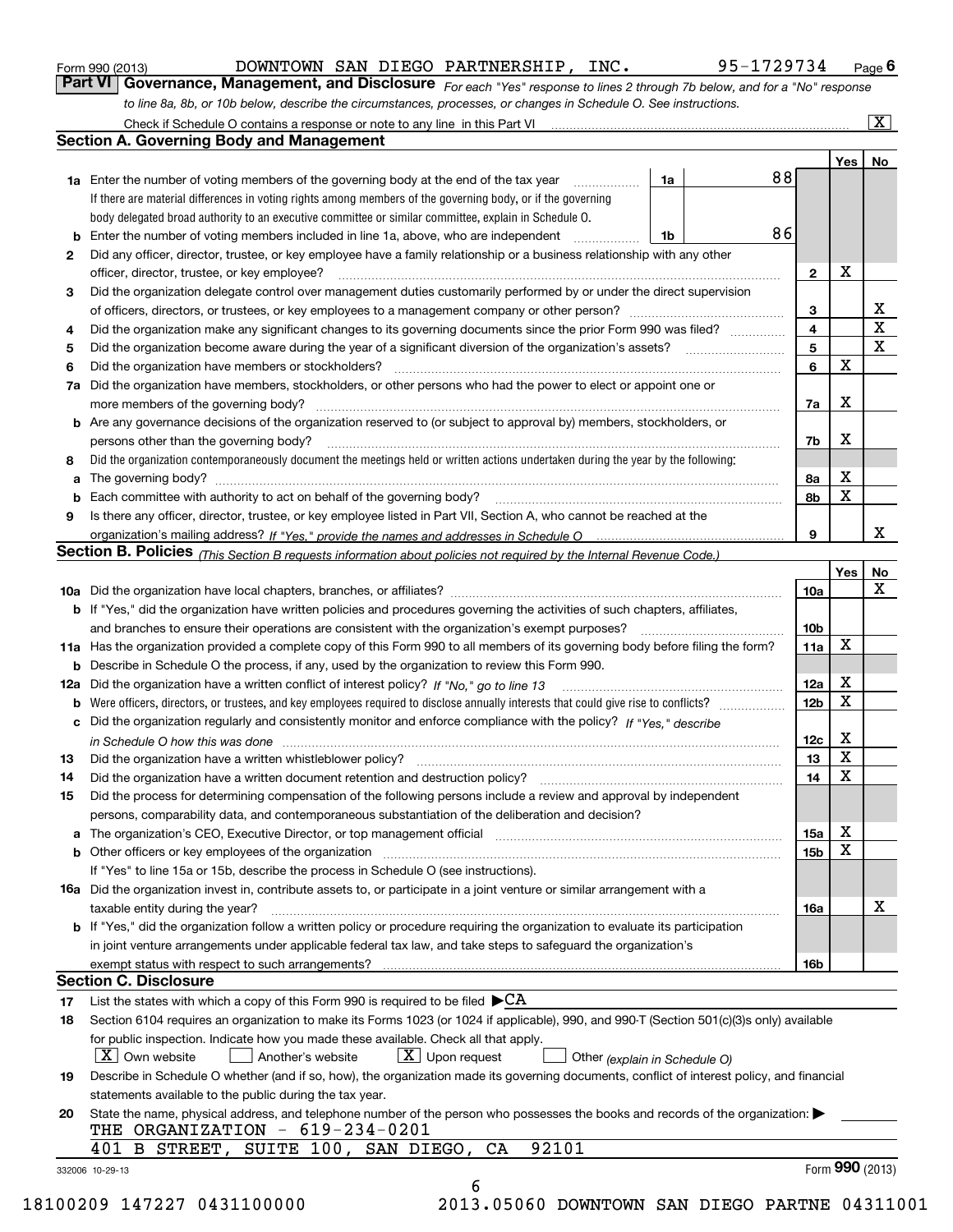Form 990 (2013) DOWNTOWN SAN DIEGO PARTNERSHIP, INC. 95-1729734 Page 6

## Part VI Governance, Management, and Disclosure

*For each "Yes" response to lines 2 through 7b below, and for a "No" response to line 8a, 8b, or 10b below, describe the circumstances, processes, or changes in Schedule O. See instructions.*

Check if Schedule O contains a response or note to any line in this Part VI [X]

### Section A. Governing Body and Management

| | | | | Yes | No |
|---|---|---|---|---|---|
| **1a** | Enter the number of voting members of the governing body at the end of the tax year. If there are material differences in voting rights among members of the governing body, or if the governing body delegated broad authority to an executive committee or similar committee, explain in Schedule O. | 1a | 88 | | |
| **b** | Enter the number of voting members included in line 1a, above, who are independent | 1b | 86 | | |
| **2** | Did any officer, director, trustee, or key employee have a family relationship or a business relationship with any other officer, director, trustee, or key employee? | 2 | | X | |
| **3** | Did the organization delegate control over management duties customarily performed by or under the direct supervision of officers, directors, or trustees, or key employees to a management company or other person? | 3 | | | X |
| **4** | Did the organization make any significant changes to its governing documents since the prior Form 990 was filed? | 4 | | | X |
| **5** | Did the organization become aware during the year of a significant diversion of the organization's assets? | 5 | | | X |
| **6** | Did the organization have members or stockholders? | 6 | | X | |
| **7a** | Did the organization have members, stockholders, or other persons who had the power to elect or appoint one or more members of the governing body? | 7a | | X | |
| **b** | Are any governance decisions of the organization reserved to (or subject to approval by) members, stockholders, or persons other than the governing body? | 7b | | X | |
| **8** | Did the organization contemporaneously document the meetings held or written actions undertaken during the year by the following: | | | | |
| **a** | The governing body? | 8a | | X | |
| **b** | Each committee with authority to act on behalf of the governing body? | 8b | | X | |
| **9** | Is there any officer, director, trustee, or key employee listed in Part VII, Section A, who cannot be reached at the organization's mailing address? *If "Yes," provide the names and addresses in Schedule O* | 9 | | | X |

### Section B. Policies *(This Section B requests information about policies not required by the Internal Revenue Code.)*

| | | | Yes | No |
|---|---|---|---|---|
| **10a** | Did the organization have local chapters, branches, or affiliates? | 10a | | X |
| **b** | If "Yes," did the organization have written policies and procedures governing the activities of such chapters, affiliates, and branches to ensure their operations are consistent with the organization's exempt purposes? | 10b | | |
| **11a** | Has the organization provided a complete copy of this Form 990 to all members of its governing body before filing the form? | 11a | X | |
| **b** | Describe in Schedule O the process, if any, used by the organization to review this Form 990. | | | |
| **12a** | Did the organization have a written conflict of interest policy? *If "No," go to line 13* | 12a | X | |
| **b** | Were officers, directors, or trustees, and key employees required to disclose annually interests that could give rise to conflicts? | 12b | X | |
| **c** | Did the organization regularly and consistently monitor and enforce compliance with the policy? *If "Yes," describe in Schedule O how this was done* | 12c | X | |
| **13** | Did the organization have a written whistleblower policy? | 13 | X | |
| **14** | Did the organization have a written document retention and destruction policy? | 14 | X | |
| **15** | Did the process for determining compensation of the following persons include a review and approval by independent persons, comparability data, and contemporaneous substantiation of the deliberation and decision? | | | |
| **a** | The organization's CEO, Executive Director, or top management official | 15a | X | |
| **b** | Other officers or key employees of the organization. If "Yes" to line 15a or 15b, describe the process in Schedule O (see instructions). | 15b | X | |
| **16a** | Did the organization invest in, contribute assets to, or participate in a joint venture or similar arrangement with a taxable entity during the year? | 16a | | X |
| **b** | If "Yes," did the organization follow a written policy or procedure requiring the organization to evaluate its participation in joint venture arrangements under applicable federal tax law, and take steps to safeguard the organization's exempt status with respect to such arrangements? | 16b | | |

### Section C. Disclosure

**17** List the states with which a copy of this Form 990 is required to be filed ▶CA

**18** Section 6104 requires an organization to make its Forms 1023 (or 1024 if applicable), 990, and 990-T (Section 501(c)(3)s only) available for public inspection. Indicate how you made these available. Check all that apply.

[X] Own website [ ] Another's website [X] Upon request [ ] Other *(explain in Schedule O)*

**19** Describe in Schedule O whether (and if so, how), the organization made its governing documents, conflict of interest policy, and financial statements available to the public during the tax year.

**20** State the name, physical address, and telephone number of the person who possesses the books and records of the organization: ▶

THE ORGANIZATION - 619-234-0201
401 B STREET, SUITE 100, SAN DIEGO, CA 92101

332006 10-29-13 Form 990 (2013)

18100209 147227 0431100000 2013.05060 DOWNTOWN SAN DIEGO PARTNE 04311001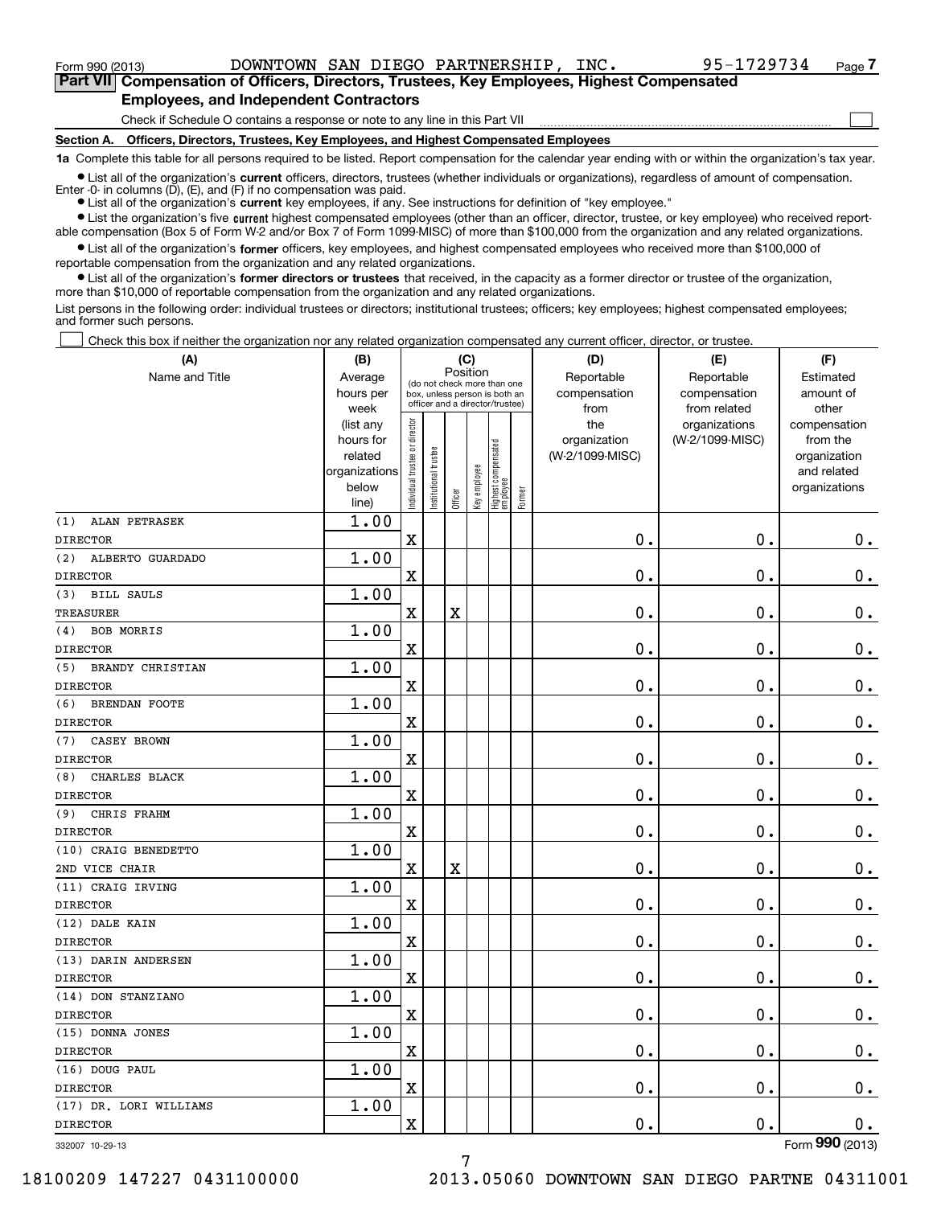Form 990 (2013) DOWNTOWN SAN DIEGO PARTNERSHIP, INC. 95-1729734 Page 7

## Part VII Compensation of Officers, Directors, Trustees, Key Employees, Highest Compensated Employees, and Independent Contractors

Check if Schedule O contains a response or note to any line in this Part VII ☐

### Section A. Officers, Directors, Trustees, Key Employees, and Highest Compensated Employees

**1a** Complete this table for all persons required to be listed. Report compensation for the calendar year ending with or within the organization's tax year.

● List all of the organization's **current** officers, directors, trustees (whether individuals or organizations), regardless of amount of compensation. Enter -0- in columns (D), (E), and (F) if no compensation was paid.

● List all of the organization's **current** key employees, if any. See instructions for definition of "key employee."

● List the organization's five **current** highest compensated employees (other than an officer, director, trustee, or key employee) who received reportable compensation (Box 5 of Form W-2 and/or Box 7 of Form 1099-MISC) of more than $100,000 from the organization and any related organizations.

● List all of the organization's **former** officers, key employees, and highest compensated employees who received more than $100,000 of reportable compensation from the organization and any related organizations.

● List all of the organization's **former directors or trustees** that received, in the capacity as a former director or trustee of the organization, more than $10,000 of reportable compensation from the organization and any related organizations.

List persons in the following order: individual trustees or directors; institutional trustees; officers; key employees; highest compensated employees; and former such persons.

☐ Check this box if neither the organization nor any related organization compensated any current officer, director, or trustee.

| (A) Name and Title | (B) Average hours per week (list any hours for related organizations below line) | (C) Position: Individual trustee or director | Institutional trustee | Officer | Key employee | Highest compensated employee | Former | (D) Reportable compensation from the organization (W-2/1099-MISC) | (E) Reportable compensation from related organizations (W-2/1099-MISC) | (F) Estimated amount of other compensation from the organization and related organizations |
|---|---|---|---|---|---|---|---|---|---|---|
| (1) ALAN PETRASEK<br>DIRECTOR | 1.00 | X | | | | | | 0. | 0. | 0. |
| (2) ALBERTO GUARDADO<br>DIRECTOR | 1.00 | X | | | | | | 0. | 0. | 0. |
| (3) BILL SAULS<br>TREASURER | 1.00 | X | | X | | | | 0. | 0. | 0. |
| (4) BOB MORRIS<br>DIRECTOR | 1.00 | X | | | | | | 0. | 0. | 0. |
| (5) BRANDY CHRISTIAN<br>DIRECTOR | 1.00 | X | | | | | | 0. | 0. | 0. |
| (6) BRENDAN FOOTE<br>DIRECTOR | 1.00 | X | | | | | | 0. | 0. | 0. |
| (7) CASEY BROWN<br>DIRECTOR | 1.00 | X | | | | | | 0. | 0. | 0. |
| (8) CHARLES BLACK<br>DIRECTOR | 1.00 | X | | | | | | 0. | 0. | 0. |
| (9) CHRIS FRAHM<br>DIRECTOR | 1.00 | X | | | | | | 0. | 0. | 0. |
| (10) CRAIG BENEDETTO<br>2ND VICE CHAIR | 1.00 | X | | X | | | | 0. | 0. | 0. |
| (11) CRAIG IRVING<br>DIRECTOR | 1.00 | X | | | | | | 0. | 0. | 0. |
| (12) DALE KAIN<br>DIRECTOR | 1.00 | X | | | | | | 0. | 0. | 0. |
| (13) DARIN ANDERSEN<br>DIRECTOR | 1.00 | X | | | | | | 0. | 0. | 0. |
| (14) DON STANZIANO<br>DIRECTOR | 1.00 | X | | | | | | 0. | 0. | 0. |
| (15) DONNA JONES<br>DIRECTOR | 1.00 | X | | | | | | 0. | 0. | 0. |
| (16) DOUG PAUL<br>DIRECTOR | 1.00 | X | | | | | | 0. | 0. | 0. |
| (17) DR. LORI WILLIAMS<br>DIRECTOR | 1.00 | X | | | | | | 0. | 0. | 0. |

332007 10-29-13 Form 990 (2013)

18100209 147227 0431100000 2013.05060 DOWNTOWN SAN DIEGO PARTNE 04311001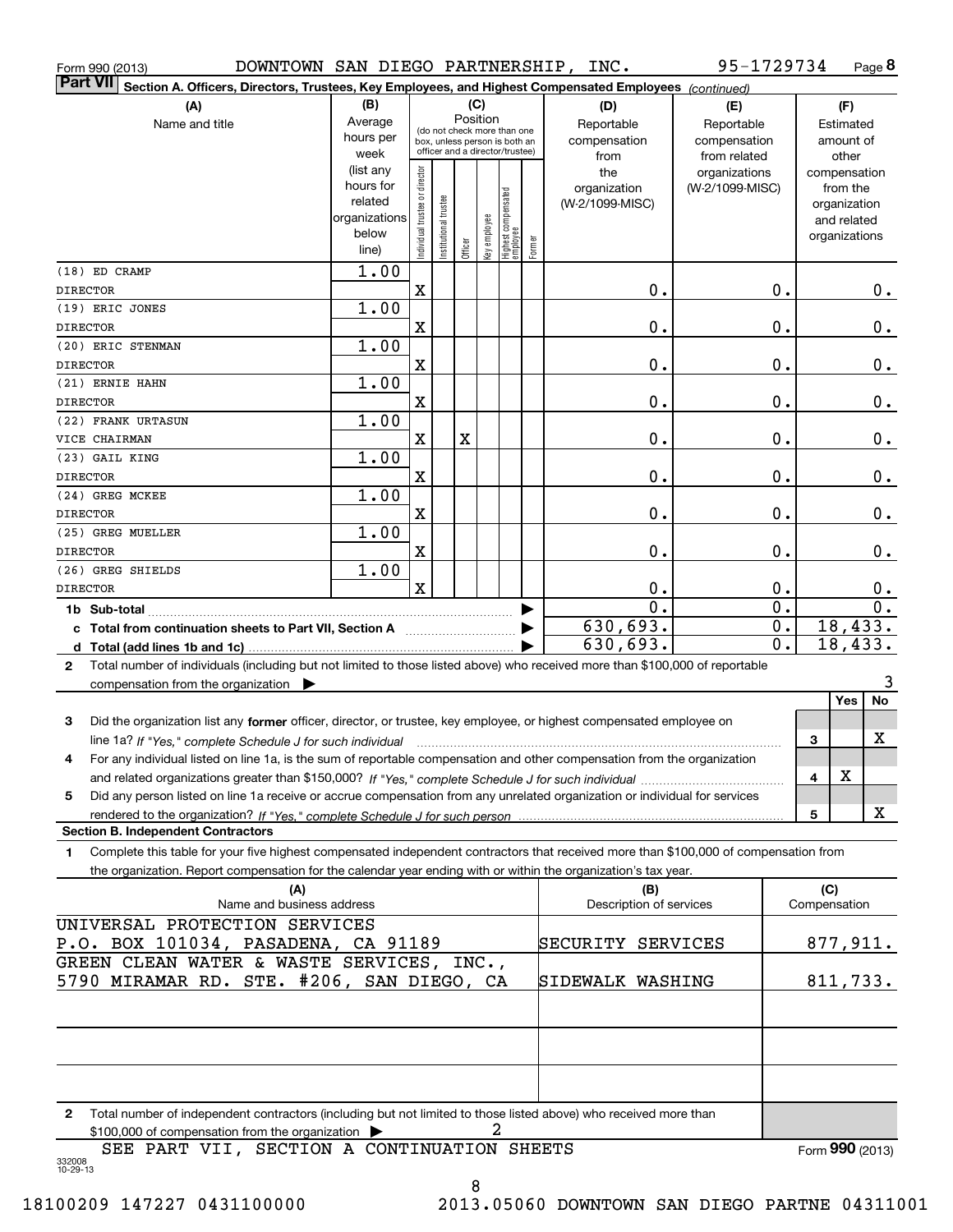Form 990 (2013) DOWNTOWN SAN DIEGO PARTNERSHIP, INC. 95-1729734 Page 8

**Part VII Section A. Officers, Directors, Trustees, Key Employees, and Highest Compensated Employees** *(continued)*

| (A) Name and title | (B) Average hours per week (list any hours for related organizations below line) | (C) Position: Individual trustee or director | Institutional trustee | Officer | Key employee | Highest compensated employee | Former | (D) Reportable compensation from the organization (W-2/1099-MISC) | (E) Reportable compensation from related organizations (W-2/1099-MISC) | (F) Estimated amount of other compensation from the organization and related organizations |
|---|---|---|---|---|---|---|---|---|---|---|
| (18) ED CRAMP<br>DIRECTOR | 1.00 | X | | | | | | 0. | 0. | 0. |
| (19) ERIC JONES<br>DIRECTOR | 1.00 | X | | | | | | 0. | 0. | 0. |
| (20) ERIC STENMAN<br>DIRECTOR | 1.00 | X | | | | | | 0. | 0. | 0. |
| (21) ERNIE HAHN<br>DIRECTOR | 1.00 | X | | | | | | 0. | 0. | 0. |
| (22) FRANK URTASUN<br>VICE CHAIRMAN | 1.00 | X | | X | | | | 0. | 0. | 0. |
| (23) GAIL KING<br>DIRECTOR | 1.00 | X | | | | | | 0. | 0. | 0. |
| (24) GREG MCKEE<br>DIRECTOR | 1.00 | X | | | | | | 0. | 0. | 0. |
| (25) GREG MUELLER<br>DIRECTOR | 1.00 | X | | | | | | 0. | 0. | 0. |
| (26) GREG SHIELDS<br>DIRECTOR | 1.00 | X | | | | | | 0. | 0. | 0. |
| **1b Sub-total** | | | | | | | | 0. | 0. | 0. |
| **c Total from continuation sheets to Part VII, Section A** | | | | | | | | 630,693. | 0. | 18,433. |
| **d Total (add lines 1b and 1c)** | | | | | | | | 630,693. | 0. | 18,433. |

**2** Total number of individuals (including but not limited to those listed above) who received more than $100,000 of reportable compensation from the organization ▶ 3

| | | | Yes | No |
|---|---|---|---|---|
| **3** | Did the organization list any **former** officer, director, or trustee, key employee, or highest compensated employee on line 1a? *If "Yes," complete Schedule J for such individual* | 3 | | X |
| **4** | For any individual listed on line 1a, is the sum of reportable compensation and other compensation from the organization and related organizations greater than $150,000? *If "Yes," complete Schedule J for such individual* | 4 | X | |
| **5** | Did any person listed on line 1a receive or accrue compensation from any unrelated organization or individual for services rendered to the organization? *If "Yes," complete Schedule J for such person* | 5 | | X |

**Section B. Independent Contractors**

**1** Complete this table for your five highest compensated independent contractors that received more than $100,000 of compensation from the organization. Report compensation for the calendar year ending with or within the organization's tax year.

| (A) Name and business address | (B) Description of services | (C) Compensation |
|---|---|---|
| UNIVERSAL PROTECTION SERVICES<br>P.O. BOX 101034, PASADENA, CA 91189 | SECURITY SERVICES | 877,911. |
| GREEN CLEAN WATER & WASTE SERVICES, INC.,<br>5790 MIRAMAR RD. STE. #206, SAN DIEGO, CA | SIDEWALK WASHING | 811,733. |
| | | |
| | | |
| | | |

**2** Total number of independent contractors (including but not limited to those listed above) who received more than $100,000 of compensation from the organization ▶ 2

SEE PART VII, SECTION A CONTINUATION SHEETS

Form **990** (2013)

332008 10-29-13

18100209 147227 0431100000 2013.05060 DOWNTOWN SAN DIEGO PARTNE 04311001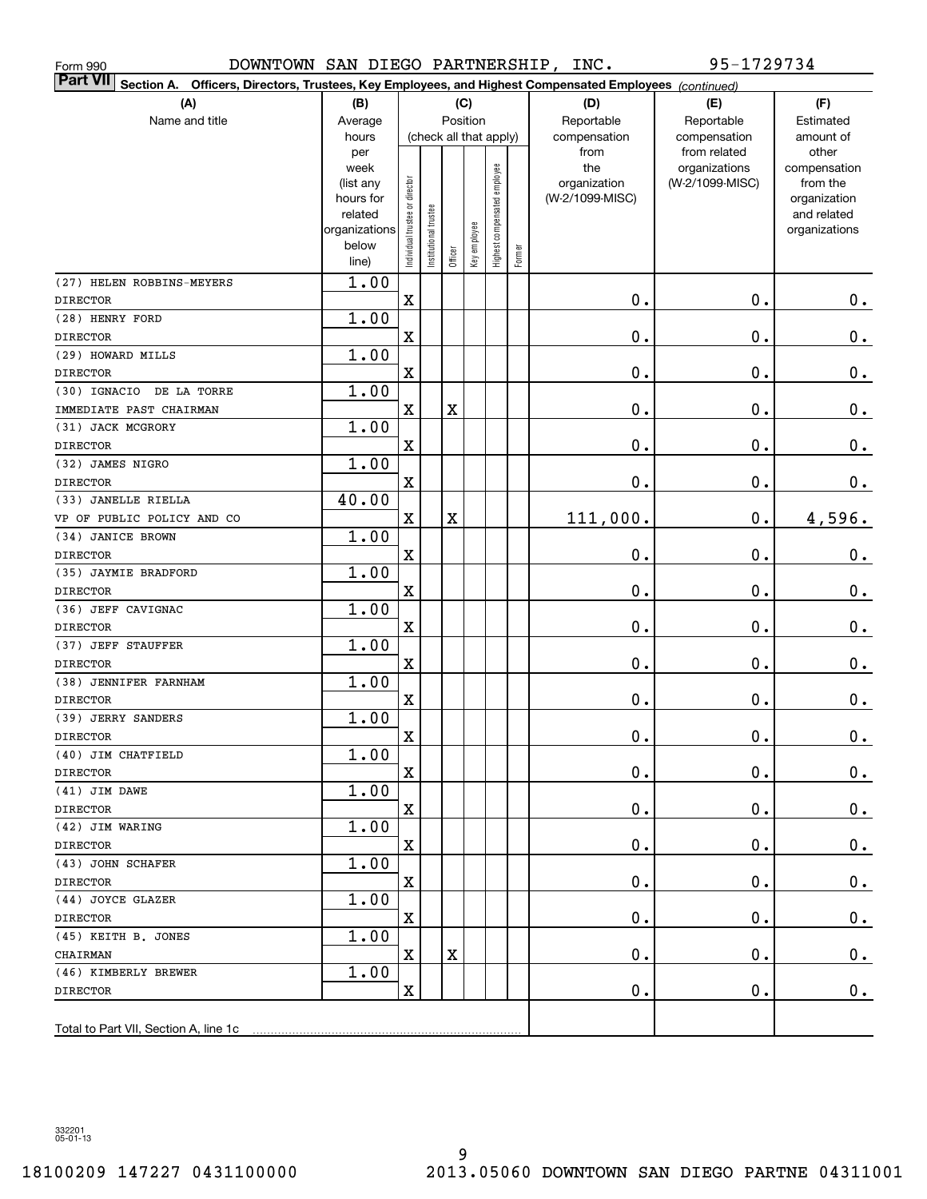Form 990 DOWNTOWN SAN DIEGO PARTNERSHIP, INC. 95-1729734

**Part VII** Section A. Officers, Directors, Trustees, Key Employees, and Highest Compensated Employees *(continued)*

| (A) Name and title | (B) Average hours per week (list any hours for related organizations below line) | (C) Position: Individual trustee or director | Institutional trustee | Officer | Key employee | Highest compensated employee | Former | (D) Reportable compensation from the organization (W-2/1099-MISC) | (E) Reportable compensation from related organizations (W-2/1099-MISC) | (F) Estimated amount of other compensation from the organization and related organizations |
|---|---|---|---|---|---|---|---|---|---|---|
| (27) HELEN ROBBINS-MEYERS<br>DIRECTOR | 1.00 | X | | | | | | 0. | 0. | 0. |
| (28) HENRY FORD<br>DIRECTOR | 1.00 | X | | | | | | 0. | 0. | 0. |
| (29) HOWARD MILLS<br>DIRECTOR | 1.00 | X | | | | | | 0. | 0. | 0. |
| (30) IGNACIO DE LA TORRE<br>IMMEDIATE PAST CHAIRMAN | 1.00 | X | | X | | | | 0. | 0. | 0. |
| (31) JACK MCGRORY<br>DIRECTOR | 1.00 | X | | | | | | 0. | 0. | 0. |
| (32) JAMES NIGRO<br>DIRECTOR | 1.00 | X | | | | | | 0. | 0. | 0. |
| (33) JANELLE RIELLA<br>VP OF PUBLIC POLICY AND CO | 40.00 | X | | X | | | | 111,000. | 0. | 4,596. |
| (34) JANICE BROWN<br>DIRECTOR | 1.00 | X | | | | | | 0. | 0. | 0. |
| (35) JAYMIE BRADFORD<br>DIRECTOR | 1.00 | X | | | | | | 0. | 0. | 0. |
| (36) JEFF CAVIGNAC<br>DIRECTOR | 1.00 | X | | | | | | 0. | 0. | 0. |
| (37) JEFF STAUFFER<br>DIRECTOR | 1.00 | X | | | | | | 0. | 0. | 0. |
| (38) JENNIFER FARNHAM<br>DIRECTOR | 1.00 | X | | | | | | 0. | 0. | 0. |
| (39) JERRY SANDERS<br>DIRECTOR | 1.00 | X | | | | | | 0. | 0. | 0. |
| (40) JIM CHATFIELD<br>DIRECTOR | 1.00 | X | | | | | | 0. | 0. | 0. |
| (41) JIM DAWE<br>DIRECTOR | 1.00 | X | | | | | | 0. | 0. | 0. |
| (42) JIM WARING<br>DIRECTOR | 1.00 | X | | | | | | 0. | 0. | 0. |
| (43) JOHN SCHAFER<br>DIRECTOR | 1.00 | X | | | | | | 0. | 0. | 0. |
| (44) JOYCE GLAZER<br>DIRECTOR | 1.00 | X | | | | | | 0. | 0. | 0. |
| (45) KEITH B. JONES<br>CHAIRMAN | 1.00 | X | | X | | | | 0. | 0. | 0. |
| (46) KIMBERLY BREWER<br>DIRECTOR | 1.00 | X | | | | | | 0. | 0. | 0. |
| Total to Part VII, Section A, line 1c | | | | | | | | | | |

332201 05-01-13

18100209 147227 0431100000 2013.05060 DOWNTOWN SAN DIEGO PARTNE 04311001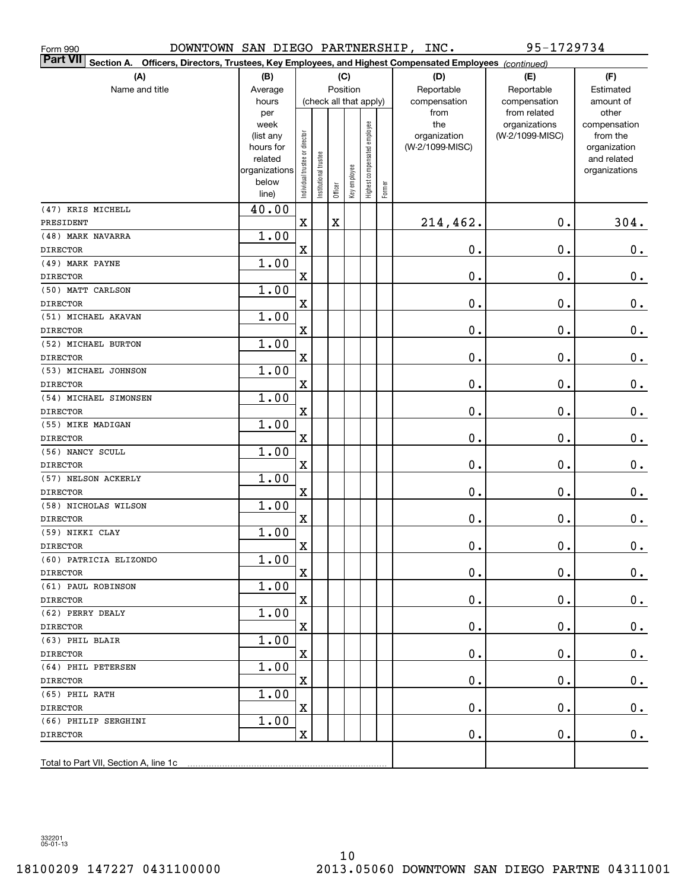Form 990 DOWNTOWN SAN DIEGO PARTNERSHIP, INC. 95-1729734

**Part VII Section A. Officers, Directors, Trustees, Key Employees, and Highest Compensated Employees** *(continued)*

| (A) Name and title | (B) Average hours per week (list any hours for related organizations below line) | (C) Position (check all that apply): Individual trustee or director | Institutional trustee | Officer | Key employee | Highest compensated employee | Former | (D) Reportable compensation from the organization (W-2/1099-MISC) | (E) Reportable compensation from related organizations (W-2/1099-MISC) | (F) Estimated amount of other compensation from the organization and related organizations |
|---|---|---|---|---|---|---|---|---|---|---|
| (47) KRIS MICHELL<br>PRESIDENT | 40.00 | X | | X | | | | 214,462. | 0. | 304. |
| (48) MARK NAVARRA<br>DIRECTOR | 1.00 | X | | | | | | 0. | 0. | 0. |
| (49) MARK PAYNE<br>DIRECTOR | 1.00 | X | | | | | | 0. | 0. | 0. |
| (50) MATT CARLSON<br>DIRECTOR | 1.00 | X | | | | | | 0. | 0. | 0. |
| (51) MICHAEL AKAVAN<br>DIRECTOR | 1.00 | X | | | | | | 0. | 0. | 0. |
| (52) MICHAEL BURTON<br>DIRECTOR | 1.00 | X | | | | | | 0. | 0. | 0. |
| (53) MICHAEL JOHNSON<br>DIRECTOR | 1.00 | X | | | | | | 0. | 0. | 0. |
| (54) MICHAEL SIMONSEN<br>DIRECTOR | 1.00 | X | | | | | | 0. | 0. | 0. |
| (55) MIKE MADIGAN<br>DIRECTOR | 1.00 | X | | | | | | 0. | 0. | 0. |
| (56) NANCY SCULL<br>DIRECTOR | 1.00 | X | | | | | | 0. | 0. | 0. |
| (57) NELSON ACKERLY<br>DIRECTOR | 1.00 | X | | | | | | 0. | 0. | 0. |
| (58) NICHOLAS WILSON<br>DIRECTOR | 1.00 | X | | | | | | 0. | 0. | 0. |
| (59) NIKKI CLAY<br>DIRECTOR | 1.00 | X | | | | | | 0. | 0. | 0. |
| (60) PATRICIA ELIZONDO<br>DIRECTOR | 1.00 | X | | | | | | 0. | 0. | 0. |
| (61) PAUL ROBINSON<br>DIRECTOR | 1.00 | X | | | | | | 0. | 0. | 0. |
| (62) PERRY DEALY<br>DIRECTOR | 1.00 | X | | | | | | 0. | 0. | 0. |
| (63) PHIL BLAIR<br>DIRECTOR | 1.00 | X | | | | | | 0. | 0. | 0. |
| (64) PHIL PETERSEN<br>DIRECTOR | 1.00 | X | | | | | | 0. | 0. | 0. |
| (65) PHIL RATH<br>DIRECTOR | 1.00 | X | | | | | | 0. | 0. | 0. |
| (66) PHILIP SERGHINI<br>DIRECTOR | 1.00 | X | | | | | | 0. | 0. | 0. |
| Total to Part VII, Section A, line 1c | | | | | | | | | | |

332201 05-01-13

18100209 147227 0431100000 2013.05060 DOWNTOWN SAN DIEGO PARTNE 04311001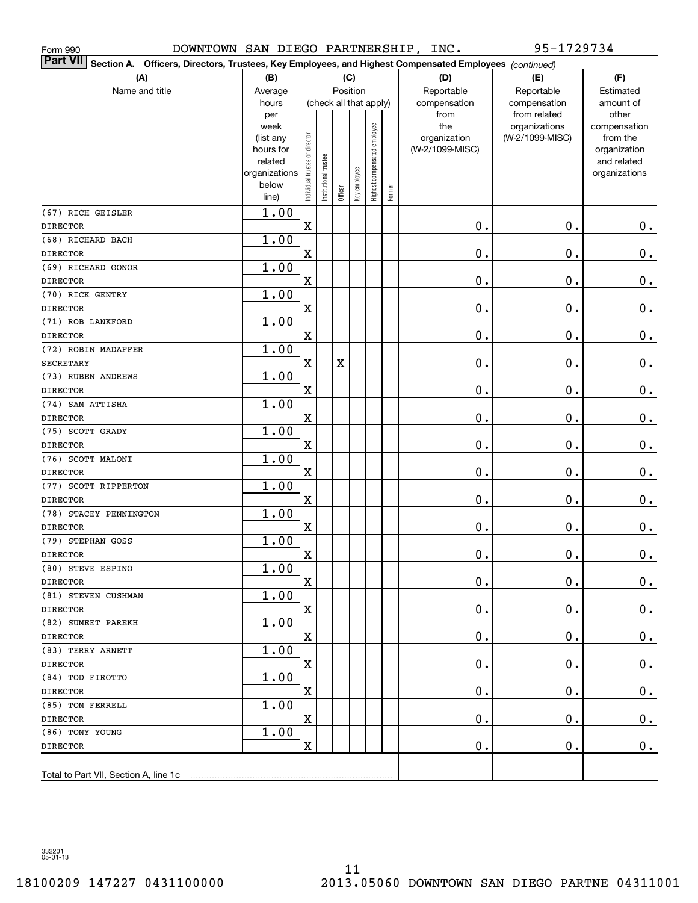Form 990 DOWNTOWN SAN DIEGO PARTNERSHIP, INC. 95-1729734

**Part VII Section A. Officers, Directors, Trustees, Key Employees, and Highest Compensated Employees** *(continued)*

| (A) Name and title | (B) Average hours per week (list any hours for related organizations below line) | (C) Position: Individual trustee or director | Institutional trustee | Officer | Key employee | Highest compensated employee | Former | (D) Reportable compensation from the organization (W-2/1099-MISC) | (E) Reportable compensation from related organizations (W-2/1099-MISC) | (F) Estimated amount of other compensation from the organization and related organizations |
|---|---|---|---|---|---|---|---|---|---|---|
| (67) RICH GEISLER<br>DIRECTOR | 1.00 | X | | | | | | 0. | 0. | 0. |
| (68) RICHARD BACH<br>DIRECTOR | 1.00 | X | | | | | | 0. | 0. | 0. |
| (69) RICHARD GONOR<br>DIRECTOR | 1.00 | X | | | | | | 0. | 0. | 0. |
| (70) RICK GENTRY<br>DIRECTOR | 1.00 | X | | | | | | 0. | 0. | 0. |
| (71) ROB LANKFORD<br>DIRECTOR | 1.00 | X | | | | | | 0. | 0. | 0. |
| (72) ROBIN MADAFFER<br>SECRETARY | 1.00 | X | | X | | | | 0. | 0. | 0. |
| (73) RUBEN ANDREWS<br>DIRECTOR | 1.00 | X | | | | | | 0. | 0. | 0. |
| (74) SAM ATTISHA<br>DIRECTOR | 1.00 | X | | | | | | 0. | 0. | 0. |
| (75) SCOTT GRADY<br>DIRECTOR | 1.00 | X | | | | | | 0. | 0. | 0. |
| (76) SCOTT MALONI<br>DIRECTOR | 1.00 | X | | | | | | 0. | 0. | 0. |
| (77) SCOTT RIPPERTON<br>DIRECTOR | 1.00 | X | | | | | | 0. | 0. | 0. |
| (78) STACEY PENNINGTON<br>DIRECTOR | 1.00 | X | | | | | | 0. | 0. | 0. |
| (79) STEPHAN GOSS<br>DIRECTOR | 1.00 | X | | | | | | 0. | 0. | 0. |
| (80) STEVE ESPINO<br>DIRECTOR | 1.00 | X | | | | | | 0. | 0. | 0. |
| (81) STEVEN CUSHMAN<br>DIRECTOR | 1.00 | X | | | | | | 0. | 0. | 0. |
| (82) SUMEET PAREKH<br>DIRECTOR | 1.00 | X | | | | | | 0. | 0. | 0. |
| (83) TERRY ARNETT<br>DIRECTOR | 1.00 | X | | | | | | 0. | 0. | 0. |
| (84) TOD FIROTTO<br>DIRECTOR | 1.00 | X | | | | | | 0. | 0. | 0. |
| (85) TOM FERRELL<br>DIRECTOR | 1.00 | X | | | | | | 0. | 0. | 0. |
| (86) TONY YOUNG<br>DIRECTOR | 1.00 | X | | | | | | 0. | 0. | 0. |
| Total to Part VII, Section A, line 1c | | | | | | | | | | |

332201 05-01-13

18100209 147227 0431100000 2013.05060 DOWNTOWN SAN DIEGO PARTNE 04311001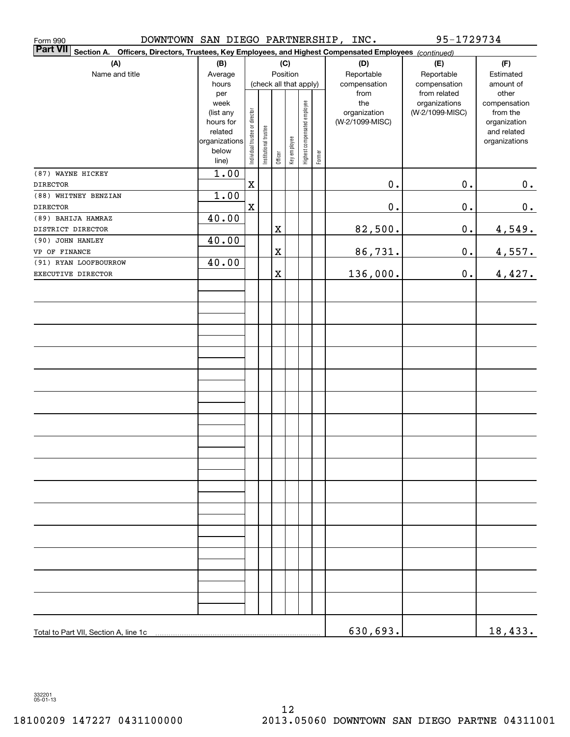Form 990 DOWNTOWN SAN DIEGO PARTNERSHIP, INC. 95-1729734

**Part VII** Section A. Officers, Directors, Trustees, Key Employees, and Highest Compensated Employees *(continued)*

| (A) Name and title | (B) Average hours per week (list any hours for related organizations below line) | (C) Position (check all that apply): Individual trustee or director | Institutional trustee | Officer | Key employee | Highest compensated employee | Former | (D) Reportable compensation from the organization (W-2/1099-MISC) | (E) Reportable compensation from related organizations (W-2/1099-MISC) | (F) Estimated amount of other compensation from the organization and related organizations |
|---|---|---|---|---|---|---|---|---|---|---|
| (87) WAYNE HICKEY<br>DIRECTOR | 1.00 | X | | | | | | 0. | 0. | 0. |
| (88) WHITNEY BENZIAN<br>DIRECTOR | 1.00 | X | | | | | | 0. | 0. | 0. |
| (89) BAHIJA HAMRAZ<br>DISTRICT DIRECTOR | 40.00 | | | X | | | | 82,500. | 0. | 4,549. |
| (90) JOHN HANLEY<br>VP OF FINANCE | 40.00 | | | X | | | | 86,731. | 0. | 4,557. |
| (91) RYAN LOOFBOURROW<br>EXECUTIVE DIRECTOR | 40.00 | | | X | | | | 136,000. | 0. | 4,427. |
| Total to Part VII, Section A, line 1c | | | | | | | | 630,693. | | 18,433. |

332201
05-01-13

18100209 147227 0431100000 2013.05060 DOWNTOWN SAN DIEGO PARTNE 04311001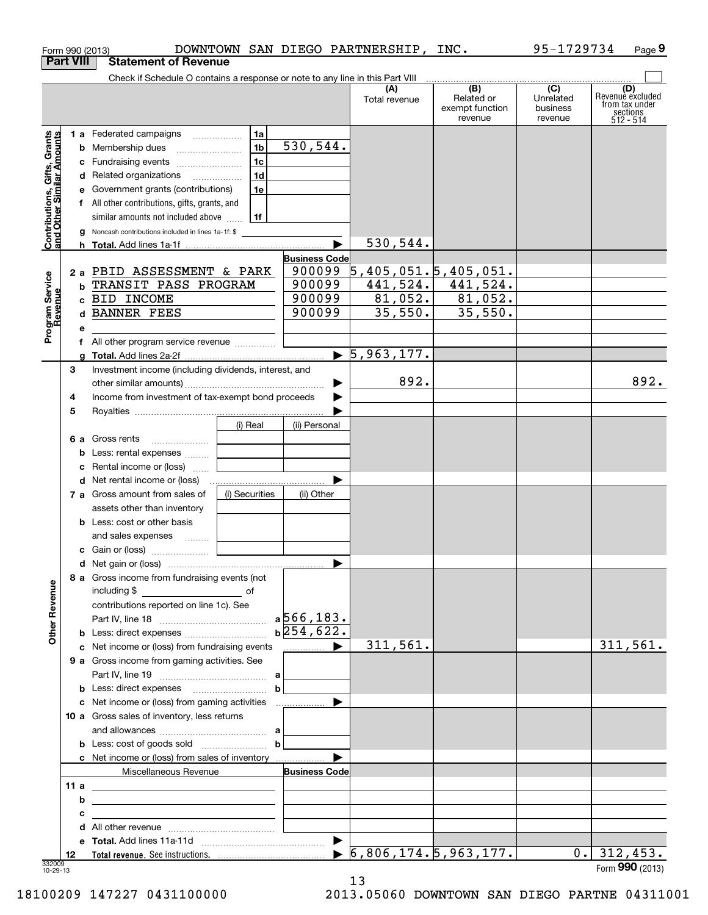Form 990 (2013) DOWNTOWN SAN DIEGO PARTNERSHIP, INC. 95-1729734 Page 9

**Part VIII Statement of Revenue**

Check if Schedule O contains a response or note to any line in this Part VIII

| | | | (A) Total revenue | (B) Related or exempt function revenue | (C) Unrelated business revenue | (D) Revenue excluded from tax under sections 512 - 514 |
|---|---|---|---|---|---|---|
| **Contributions, Gifts, Grants and Other Similar Amounts** | | | | | | |
| 1 a | Federated campaigns | 1a | | | | |
| b | Membership dues | 1b 530,544. | | | | |
| c | Fundraising events | 1c | | | | |
| d | Related organizations | 1d | | | | |
| e | Government grants (contributions) | 1e | | | | |
| f | All other contributions, gifts, grants, and similar amounts not included above | 1f | | | | |
| g | Noncash contributions included in lines 1a-1f: $ | | | | | |
| h | **Total.** Add lines 1a-1f | | 530,544. | | | |
| **Program Service Revenue** | | **Business Code** | | | | |
| 2 a | PBID ASSESSMENT & PARK | 900099 | 5,405,051. | 5,405,051. | | |
| b | TRANSIT PASS PROGRAM | 900099 | 441,524. | 441,524. | | |
| c | BID INCOME | 900099 | 81,052. | 81,052. | | |
| d | BANNER FEES | 900099 | 35,550. | 35,550. | | |
| e | | | | | | |
| f | All other program service revenue | | | | | |
| g | **Total.** Add lines 2a-2f | | 5,963,177. | | | |
| **Other Revenue** | | | | | | |
| 3 | Investment income (including dividends, interest, and other similar amounts) | | 892. | | | 892. |
| 4 | Income from investment of tax-exempt bond proceeds | | | | | |
| 5 | Royalties | | | | | |
| | | (i) Real / (ii) Personal | | | | |
| 6 a | Gross rents | | | | | |
| b | Less: rental expenses | | | | | |
| c | Rental income or (loss) | | | | | |
| d | Net rental income or (loss) | | | | | |
| | | (i) Securities / (ii) Other | | | | |
| 7 a | Gross amount from sales of assets other than inventory | | | | | |
| b | Less: cost or other basis and sales expenses | | | | | |
| c | Gain or (loss) | | | | | |
| d | Net gain or (loss) | | | | | |
| 8 a | Gross income from fundraising events (not including $ of contributions reported on line 1c). See Part IV, line 18 | a 566,183. | | | | |
| b | Less: direct expenses | b 254,622. | | | | |
| c | Net income or (loss) from fundraising events | | 311,561. | | | 311,561. |
| 9 a | Gross income from gaming activities. See Part IV, line 19 | a | | | | |
| b | Less: direct expenses | b | | | | |
| c | Net income or (loss) from gaming activities | | | | | |
| 10 a | Gross sales of inventory, less returns and allowances | a | | | | |
| b | Less: cost of goods sold | b | | | | |
| c | Net income or (loss) from sales of inventory | | | | | |
| | Miscellaneous Revenue | **Business Code** | | | | |
| 11 a | | | | | | |
| b | | | | | | |
| c | | | | | | |
| d | All other revenue | | | | | |
| e | **Total.** Add lines 11a-11d | | | | | |
| 12 | **Total revenue.** See instructions. | | 6,806,174. | 5,963,177. | 0. | 312,453. |

332009 10-29-13

Form **990** (2013)

18100209 147227 0431100000 2013.05060 DOWNTOWN SAN DIEGO PARTNE 04311001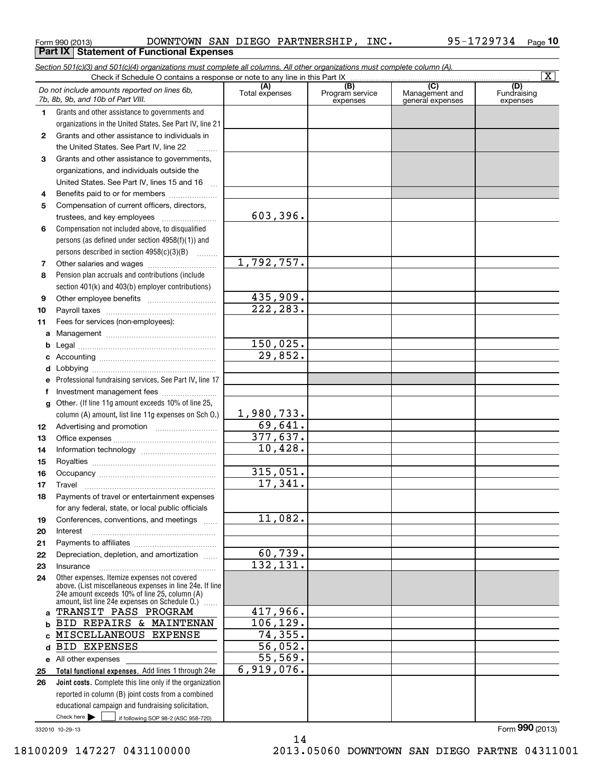Form 990 (2013) DOWNTOWN SAN DIEGO PARTNERSHIP, INC. 95-1729734 Page 10

## Part IX Statement of Functional Expenses

*Section 501(c)(3) and 501(c)(4) organizations must complete all columns. All other organizations must complete column (A).*

Check if Schedule O contains a response or note to any line in this Part IX [X]

| *Do not include amounts reported on lines 6b, 7b, 8b, 9b, and 10b of Part VIII.* | (A) Total expenses | (B) Program service expenses | (C) Management and general expenses | (D) Fundraising expenses |
|---|---|---|---|---|
| 1 Grants and other assistance to governments and organizations in the United States. See Part IV, line 21 | | | | |
| 2 Grants and other assistance to individuals in the United States. See Part IV, line 22 | | | | |
| 3 Grants and other assistance to governments, organizations, and individuals outside the United States. See Part IV, lines 15 and 16 | | | | |
| 4 Benefits paid to or for members | | | | |
| 5 Compensation of current officers, directors, trustees, and key employees | 603,396. | | | |
| 6 Compensation not included above, to disqualified persons (as defined under section 4958(f)(1)) and persons described in section 4958(c)(3)(B) | | | | |
| 7 Other salaries and wages | 1,792,757. | | | |
| 8 Pension plan accruals and contributions (include section 401(k) and 403(b) employer contributions) | | | | |
| 9 Other employee benefits | 435,909. | | | |
| 10 Payroll taxes | 222,283. | | | |
| 11 Fees for services (non-employees): | | | | |
| a Management | | | | |
| b Legal | 150,025. | | | |
| c Accounting | 29,852. | | | |
| d Lobbying | | | | |
| e Professional fundraising services. See Part IV, line 17 | | | | |
| f Investment management fees | | | | |
| g Other. (If line 11g amount exceeds 10% of line 25, column (A) amount, list line 11g expenses on Sch O.) | 1,980,733. | | | |
| 12 Advertising and promotion | 69,641. | | | |
| 13 Office expenses | 377,637. | | | |
| 14 Information technology | 10,428. | | | |
| 15 Royalties | | | | |
| 16 Occupancy | 315,051. | | | |
| 17 Travel | 17,341. | | | |
| 18 Payments of travel or entertainment expenses for any federal, state, or local public officials | | | | |
| 19 Conferences, conventions, and meetings | 11,082. | | | |
| 20 Interest | | | | |
| 21 Payments to affiliates | | | | |
| 22 Depreciation, depletion, and amortization | 60,739. | | | |
| 23 Insurance | 132,131. | | | |
| 24 Other expenses. Itemize expenses not covered above. (List miscellaneous expenses in line 24e. If line 24e amount exceeds 10% of line 25, column (A) amount, list line 24e expenses on Schedule O.) | | | | |
| a TRANSIT PASS PROGRAM | 417,966. | | | |
| b BID REPAIRS & MAINTENAN | 106,129. | | | |
| c MISCELLANEOUS EXPENSE | 74,355. | | | |
| d BID EXPENSES | 56,052. | | | |
| e All other expenses | 55,569. | | | |
| 25 **Total functional expenses.** Add lines 1 through 24e | 6,919,076. | | | |
| 26 **Joint costs.** Complete this line only if the organization reported in column (B) joint costs from a combined educational campaign and fundraising solicitation. Check here [ ] if following SOP 98-2 (ASC 958-720) | | | | |

332010 10-29-13 Form **990** (2013)

18100209 147227 0431100000 2013.05060 DOWNTOWN SAN DIEGO PARTNE 04311001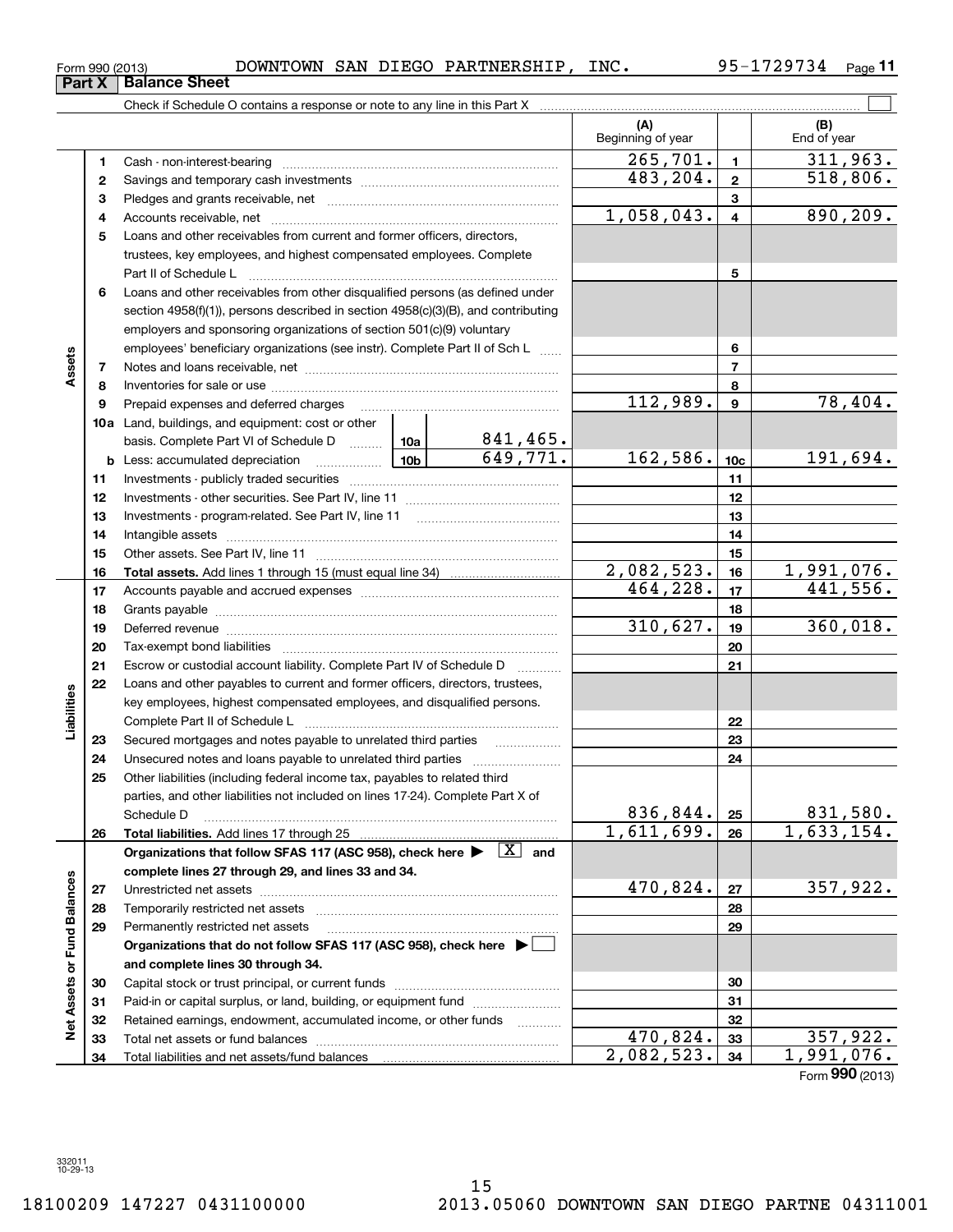Form 990 (2013) DOWNTOWN SAN DIEGO PARTNERSHIP, INC. 95-1729734 Page **11**

## Part X | Balance Sheet

Check if Schedule O contains a response or note to any line in this Part X ☐

| | | | | (A) Beginning of year | | (B) End of year |
|---|---|---|---|---|---|---|
| **Assets** | 1 | Cash - non-interest-bearing | | 265,701. | 1 | 311,963. |
| | 2 | Savings and temporary cash investments | | 483,204. | 2 | 518,806. |
| | 3 | Pledges and grants receivable, net | | | 3 | |
| | 4 | Accounts receivable, net | | 1,058,043. | 4 | 890,209. |
| | 5 | Loans and other receivables from current and former officers, directors, trustees, key employees, and highest compensated employees. Complete Part II of Schedule L | | | 5 | |
| | 6 | Loans and other receivables from other disqualified persons (as defined under section 4958(f)(1)), persons described in section 4958(c)(3)(B), and contributing employers and sponsoring organizations of section 501(c)(9) voluntary employees' beneficiary organizations (see instr). Complete Part II of Sch L | | | 6 | |
| | 7 | Notes and loans receivable, net | | | 7 | |
| | 8 | Inventories for sale or use | | | 8 | |
| | 9 | Prepaid expenses and deferred charges | | 112,989. | 9 | 78,404. |
| | 10a | Land, buildings, and equipment: cost or other basis. Complete Part VI of Schedule D | 10a 841,465. | | | |
| | b | Less: accumulated depreciation | 10b 649,771. | 162,586. | 10c | 191,694. |
| | 11 | Investments - publicly traded securities | | | 11 | |
| | 12 | Investments - other securities. See Part IV, line 11 | | | 12 | |
| | 13 | Investments - program-related. See Part IV, line 11 | | | 13 | |
| | 14 | Intangible assets | | | 14 | |
| | 15 | Other assets. See Part IV, line 11 | | | 15 | |
| | 16 | **Total assets.** Add lines 1 through 15 (must equal line 34) | | 2,082,523. | 16 | 1,991,076. |
| **Liabilities** | 17 | Accounts payable and accrued expenses | | 464,228. | 17 | 441,556. |
| | 18 | Grants payable | | | 18 | |
| | 19 | Deferred revenue | | 310,627. | 19 | 360,018. |
| | 20 | Tax-exempt bond liabilities | | | 20 | |
| | 21 | Escrow or custodial account liability. Complete Part IV of Schedule D | | | 21 | |
| | 22 | Loans and other payables to current and former officers, directors, trustees, key employees, highest compensated employees, and disqualified persons. Complete Part II of Schedule L | | | 22 | |
| | 23 | Secured mortgages and notes payable to unrelated third parties | | | 23 | |
| | 24 | Unsecured notes and loans payable to unrelated third parties | | | 24 | |
| | 25 | Other liabilities (including federal income tax, payables to related third parties, and other liabilities not included on lines 17-24). Complete Part X of Schedule D | | 836,844. | 25 | 831,580. |
| | 26 | **Total liabilities.** Add lines 17 through 25 | | 1,611,699. | 26 | 1,633,154. |
| **Net Assets or Fund Balances** | | **Organizations that follow SFAS 117 (ASC 958), check here ▶ [X] and complete lines 27 through 29, and lines 33 and 34.** | | | | |
| | 27 | Unrestricted net assets | | 470,824. | 27 | 357,922. |
| | 28 | Temporarily restricted net assets | | | 28 | |
| | 29 | Permanently restricted net assets | | | 29 | |
| | | **Organizations that do not follow SFAS 117 (ASC 958), check here ▶ ☐ and complete lines 30 through 34.** | | | | |
| | 30 | Capital stock or trust principal, or current funds | | | 30 | |
| | 31 | Paid-in or capital surplus, or land, building, or equipment fund | | | 31 | |
| | 32 | Retained earnings, endowment, accumulated income, or other funds | | | 32 | |
| | 33 | Total net assets or fund balances | | 470,824. | 33 | 357,922. |
| | 34 | Total liabilities and net assets/fund balances | | 2,082,523. | 34 | 1,991,076. |

Form **990** (2013)

332011 10-29-13

18100209 147227 0431100000 2013.05060 DOWNTOWN SAN DIEGO PARTNE 04311001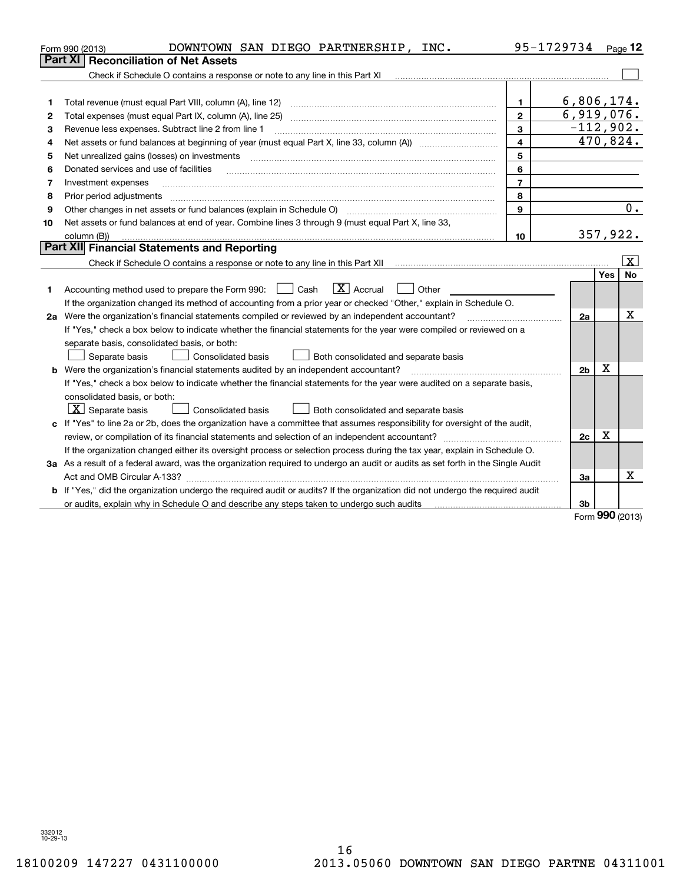Form 990 (2013) DOWNTOWN SAN DIEGO PARTNERSHIP, INC. 95-1729734 Page 12

## Part XI Reconciliation of Net Assets

Check if Schedule O contains a response or note to any line in this Part XI [ ]

| | | | |
|---|---|---|---|
| 1 | Total revenue (must equal Part VIII, column (A), line 12) | 1 | 6,806,174. |
| 2 | Total expenses (must equal Part IX, column (A), line 25) | 2 | 6,919,076. |
| 3 | Revenue less expenses. Subtract line 2 from line 1 | 3 | -112,902. |
| 4 | Net assets or fund balances at beginning of year (must equal Part X, line 33, column (A)) | 4 | 470,824. |
| 5 | Net unrealized gains (losses) on investments | 5 | |
| 6 | Donated services and use of facilities | 6 | |
| 7 | Investment expenses | 7 | |
| 8 | Prior period adjustments | 8 | |
| 9 | Other changes in net assets or fund balances (explain in Schedule O) | 9 | 0. |
| 10 | Net assets or fund balances at end of year. Combine lines 3 through 9 (must equal Part X, line 33, column (B)) | 10 | 357,922. |

## Part XII Financial Statements and Reporting

Check if Schedule O contains a response or note to any line in this Part XII [X]

| | | | Yes | No |
|---|---|---|---|---|
| 1 | Accounting method used to prepare the Form 990: [ ] Cash [X] Accrual [ ] Other<br>If the organization changed its method of accounting from a prior year or checked "Other," explain in Schedule O. | | | |
| 2a | Were the organization's financial statements compiled or reviewed by an independent accountant? | 2a | | X |
| | If "Yes," check a box below to indicate whether the financial statements for the year were compiled or reviewed on a separate basis, consolidated basis, or both:<br>[ ] Separate basis [ ] Consolidated basis [ ] Both consolidated and separate basis | | | |
| b | Were the organization's financial statements audited by an independent accountant? | 2b | X | |
| | If "Yes," check a box below to indicate whether the financial statements for the year were audited on a separate basis, consolidated basis, or both:<br>[X] Separate basis [ ] Consolidated basis [ ] Both consolidated and separate basis | | | |
| c | If "Yes" to line 2a or 2b, does the organization have a committee that assumes responsibility for oversight of the audit, review, or compilation of its financial statements and selection of an independent accountant? | 2c | X | |
| | If the organization changed either its oversight process or selection process during the tax year, explain in Schedule O. | | | |
| 3a | As a result of a federal award, was the organization required to undergo an audit or audits as set forth in the Single Audit Act and OMB Circular A-133? | 3a | | X |
| b | If "Yes," did the organization undergo the required audit or audits? If the organization did not undergo the required audit or audits, explain why in Schedule O and describe any steps taken to undergo such audits | 3b | | |

Form 990 (2013)

332012 10-29-13

18100209 147227 0431100000 2013.05060 DOWNTOWN SAN DIEGO PARTNE 04311001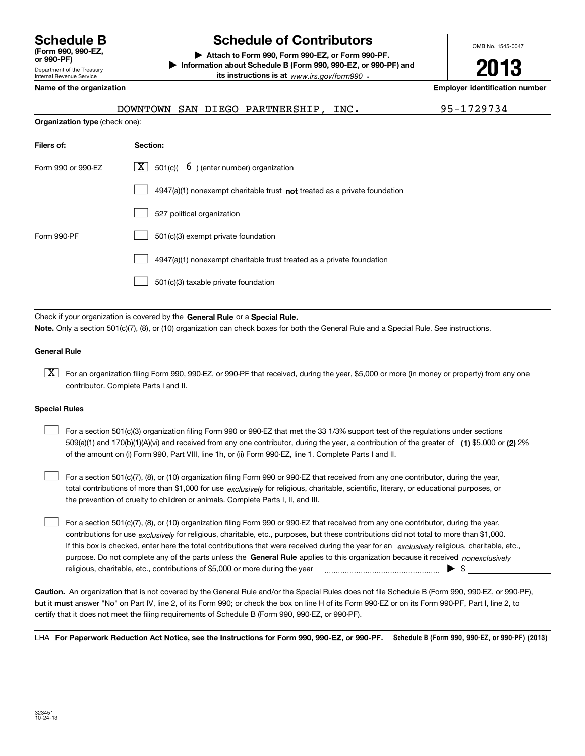# Schedule B

**(Form 990, 990-EZ, or 990-PF)**

Department of the Treasury
Internal Revenue Service

## Schedule of Contributors

▶ **Attach to Form 990, Form 990-EZ, or Form 990-PF.**

▶ **Information about Schedule B (Form 990, 990-EZ, or 990-PF) and its instructions is at** *www.irs.gov/form990* .

OMB No. 1545-0047

**2013**

**Name of the organization**: DOWNTOWN SAN DIEGO PARTNERSHIP, INC.

**Employer identification number**: 95-1729734

**Organization type** (check one):

| **Filers of:** | **Section:** |
| --- | --- |
| Form 990 or 990-EZ | [X] 501(c)( 6 ) (enter number) organization |
| | [ ] 4947(a)(1) nonexempt charitable trust **not** treated as a private foundation |
| | [ ] 527 political organization |
| Form 990-PF | [ ] 501(c)(3) exempt private foundation |
| | [ ] 4947(a)(1) nonexempt charitable trust treated as a private foundation |
| | [ ] 501(c)(3) taxable private foundation |

Check if your organization is covered by the **General Rule** or a **Special Rule.**

**Note.** Only a section 501(c)(7), (8), or (10) organization can check boxes for both the General Rule and a Special Rule. See instructions.

### General Rule

[X] For an organization filing Form 990, 990-EZ, or 990-PF that received, during the year, $5,000 or more (in money or property) from any one contributor. Complete Parts I and II.

### Special Rules

[ ] For a section 501(c)(3) organization filing Form 990 or 990-EZ that met the 33 1/3% support test of the regulations under sections 509(a)(1) and 170(b)(1)(A)(vi) and received from any one contributor, during the year, a contribution of the greater of **(1)** $5,000 or **(2)** 2% of the amount on (i) Form 990, Part VIII, line 1h, or (ii) Form 990-EZ, line 1. Complete Parts I and II.

[ ] For a section 501(c)(7), (8), or (10) organization filing Form 990 or 990-EZ that received from any one contributor, during the year, total contributions of more than $1,000 for use *exclusively* for religious, charitable, scientific, literary, or educational purposes, or the prevention of cruelty to children or animals. Complete Parts I, II, and III.

[ ] For a section 501(c)(7), (8), or (10) organization filing Form 990 or 990-EZ that received from any one contributor, during the year, contributions for use *exclusively* for religious, charitable, etc., purposes, but these contributions did not total to more than $1,000. If this box is checked, enter here the total contributions that were received during the year for an *exclusively* religious, charitable, etc., purpose. Do not complete any of the parts unless the **General Rule** applies to this organization because it received *nonexclusively* religious, charitable, etc., contributions of $5,000 or more during the year ▶ $ ____________

**Caution.** An organization that is not covered by the General Rule and/or the Special Rules does not file Schedule B (Form 990, 990-EZ, or 990-PF), but it **must** answer "No" on Part IV, line 2, of its Form 990; or check the box on line H of its Form 990-EZ or on its Form 990-PF, Part I, line 2, to certify that it does not meet the filing requirements of Schedule B (Form 990, 990-EZ, or 990-PF).

LHA **For Paperwork Reduction Act Notice, see the Instructions for Form 990, 990-EZ, or 990-PF.** **Schedule B (Form 990, 990-EZ, or 990-PF) (2013)**

323451
10-24-13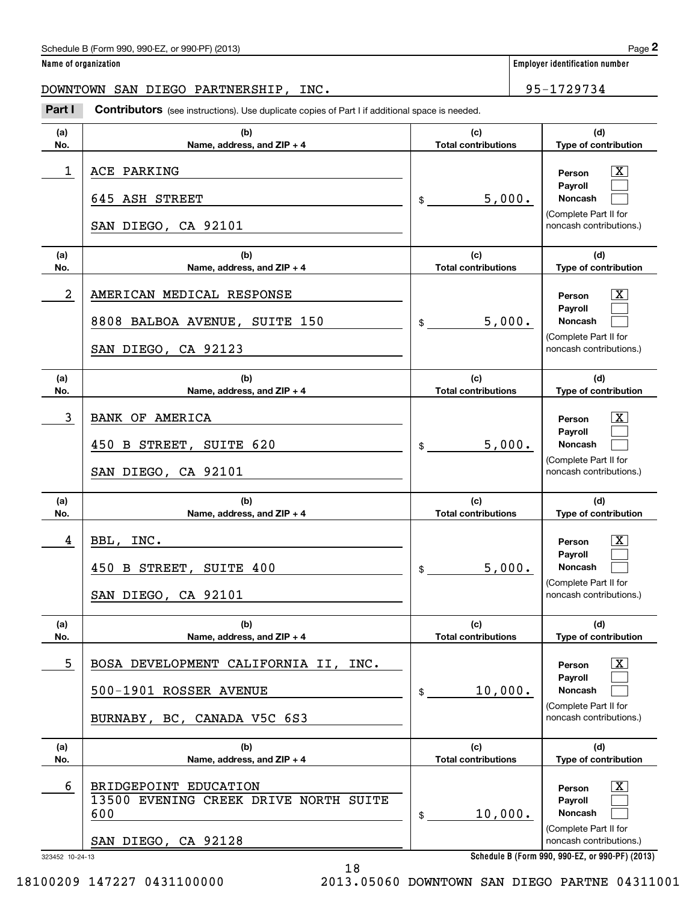Schedule B (Form 990, 990-EZ, or 990-PF) (2013)

**Name of organization**

DOWNTOWN SAN DIEGO PARTNERSHIP, INC.

**Employer identification number**

95-1729734

**Part I** **Contributors** (see instructions). Use duplicate copies of Part I if additional space is needed.

| (a) No. | (b) Name, address, and ZIP + 4 | (c) Total contributions | (d) Type of contribution |
|---|---|---|---|
| 1 | ACE PARKING<br>645 ASH STREET<br>SAN DIEGO, CA 92101 | $ 5,000. | Person [X]<br>Payroll [ ]<br>Noncash [ ]<br>(Complete Part II for noncash contributions.) |
| 2 | AMERICAN MEDICAL RESPONSE<br>8808 BALBOA AVENUE, SUITE 150<br>SAN DIEGO, CA 92123 | $ 5,000. | Person [X]<br>Payroll [ ]<br>Noncash [ ]<br>(Complete Part II for noncash contributions.) |
| 3 | BANK OF AMERICA<br>450 B STREET, SUITE 620<br>SAN DIEGO, CA 92101 | $ 5,000. | Person [X]<br>Payroll [ ]<br>Noncash [ ]<br>(Complete Part II for noncash contributions.) |
| 4 | BBL, INC.<br>450 B STREET, SUITE 400<br>SAN DIEGO, CA 92101 | $ 5,000. | Person [X]<br>Payroll [ ]<br>Noncash [ ]<br>(Complete Part II for noncash contributions.) |
| 5 | BOSA DEVELOPMENT CALIFORNIA II, INC.<br>500-1901 ROSSER AVENUE<br>BURNABY, BC, CANADA V5C 6S3 | $ 10,000. | Person [X]<br>Payroll [ ]<br>Noncash [ ]<br>(Complete Part II for noncash contributions.) |
| 6 | BRIDGEPOINT EDUCATION<br>13500 EVENING CREEK DRIVE NORTH SUITE 600<br>SAN DIEGO, CA 92128 | $ 10,000. | Person [X]<br>Payroll [ ]<br>Noncash [ ]<br>(Complete Part II for noncash contributions.) |

323452 10-24-13

Schedule B (Form 990, 990-EZ, or 990-PF) (2013)

18100209 147227 0431100000 2013.05060 DOWNTOWN SAN DIEGO PARTNE 04311001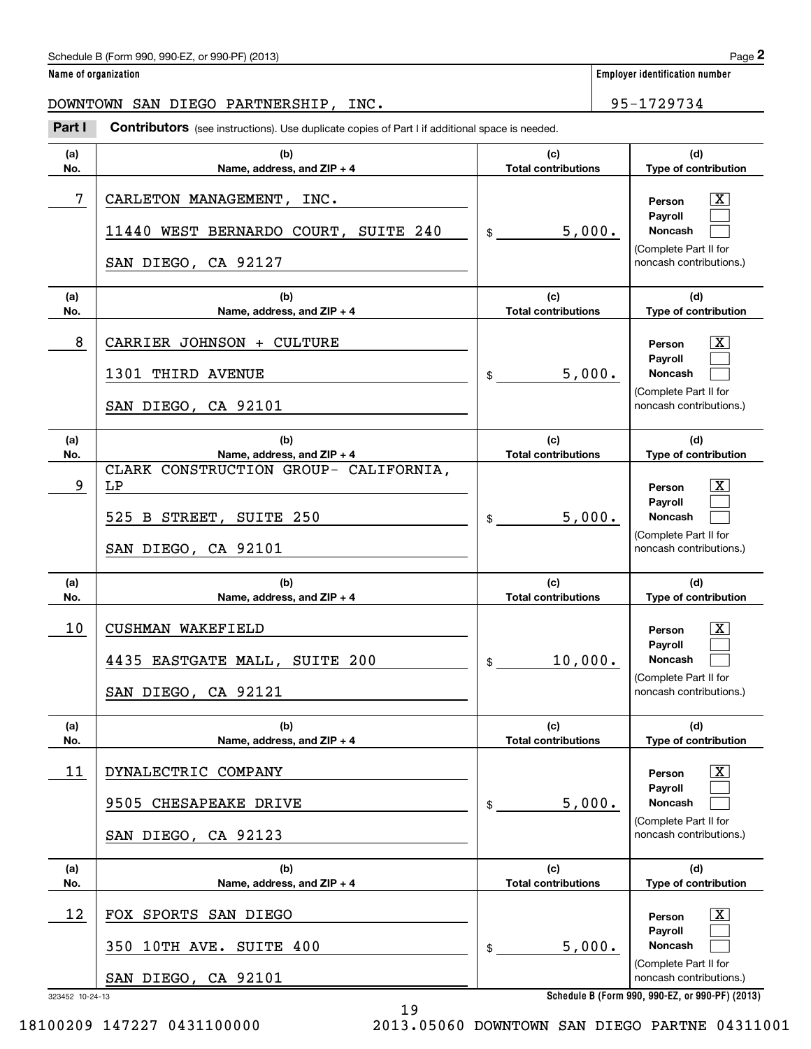Schedule B (Form 990, 990-EZ, or 990-PF) (2013) Page **2**

**Name of organization** | **Employer identification number**

DOWNTOWN SAN DIEGO PARTNERSHIP, INC. | 95-1729734

**Part I** **Contributors** (see instructions). Use duplicate copies of Part I if additional space is needed.

| (a) No. | (b) Name, address, and ZIP + 4 | (c) Total contributions | (d) Type of contribution |
|---|---|---|---|
| 7 | CARLETON MANAGEMENT, INC.<br>11440 WEST BERNARDO COURT, SUITE 240<br>SAN DIEGO, CA 92127 | $ 5,000. | Person [X]<br>Payroll [ ]<br>Noncash [ ]<br>(Complete Part II for noncash contributions.) |
| 8 | CARRIER JOHNSON + CULTURE<br>1301 THIRD AVENUE<br>SAN DIEGO, CA 92101 | $ 5,000. | Person [X]<br>Payroll [ ]<br>Noncash [ ]<br>(Complete Part II for noncash contributions.) |
| 9 | CLARK CONSTRUCTION GROUP- CALIFORNIA, LP<br>525 B STREET, SUITE 250<br>SAN DIEGO, CA 92101 | $ 5,000. | Person [X]<br>Payroll [ ]<br>Noncash [ ]<br>(Complete Part II for noncash contributions.) |
| 10 | CUSHMAN WAKEFIELD<br>4435 EASTGATE MALL, SUITE 200<br>SAN DIEGO, CA 92121 | $ 10,000. | Person [X]<br>Payroll [ ]<br>Noncash [ ]<br>(Complete Part II for noncash contributions.) |
| 11 | DYNALECTRIC COMPANY<br>9505 CHESAPEAKE DRIVE<br>SAN DIEGO, CA 92123 | $ 5,000. | Person [X]<br>Payroll [ ]<br>Noncash [ ]<br>(Complete Part II for noncash contributions.) |
| 12 | FOX SPORTS SAN DIEGO<br>350 10TH AVE. SUITE 400<br>SAN DIEGO, CA 92101 | $ 5,000. | Person [X]<br>Payroll [ ]<br>Noncash [ ]<br>(Complete Part II for noncash contributions.) |

323452 10-24-13 **Schedule B (Form 990, 990-EZ, or 990-PF) (2013)**

18100209 147227 0431100000 2013.05060 DOWNTOWN SAN DIEGO PARTNE 04311001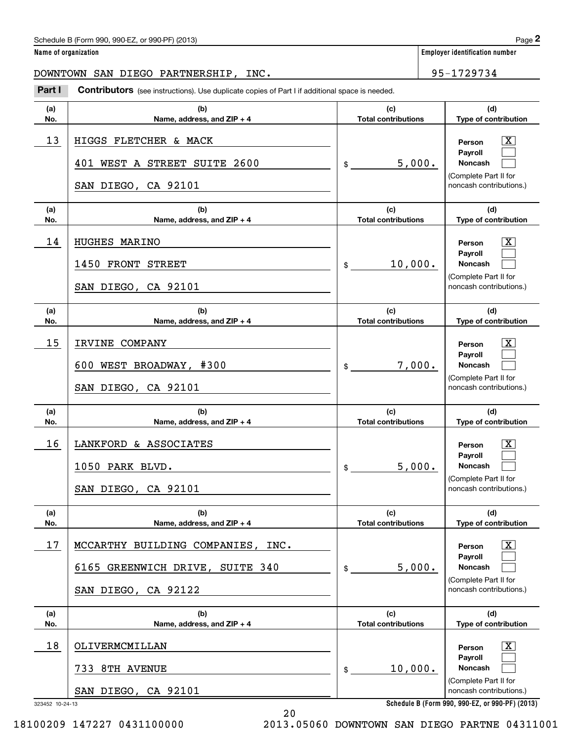Schedule B (Form 990, 990-EZ, or 990-PF) (2013)

**Name of organization**

DOWNTOWN SAN DIEGO PARTNERSHIP, INC.

**Employer identification number**

95-1729734

**Part I** **Contributors** (see instructions). Use duplicate copies of Part I if additional space is needed.

| (a) No. | (b) Name, address, and ZIP + 4 | (c) Total contributions | (d) Type of contribution |
|---|---|---|---|
| 13 | HIGGS FLETCHER & MACK<br>401 WEST A STREET SUITE 2600<br>SAN DIEGO, CA 92101 | $ 5,000. | Person [X]<br>Payroll [ ]<br>Noncash [ ]<br>(Complete Part II for noncash contributions.) |
| 14 | HUGHES MARINO<br>1450 FRONT STREET<br>SAN DIEGO, CA 92101 | $ 10,000. | Person [X]<br>Payroll [ ]<br>Noncash [ ]<br>(Complete Part II for noncash contributions.) |
| 15 | IRVINE COMPANY<br>600 WEST BROADWAY, #300<br>SAN DIEGO, CA 92101 | $ 7,000. | Person [X]<br>Payroll [ ]<br>Noncash [ ]<br>(Complete Part II for noncash contributions.) |
| 16 | LANKFORD & ASSOCIATES<br>1050 PARK BLVD.<br>SAN DIEGO, CA 92101 | $ 5,000. | Person [X]<br>Payroll [ ]<br>Noncash [ ]<br>(Complete Part II for noncash contributions.) |
| 17 | MCCARTHY BUILDING COMPANIES, INC.<br>6165 GREENWICH DRIVE, SUITE 340<br>SAN DIEGO, CA 92122 | $ 5,000. | Person [X]<br>Payroll [ ]<br>Noncash [ ]<br>(Complete Part II for noncash contributions.) |
| 18 | OLIVERMCMILLAN<br>733 8TH AVENUE<br>SAN DIEGO, CA 92101 | $ 10,000. | Person [X]<br>Payroll [ ]<br>Noncash [ ]<br>(Complete Part II for noncash contributions.) |

323452 10-24-13

**Schedule B (Form 990, 990-EZ, or 990-PF) (2013)**

18100209 147227 0431100000 2013.05060 DOWNTOWN SAN DIEGO PARTNE 04311001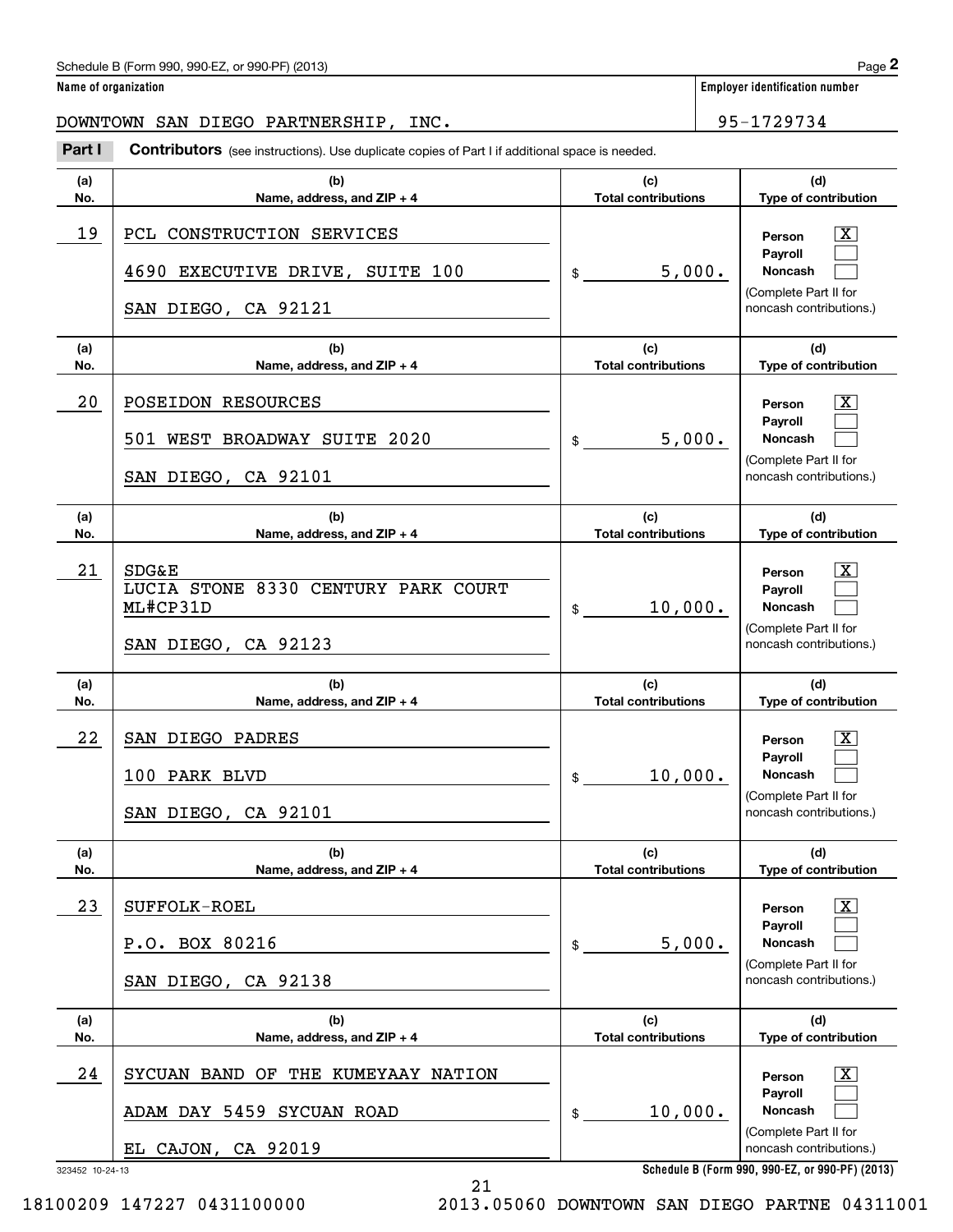Schedule B (Form 990, 990-EZ, or 990-PF) (2013)

**Name of organization**

DOWNTOWN SAN DIEGO PARTNERSHIP, INC.

**Employer identification number**

95-1729734

**Part I** **Contributors** (see instructions). Use duplicate copies of Part I if additional space is needed.

| (a) No. | (b) Name, address, and ZIP + 4 | (c) Total contributions | (d) Type of contribution |
|---|---|---|---|
| 19 | PCL CONSTRUCTION SERVICES<br>4690 EXECUTIVE DRIVE, SUITE 100<br>SAN DIEGO, CA 92121 | $ 5,000. | Person [X]<br>Payroll [ ]<br>Noncash [ ]<br>(Complete Part II for noncash contributions.) |
| 20 | POSEIDON RESOURCES<br>501 WEST BROADWAY SUITE 2020<br>SAN DIEGO, CA 92101 | $ 5,000. | Person [X]<br>Payroll [ ]<br>Noncash [ ]<br>(Complete Part II for noncash contributions.) |
| 21 | SDG&E<br>LUCIA STONE 8330 CENTURY PARK COURT ML#CP31D<br>SAN DIEGO, CA 92123 | $ 10,000. | Person [X]<br>Payroll [ ]<br>Noncash [ ]<br>(Complete Part II for noncash contributions.) |
| 22 | SAN DIEGO PADRES<br>100 PARK BLVD<br>SAN DIEGO, CA 92101 | $ 10,000. | Person [X]<br>Payroll [ ]<br>Noncash [ ]<br>(Complete Part II for noncash contributions.) |
| 23 | SUFFOLK-ROEL<br>P.O. BOX 80216<br>SAN DIEGO, CA 92138 | $ 5,000. | Person [X]<br>Payroll [ ]<br>Noncash [ ]<br>(Complete Part II for noncash contributions.) |
| 24 | SYCUAN BAND OF THE KUMEYAAY NATION<br>ADAM DAY 5459 SYCUAN ROAD<br>EL CAJON, CA 92019 | $ 10,000. | Person [X]<br>Payroll [ ]<br>Noncash [ ]<br>(Complete Part II for noncash contributions.) |

323452 10-24-13

**Schedule B (Form 990, 990-EZ, or 990-PF) (2013)**

18100209 147227 0431100000 2013.05060 DOWNTOWN SAN DIEGO PARTNE 04311001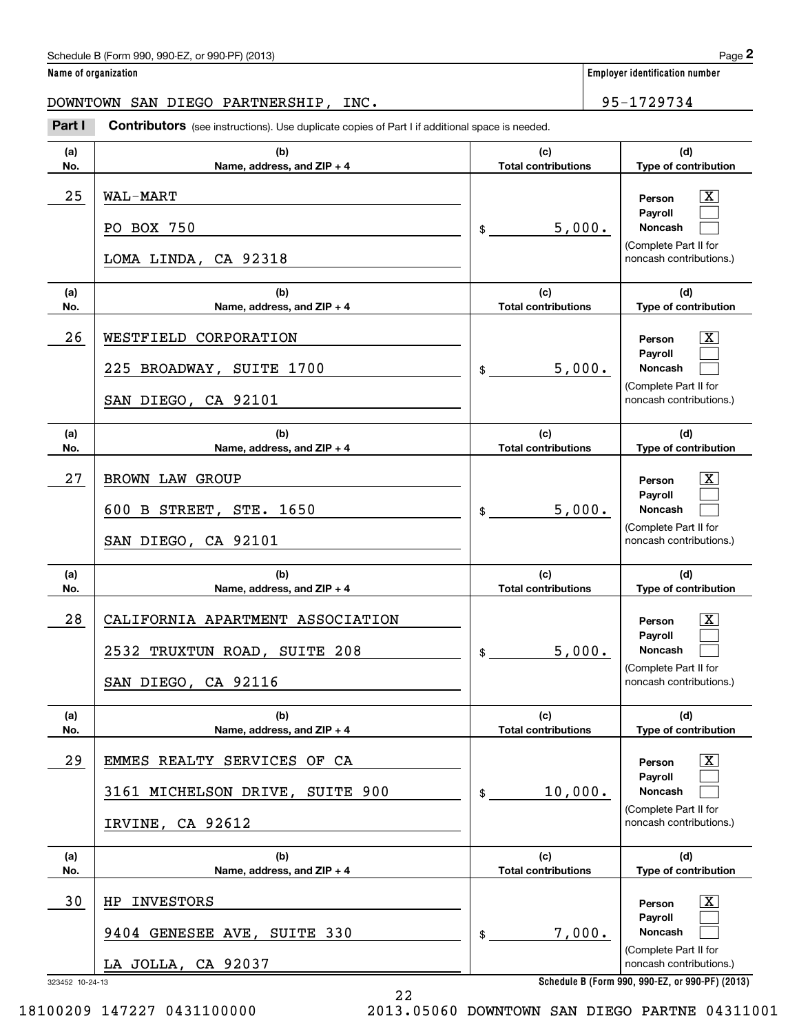Schedule B (Form 990, 990-EZ, or 990-PF) (2013) Page **2**

**Name of organization**

DOWNTOWN SAN DIEGO PARTNERSHIP, INC.

**Employer identification number**

95-1729734

**Part I** **Contributors** (see instructions). Use duplicate copies of Part I if additional space is needed.

| (a) No. | (b) Name, address, and ZIP + 4 | (c) Total contributions | (d) Type of contribution |
|---|---|---|---|
| 25 | WAL-MART<br>PO BOX 750<br>LOMA LINDA, CA 92318 | $ 5,000. | Person [X]<br>Payroll [ ]<br>Noncash [ ]<br>(Complete Part II for noncash contributions.) |
| 26 | WESTFIELD CORPORATION<br>225 BROADWAY, SUITE 1700<br>SAN DIEGO, CA 92101 | $ 5,000. | Person [X]<br>Payroll [ ]<br>Noncash [ ]<br>(Complete Part II for noncash contributions.) |
| 27 | BROWN LAW GROUP<br>600 B STREET, STE. 1650<br>SAN DIEGO, CA 92101 | $ 5,000. | Person [X]<br>Payroll [ ]<br>Noncash [ ]<br>(Complete Part II for noncash contributions.) |
| 28 | CALIFORNIA APARTMENT ASSOCIATION<br>2532 TRUXTUN ROAD, SUITE 208<br>SAN DIEGO, CA 92116 | $ 5,000. | Person [X]<br>Payroll [ ]<br>Noncash [ ]<br>(Complete Part II for noncash contributions.) |
| 29 | EMMES REALTY SERVICES OF CA<br>3161 MICHELSON DRIVE, SUITE 900<br>IRVINE, CA 92612 | $ 10,000. | Person [X]<br>Payroll [ ]<br>Noncash [ ]<br>(Complete Part II for noncash contributions.) |
| 30 | HP INVESTORS<br>9404 GENESEE AVE, SUITE 330<br>LA JOLLA, CA 92037 | $ 7,000. | Person [X]<br>Payroll [ ]<br>Noncash [ ]<br>(Complete Part II for noncash contributions.) |

323452 10-24-13 **Schedule B (Form 990, 990-EZ, or 990-PF) (2013)**

18100209 147227 0431100000 2013.05060 DOWNTOWN SAN DIEGO PARTNE 04311001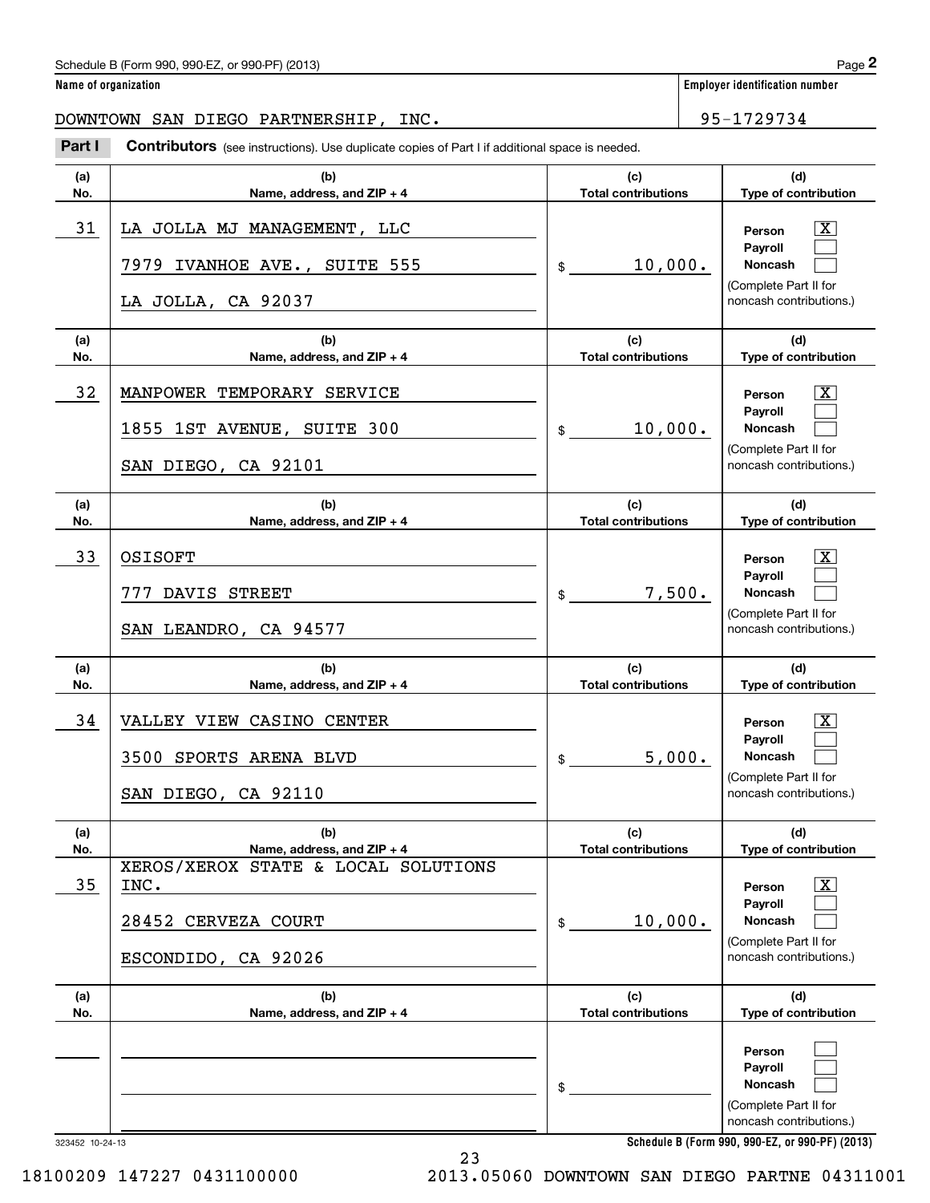Schedule B (Form 990, 990-EZ, or 990-PF) (2013) Page **2**

**Name of organization** | **Employer identification number**

DOWNTOWN SAN DIEGO PARTNERSHIP, INC. | 95-1729734

**Part I** **Contributors** (see instructions). Use duplicate copies of Part I if additional space is needed.

| (a) No. | (b) Name, address, and ZIP + 4 | (c) Total contributions | (d) Type of contribution |
|---|---|---|---|
| 31 | LA JOLLA MJ MANAGEMENT, LLC<br>7979 IVANHOE AVE., SUITE 555<br>LA JOLLA, CA 92037 | $ 10,000. | Person [X]<br>Payroll [ ]<br>Noncash [ ]<br>(Complete Part II for noncash contributions.) |
| 32 | MANPOWER TEMPORARY SERVICE<br>1855 1ST AVENUE, SUITE 300<br>SAN DIEGO, CA 92101 | $ 10,000. | Person [X]<br>Payroll [ ]<br>Noncash [ ]<br>(Complete Part II for noncash contributions.) |
| 33 | OSISOFT<br>777 DAVIS STREET<br>SAN LEANDRO, CA 94577 | $ 7,500. | Person [X]<br>Payroll [ ]<br>Noncash [ ]<br>(Complete Part II for noncash contributions.) |
| 34 | VALLEY VIEW CASINO CENTER<br>3500 SPORTS ARENA BLVD<br>SAN DIEGO, CA 92110 | $ 5,000. | Person [X]<br>Payroll [ ]<br>Noncash [ ]<br>(Complete Part II for noncash contributions.) |
| 35 | XEROS/XEROX STATE & LOCAL SOLUTIONS INC.<br>28452 CERVEZA COURT<br>ESCONDIDO, CA 92026 | $ 10,000. | Person [X]<br>Payroll [ ]<br>Noncash [ ]<br>(Complete Part II for noncash contributions.) |
| | | $ | Person [ ]<br>Payroll [ ]<br>Noncash [ ]<br>(Complete Part II for noncash contributions.) |

323452 10-24-13 **Schedule B (Form 990, 990-EZ, or 990-PF) (2013)**

18100209 147227 0431100000 2013.05060 DOWNTOWN SAN DIEGO PARTNE 04311001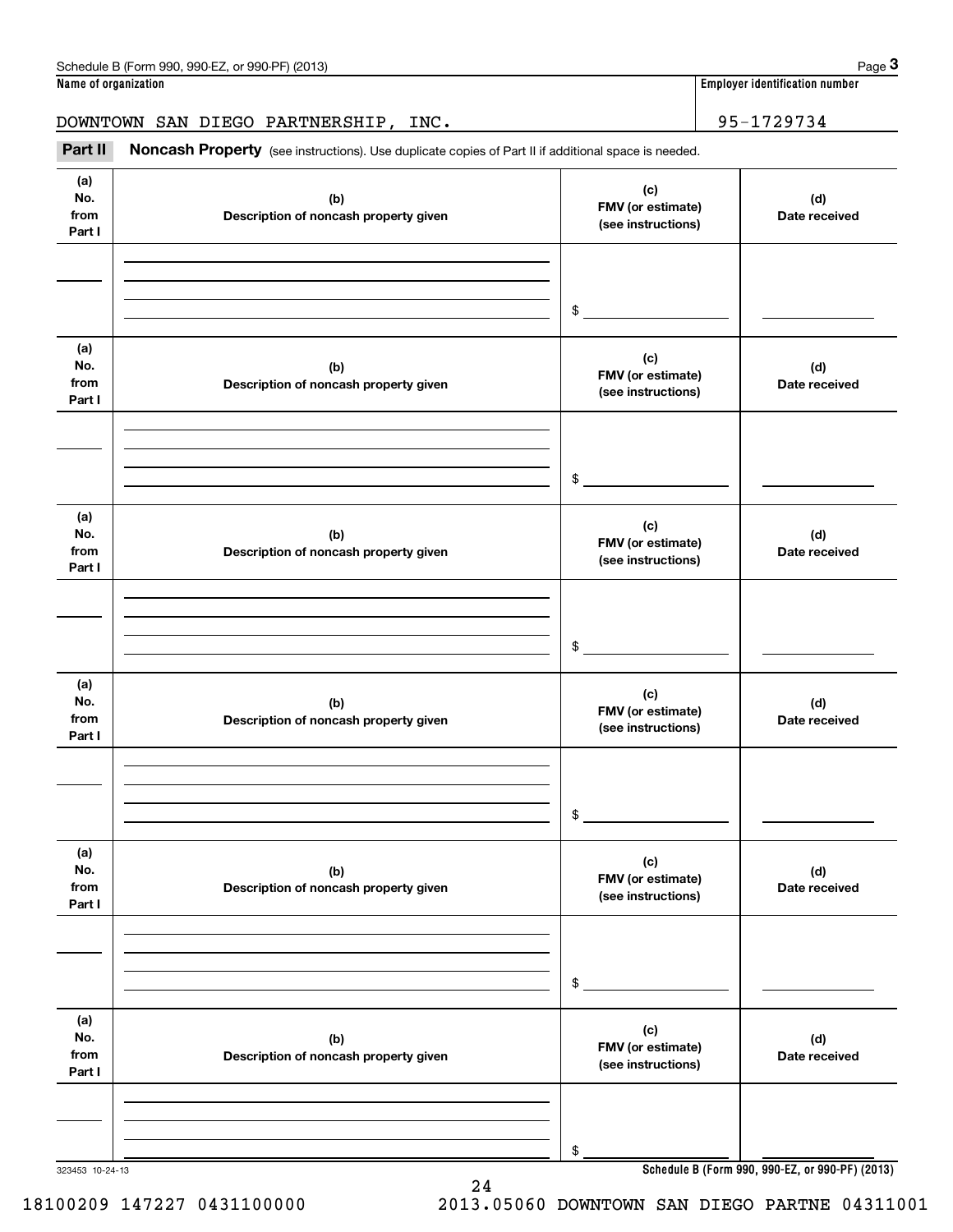Schedule B (Form 990, 990-EZ, or 990-PF) (2013)

**Name of organization** | **Employer identification number**

DOWNTOWN SAN DIEGO PARTNERSHIP, INC. | 95-1729734

**Part II** **Noncash Property** (see instructions). Use duplicate copies of Part II if additional space is needed.

| (a) No. from Part I | (b) Description of noncash property given | (c) FMV (or estimate) (see instructions) | (d) Date received |
|---|---|---|---|
| | | $ | |

| (a) No. from Part I | (b) Description of noncash property given | (c) FMV (or estimate) (see instructions) | (d) Date received |
|---|---|---|---|
| | | $ | |

| (a) No. from Part I | (b) Description of noncash property given | (c) FMV (or estimate) (see instructions) | (d) Date received |
|---|---|---|---|
| | | $ | |

| (a) No. from Part I | (b) Description of noncash property given | (c) FMV (or estimate) (see instructions) | (d) Date received |
|---|---|---|---|
| | | $ | |

| (a) No. from Part I | (b) Description of noncash property given | (c) FMV (or estimate) (see instructions) | (d) Date received |
|---|---|---|---|
| | | $ | |

| (a) No. from Part I | (b) Description of noncash property given | (c) FMV (or estimate) (see instructions) | (d) Date received |
|---|---|---|---|
| | | $ | |

323453 10-24-13

**Schedule B (Form 990, 990-EZ, or 990-PF) (2013)**

18100209 147227 0431100000 2013.05060 DOWNTOWN SAN DIEGO PARTNE 04311001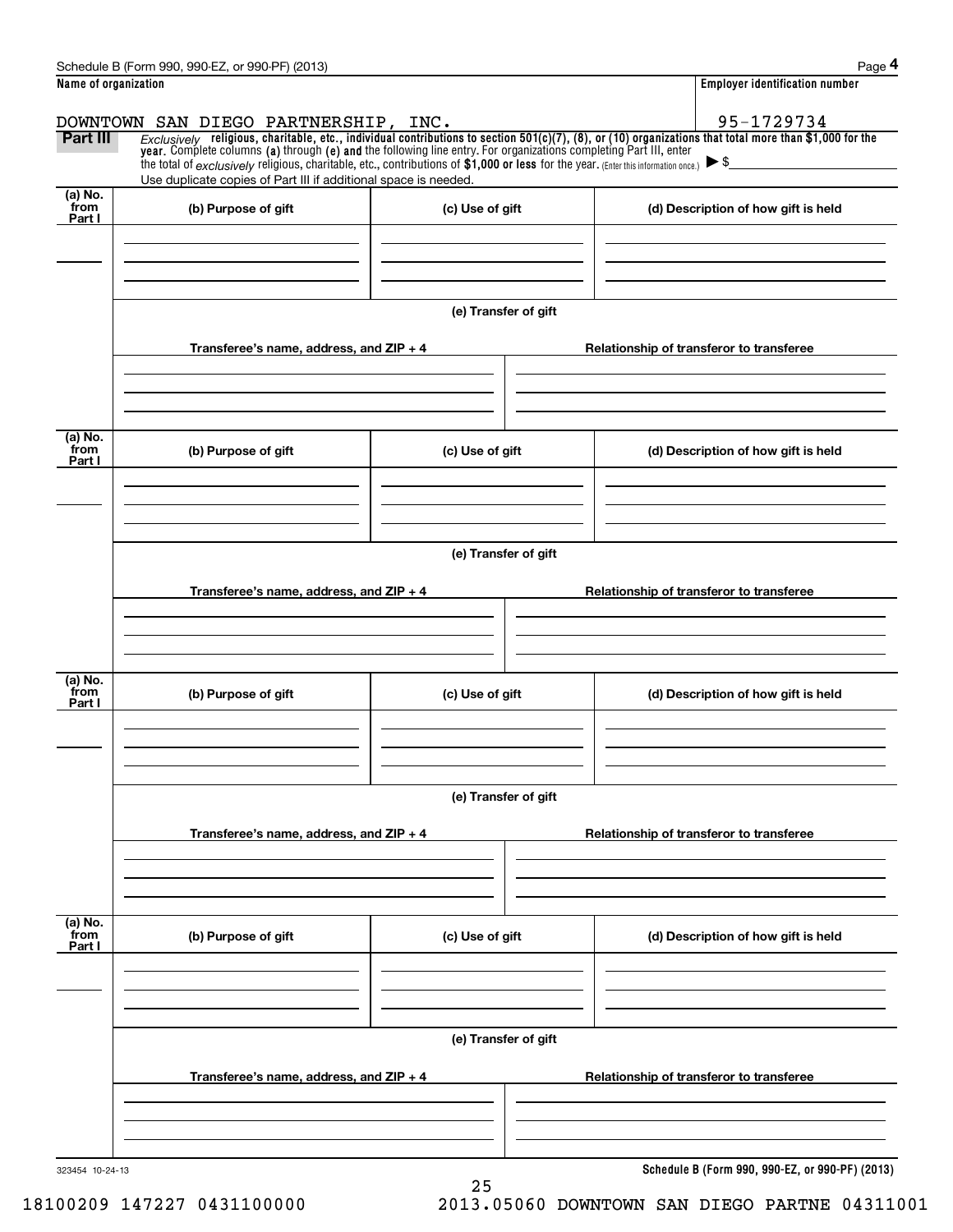Schedule B (Form 990, 990-EZ, or 990-PF) (2013) Page **4**

| Name of organization | Employer identification number |
|---|---|
| DOWNTOWN SAN DIEGO PARTNERSHIP, INC. | 95-1729734 |

**Part III** *Exclusively* **religious, charitable, etc., individual contributions to section 501(c)(7), (8), or (10) organizations that total more than $1,000 for the year.** Complete columns **(a)** through **(e)** and the following line entry. For organizations completing Part III, enter the total of *exclusively* religious, charitable, etc., contributions of **$1,000 or less** for the year. (Enter this information once.) ▶ $

Use duplicate copies of Part III if additional space is needed.

| (a) No. from Part I | (b) Purpose of gift | (c) Use of gift | (d) Description of how gift is held |
|---|---|---|---|
| | | | |

**(e) Transfer of gift**

| Transferee's name, address, and ZIP + 4 | Relationship of transferor to transferee |
|---|---|
| | |

| (a) No. from Part I | (b) Purpose of gift | (c) Use of gift | (d) Description of how gift is held |
|---|---|---|---|
| | | | |

**(e) Transfer of gift**

| Transferee's name, address, and ZIP + 4 | Relationship of transferor to transferee |
|---|---|
| | |

| (a) No. from Part I | (b) Purpose of gift | (c) Use of gift | (d) Description of how gift is held |
|---|---|---|---|
| | | | |

**(e) Transfer of gift**

| Transferee's name, address, and ZIP + 4 | Relationship of transferor to transferee |
|---|---|
| | |

| (a) No. from Part I | (b) Purpose of gift | (c) Use of gift | (d) Description of how gift is held |
|---|---|---|---|
| | | | |

**(e) Transfer of gift**

| Transferee's name, address, and ZIP + 4 | Relationship of transferor to transferee |
|---|---|
| | |

323454 10-24-13

**Schedule B (Form 990, 990-EZ, or 990-PF) (2013)**

18100209 147227 0431100000 2013.05060 DOWNTOWN SAN DIEGO PARTNE 04311001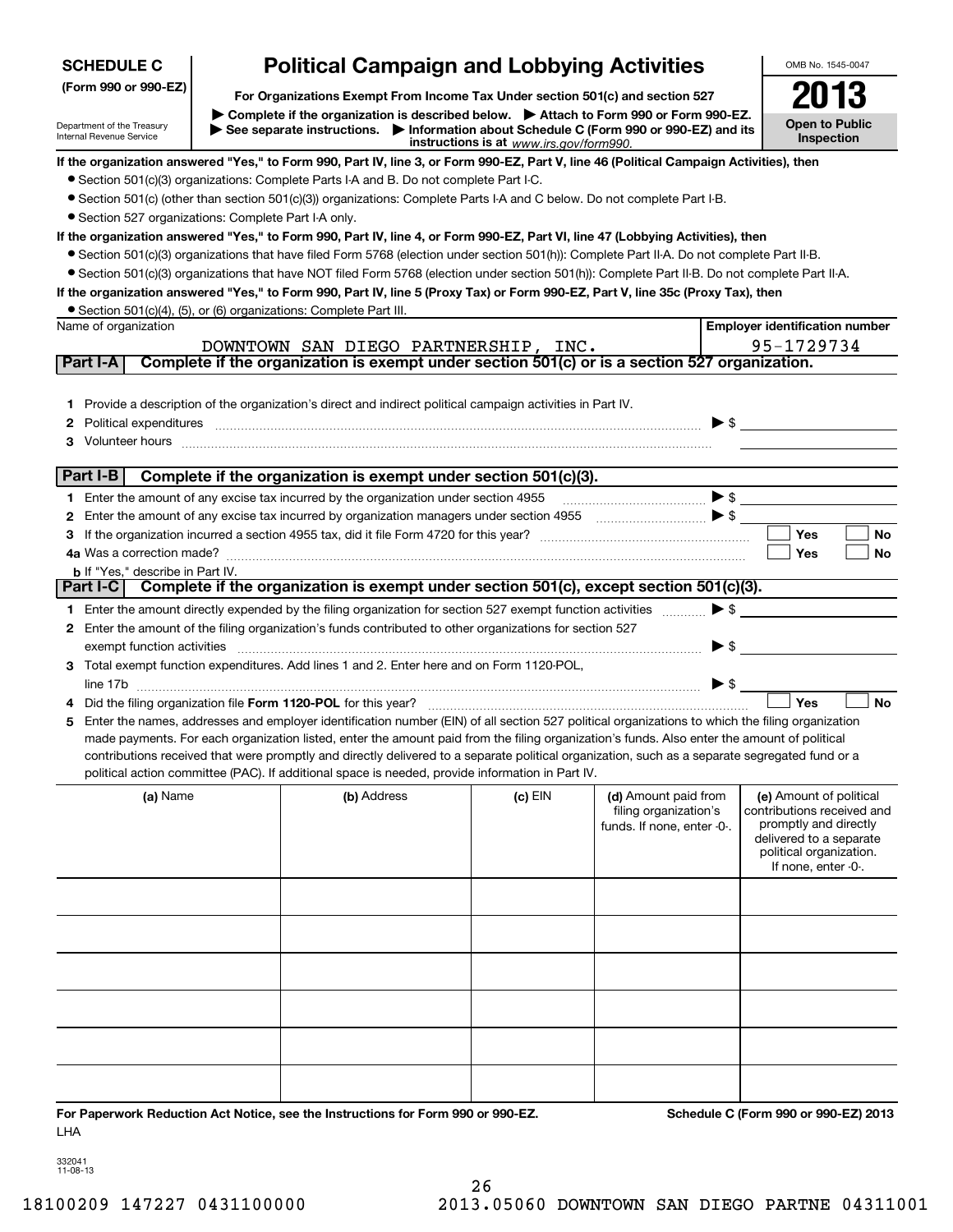**SCHEDULE C**
**(Form 990 or 990-EZ)**

Department of the Treasury
Internal Revenue Service

# Political Campaign and Lobbying Activities

**For Organizations Exempt From Income Tax Under section 501(c) and section 527**

▶ **Complete if the organization is described below.** ▶ **Attach to Form 990 or Form 990-EZ.**
▶ **See separate instructions.** ▶ **Information about Schedule C (Form 990 or 990-EZ) and its instructions is at** *www.irs.gov/form990.*

OMB No. 1545-0047

**2013**

**Open to Public Inspection**

**If the organization answered "Yes," to Form 990, Part IV, line 3, or Form 990-EZ, Part V, line 46 (Political Campaign Activities), then**

- Section 501(c)(3) organizations: Complete Parts I-A and B. Do not complete Part I-C.
- Section 501(c) (other than section 501(c)(3)) organizations: Complete Parts I-A and C below. Do not complete Part I-B.
- Section 527 organizations: Complete Part I-A only.

**If the organization answered "Yes," to Form 990, Part IV, line 4, or Form 990-EZ, Part VI, line 47 (Lobbying Activities), then**

- Section 501(c)(3) organizations that have filed Form 5768 (election under section 501(h)): Complete Part II-A. Do not complete Part II-B.
- Section 501(c)(3) organizations that have NOT filed Form 5768 (election under section 501(h)): Complete Part II-B. Do not complete Part II-A.

**If the organization answered "Yes," to Form 990, Part IV, line 5 (Proxy Tax) or Form 990-EZ, Part V, line 35c (Proxy Tax), then**

- Section 501(c)(4), (5), or (6) organizations: Complete Part III.

| Name of organization | Employer identification number |
|---|---|
| DOWNTOWN SAN DIEGO PARTNERSHIP, INC. | 95-1729734 |

## Part I-A Complete if the organization is exempt under section 501(c) or is a section 527 organization.

1. Provide a description of the organization's direct and indirect political campaign activities in Part IV.
2. Political expenditures ▶ $
3. Volunteer hours

## Part I-B Complete if the organization is exempt under section 501(c)(3).

1. Enter the amount of any excise tax incurred by the organization under section 4955 ▶ $
2. Enter the amount of any excise tax incurred by organization managers under section 4955 ▶ $
3. If the organization incurred a section 4955 tax, did it file Form 4720 for this year? ☐ Yes ☐ No

4a. Was a correction made? ☐ Yes ☐ No

b. If "Yes," describe in Part IV.

## Part I-C Complete if the organization is exempt under section 501(c), except section 501(c)(3).

1. Enter the amount directly expended by the filing organization for section 527 exempt function activities ▶ $
2. Enter the amount of the filing organization's funds contributed to other organizations for section 527 exempt function activities ▶ $
3. Total exempt function expenditures. Add lines 1 and 2. Enter here and on Form 1120-POL, line 17b ▶ $
4. Did the filing organization file **Form 1120-POL** for this year? ☐ Yes ☐ No
5. Enter the names, addresses and employer identification number (EIN) of all section 527 political organizations to which the filing organization made payments. For each organization listed, enter the amount paid from the filing organization's funds. Also enter the amount of political contributions received that were promptly and directly delivered to a separate political organization, such as a separate segregated fund or a political action committee (PAC). If additional space is needed, provide information in Part IV.

| (a) Name | (b) Address | (c) EIN | (d) Amount paid from filing organization's funds. If none, enter -0-. | (e) Amount of political contributions received and promptly and directly delivered to a separate political organization. If none, enter -0-. |
|---|---|---|---|---|
| | | | | |
| | | | | |
| | | | | |
| | | | | |
| | | | | |
| | | | | |

**For Paperwork Reduction Act Notice, see the Instructions for Form 990 or 990-EZ.** **Schedule C (Form 990 or 990-EZ) 2013**

LHA

332041
11-08-13

18100209 147227 0431100000 2013.05060 DOWNTOWN SAN DIEGO PARTNE 04311001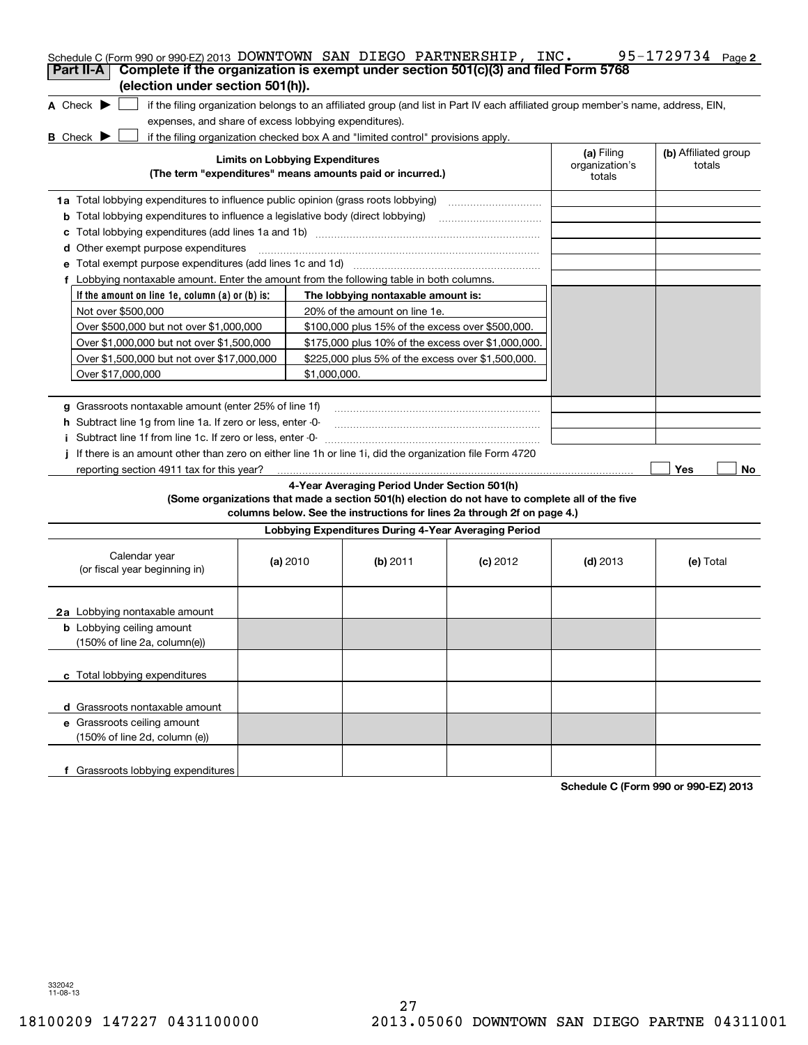Schedule C (Form 990 or 990-EZ) 2013 DOWNTOWN SAN DIEGO PARTNERSHIP, INC. 95-1729734 Page 2

**Part II-A** **Complete if the organization is exempt under section 501(c)(3) and filed Form 5768 (election under section 501(h)).**

**A** Check ▶ ☐ if the filing organization belongs to an affiliated group (and list in Part IV each affiliated group member's name, address, EIN, expenses, and share of excess lobbying expenditures).

**B** Check ▶ ☐ if the filing organization checked box A and "limited control" provisions apply.

| Limits on Lobbying Expenditures (The term "expenditures" means amounts paid or incurred.) | (a) Filing organization's totals | (b) Affiliated group totals |
|---|---|---|
| **1a** Total lobbying expenditures to influence public opinion (grass roots lobbying) | | |
| **b** Total lobbying expenditures to influence a legislative body (direct lobbying) | | |
| **c** Total lobbying expenditures (add lines 1a and 1b) | | |
| **d** Other exempt purpose expenditures | | |
| **e** Total exempt purpose expenditures (add lines 1c and 1d) | | |
| **f** Lobbying nontaxable amount. Enter the amount from the following table in both columns. | | |

| If the amount on line 1e, column (a) or (b) is: | The lobbying nontaxable amount is: |
|---|---|
| Not over $500,000 | 20% of the amount on line 1e. |
| Over $500,000 but not over $1,000,000 | $100,000 plus 15% of the excess over $500,000. |
| Over $1,000,000 but not over $1,500,000 | $175,000 plus 10% of the excess over $1,000,000. |
| Over $1,500,000 but not over $17,000,000 | $225,000 plus 5% of the excess over $1,500,000. |
| Over $17,000,000 | $1,000,000. |

| | (a) Filing organization's totals | (b) Affiliated group totals |
|---|---|---|
| **g** Grassroots nontaxable amount (enter 25% of line 1f) | | |
| **h** Subtract line 1g from line 1a. If zero or less, enter -0- | | |
| **i** Subtract line 1f from line 1c. If zero or less, enter -0- | | |

**j** If there is an amount other than zero on either line 1h or line 1i, did the organization file Form 4720 reporting section 4911 tax for this year? ☐ Yes ☐ No

**4-Year Averaging Period Under Section 501(h)**
**(Some organizations that made a section 501(h) election do not have to complete all of the five columns below. See the instructions for lines 2a through 2f on page 4.)**

| Lobbying Expenditures During 4-Year Averaging Period | | | | | |
|---|---|---|---|---|---|
| Calendar year (or fiscal year beginning in) | (a) 2010 | (b) 2011 | (c) 2012 | (d) 2013 | (e) Total |
| **2a** Lobbying nontaxable amount | | | | | |
| **b** Lobbying ceiling amount (150% of line 2a, column(e)) | | | | | |
| **c** Total lobbying expenditures | | | | | |
| **d** Grassroots nontaxable amount | | | | | |
| **e** Grassroots ceiling amount (150% of line 2d, column (e)) | | | | | |
| **f** Grassroots lobbying expenditures | | | | | |

**Schedule C (Form 990 or 990-EZ) 2013**

332042 11-08-13

18100209 147227 0431100000 2013.05060 DOWNTOWN SAN DIEGO PARTNE 04311001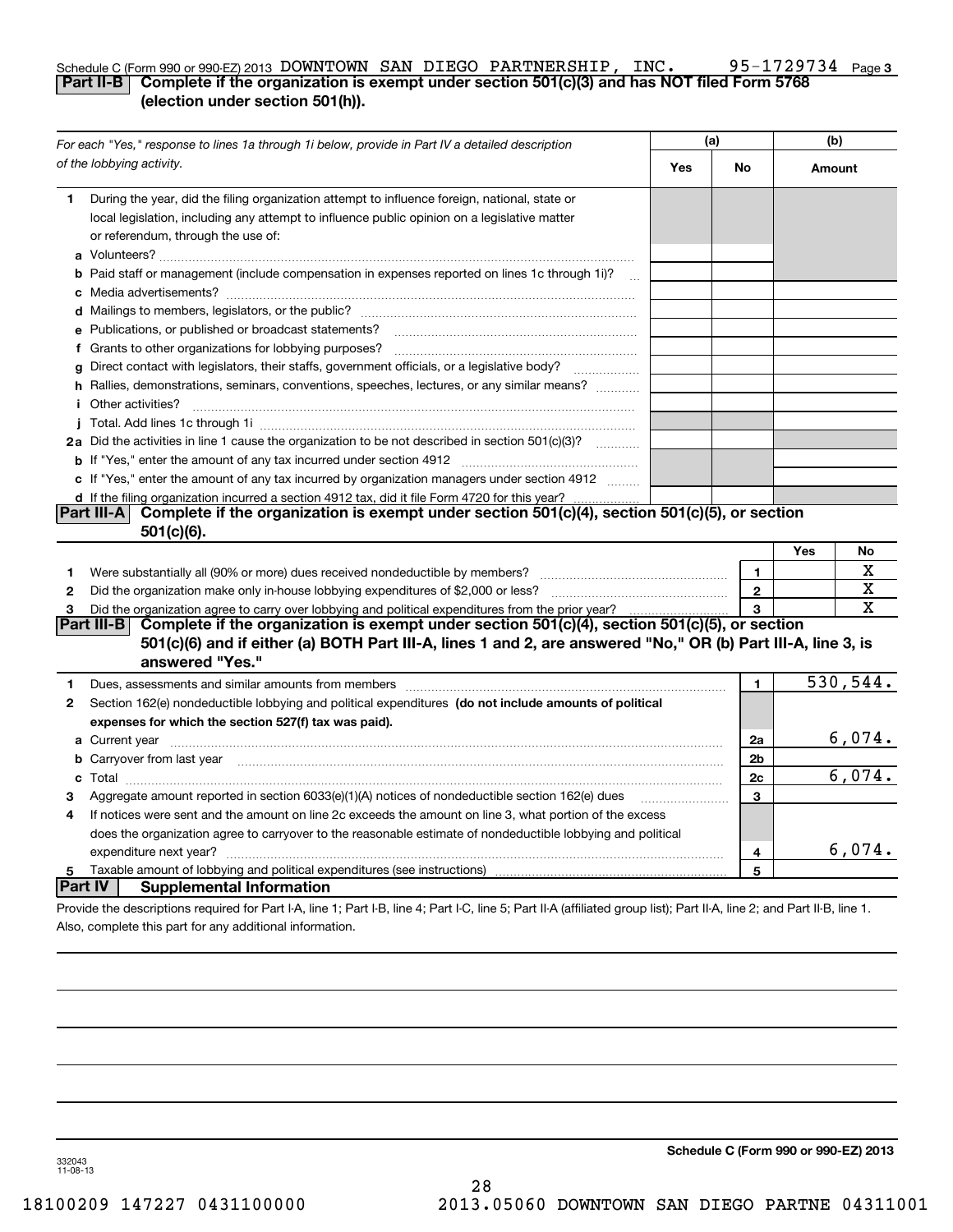Schedule C (Form 990 or 990-EZ) 2013 DOWNTOWN SAN DIEGO PARTNERSHIP, INC. 95-1729734 Page 3

## Part II-B Complete if the organization is exempt under section 501(c)(3) and has NOT filed Form 5768 (election under section 501(h)).

| For each "Yes," response to lines 1a through 1i below, provide in Part IV a detailed description of the lobbying activity. | (a) Yes | (a) No | (b) Amount |
|---|---|---|---|
| **1** During the year, did the filing organization attempt to influence foreign, national, state or local legislation, including any attempt to influence public opinion on a legislative matter or referendum, through the use of: | | | |
| **a** Volunteers? | | | |
| **b** Paid staff or management (include compensation in expenses reported on lines 1c through 1i)? | | | |
| **c** Media advertisements? | | | |
| **d** Mailings to members, legislators, or the public? | | | |
| **e** Publications, or published or broadcast statements? | | | |
| **f** Grants to other organizations for lobbying purposes? | | | |
| **g** Direct contact with legislators, their staffs, government officials, or a legislative body? | | | |
| **h** Rallies, demonstrations, seminars, conventions, speeches, lectures, or any similar means? | | | |
| **i** Other activities? | | | |
| **j** Total. Add lines 1c through 1i | | | |
| **2a** Did the activities in line 1 cause the organization to be not described in section 501(c)(3)? | | | |
| **b** If "Yes," enter the amount of any tax incurred under section 4912 | | | |
| **c** If "Yes," enter the amount of any tax incurred by organization managers under section 4912 | | | |
| **d** If the filing organization incurred a section 4912 tax, did it file Form 4720 for this year? | | | |

## Part III-A Complete if the organization is exempt under section 501(c)(4), section 501(c)(5), or section 501(c)(6).

| | | | Yes | No |
|---|---|---|---|---|
| **1** | Were substantially all (90% or more) dues received nondeductible by members? | 1 | | X |
| **2** | Did the organization make only in-house lobbying expenditures of $2,000 or less? | 2 | | X |
| **3** | Did the organization agree to carry over lobbying and political expenditures from the prior year? | 3 | | X |

## Part III-B Complete if the organization is exempt under section 501(c)(4), section 501(c)(5), or section 501(c)(6) and if either (a) BOTH Part III-A, lines 1 and 2, are answered "No," OR (b) Part III-A, line 3, is answered "Yes."

| | | | |
|---|---|---|---|
| **1** | Dues, assessments and similar amounts from members | 1 | 530,544. |
| **2** | Section 162(e) nondeductible lobbying and political expenditures **(do not include amounts of political expenses for which the section 527(f) tax was paid).** | | |
| **a** | Current year | 2a | 6,074. |
| **b** | Carryover from last year | 2b | |
| **c** | Total | 2c | 6,074. |
| **3** | Aggregate amount reported in section 6033(e)(1)(A) notices of nondeductible section 162(e) dues | 3 | |
| **4** | If notices were sent and the amount on line 2c exceeds the amount on line 3, what portion of the excess does the organization agree to carryover to the reasonable estimate of nondeductible lobbying and political expenditure next year? | 4 | 6,074. |
| **5** | Taxable amount of lobbying and political expenditures (see instructions) | 5 | |

## Part IV Supplemental Information

Provide the descriptions required for Part I-A, line 1; Part I-B, line 4; Part I-C, line 5; Part II-A (affiliated group list); Part II-A, line 2; and Part II-B, line 1. Also, complete this part for any additional information.

Schedule C (Form 990 or 990-EZ) 2013

332043 11-08-13

18100209 147227 0431100000 2013.05060 DOWNTOWN SAN DIEGO PARTNE 04311001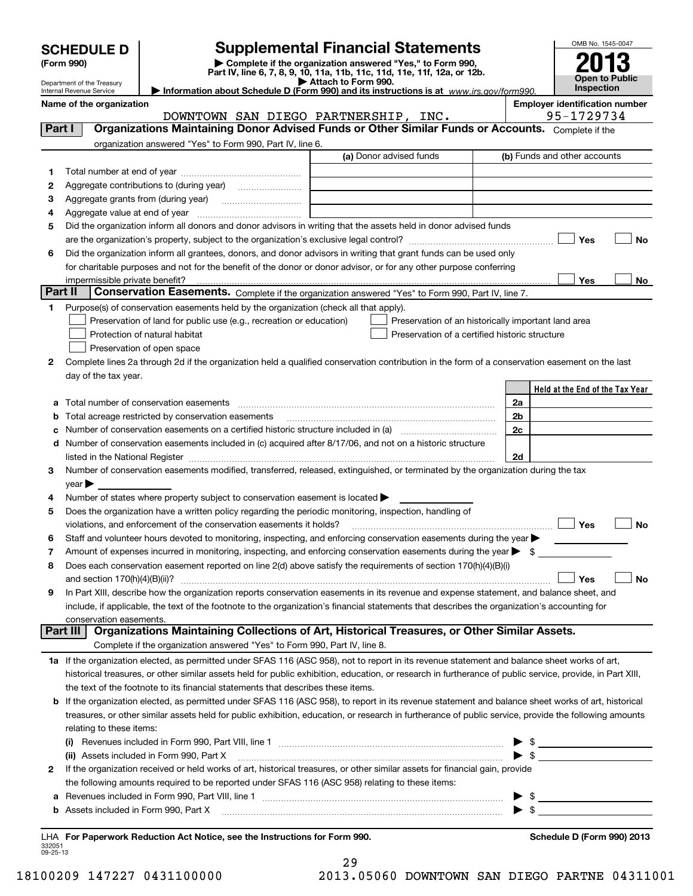# SCHEDULE D (Form 990)

Department of the Treasury
Internal Revenue Service

## Supplemental Financial Statements

▶ Complete if the organization answered "Yes," to Form 990, Part IV, line 6, 7, 8, 9, 10, 11a, 11b, 11c, 11d, 11e, 11f, 12a, or 12b.
▶ Attach to Form 990.
▶ Information about Schedule D (Form 990) and its instructions is at www.irs.gov/form990.

OMB No. 1545-0047
**2013**
**Open to Public Inspection**

**Name of the organization:** DOWNTOWN SAN DIEGO PARTNERSHIP, INC.
**Employer identification number:** 95-1729734

## Part I Organizations Maintaining Donor Advised Funds or Other Similar Funds or Accounts.

Complete if the organization answered "Yes" to Form 990, Part IV, line 6.

| | | (a) Donor advised funds | (b) Funds and other accounts |
|---|---|---|---|
| 1 | Total number at end of year | | |
| 2 | Aggregate contributions to (during year) | | |
| 3 | Aggregate grants from (during year) | | |
| 4 | Aggregate value at end of year | | |

5 Did the organization inform all donors and donor advisors in writing that the assets held in donor advised funds are the organization's property, subject to the organization's exclusive legal control? ☐ Yes ☐ No

6 Did the organization inform all grantees, donors, and donor advisors in writing that grant funds can be used only for charitable purposes and not for the benefit of the donor or donor advisor, or for any other purpose conferring impermissible private benefit? ☐ Yes ☐ No

## Part II Conservation Easements.

Complete if the organization answered "Yes" to Form 990, Part IV, line 7.

1 Purpose(s) of conservation easements held by the organization (check all that apply).

- ☐ Preservation of land for public use (e.g., recreation or education)
- ☐ Preservation of an historically important land area
- ☐ Protection of natural habitat
- ☐ Preservation of a certified historic structure
- ☐ Preservation of open space

2 Complete lines 2a through 2d if the organization held a qualified conservation contribution in the form of a conservation easement on the last day of the tax year.

| | | | Held at the End of the Tax Year |
|---|---|---|---|
| a | Total number of conservation easements | 2a | |
| b | Total acreage restricted by conservation easements | 2b | |
| c | Number of conservation easements on a certified historic structure included in (a) | 2c | |
| d | Number of conservation easements included in (c) acquired after 8/17/06, and not on a historic structure listed in the National Register | 2d | |

3 Number of conservation easements modified, transferred, released, extinguished, or terminated by the organization during the tax year ▶

4 Number of states where property subject to conservation easement is located ▶

5 Does the organization have a written policy regarding the periodic monitoring, inspection, handling of violations, and enforcement of the conservation easements it holds? ☐ Yes ☐ No

6 Staff and volunteer hours devoted to monitoring, inspecting, and enforcing conservation easements during the year ▶

7 Amount of expenses incurred in monitoring, inspecting, and enforcing conservation easements during the year ▶ $

8 Does each conservation easement reported on line 2(d) above satisfy the requirements of section 170(h)(4)(B)(i) and section 170(h)(4)(B)(ii)? ☐ Yes ☐ No

9 In Part XIII, describe how the organization reports conservation easements in its revenue and expense statement, and balance sheet, and include, if applicable, the text of the footnote to the organization's financial statements that describes the organization's accounting for conservation easements.

## Part III Organizations Maintaining Collections of Art, Historical Treasures, or Other Similar Assets.

Complete if the organization answered "Yes" to Form 990, Part IV, line 8.

1a If the organization elected, as permitted under SFAS 116 (ASC 958), not to report in its revenue statement and balance sheet works of art, historical treasures, or other similar assets held for public exhibition, education, or research in furtherance of public service, provide, in Part XIII, the text of the footnote to its financial statements that describes these items.

b If the organization elected, as permitted under SFAS 116 (ASC 958), to report in its revenue statement and balance sheet works of art, historical treasures, or other similar assets held for public exhibition, education, or research in furtherance of public service, provide the following amounts relating to these items:

(i) Revenues included in Form 990, Part VIII, line 1 ▶ $

(ii) Assets included in Form 990, Part X ▶ $

2 If the organization received or held works of art, historical treasures, or other similar assets for financial gain, provide the following amounts required to be reported under SFAS 116 (ASC 958) relating to these items:

a Revenues included in Form 990, Part VIII, line 1 ▶ $

b Assets included in Form 990, Part X ▶ $

LHA For Paperwork Reduction Act Notice, see the Instructions for Form 990. Schedule D (Form 990) 2013

332051 09-25-13

18100209 147227 0431100000 2013.05060 DOWNTOWN SAN DIEGO PARTNE 04311001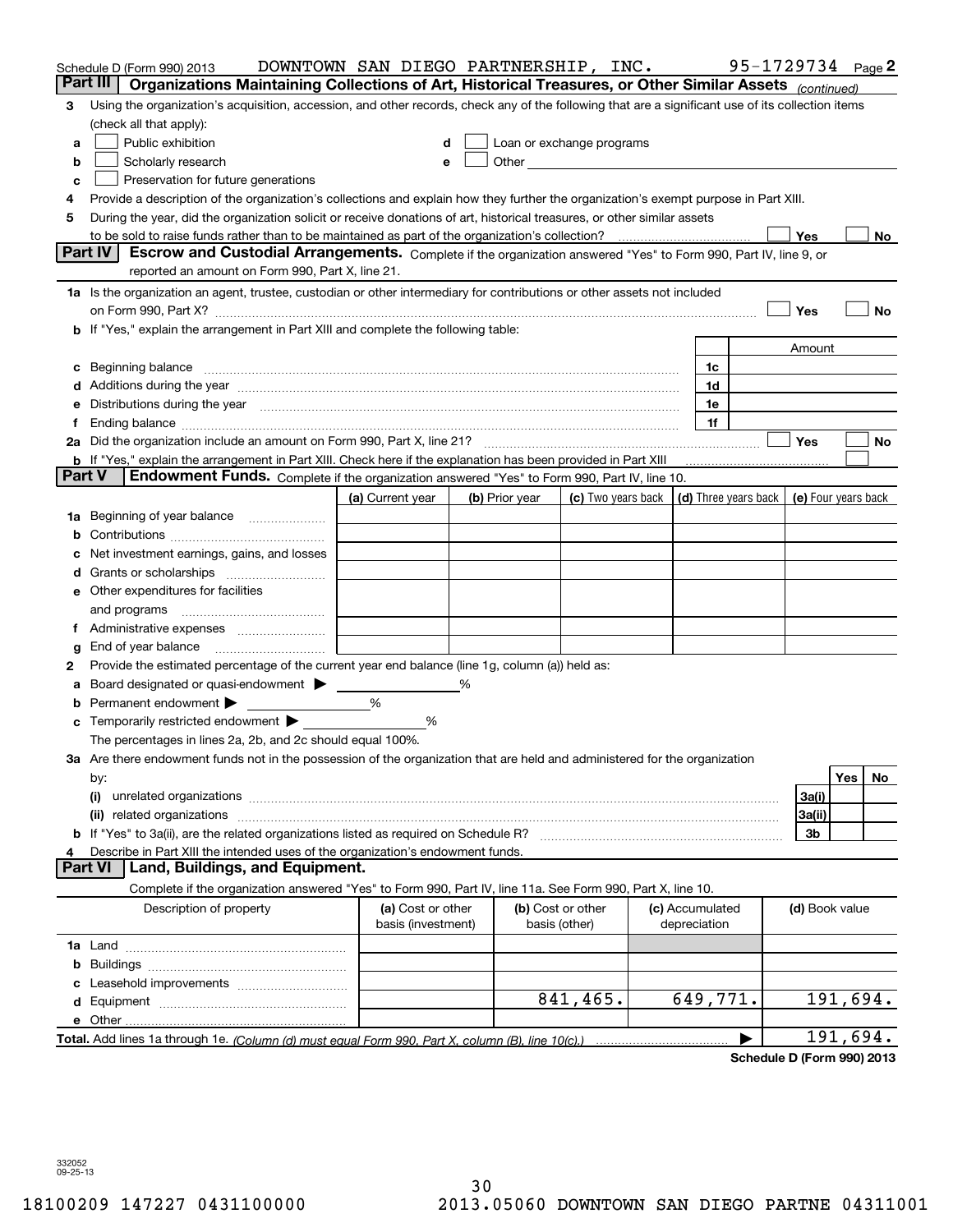Schedule D (Form 990) 2013 DOWNTOWN SAN DIEGO PARTNERSHIP, INC. 95-1729734 Page **2**

## Part III Organizations Maintaining Collections of Art, Historical Treasures, or Other Similar Assets *(continued)*

**3** Using the organization's acquisition, accession, and other records, check any of the following that are a significant use of its collection items (check all that apply):

- **a** ☐ Public exhibition
- **b** ☐ Scholarly research
- **c** ☐ Preservation for future generations
- **d** ☐ Loan or exchange programs
- **e** ☐ Other

**4** Provide a description of the organization's collections and explain how they further the organization's exempt purpose in Part XIII.

**5** During the year, did the organization solicit or receive donations of art, historical treasures, or other similar assets to be sold to raise funds rather than to be maintained as part of the organization's collection? ☐ Yes ☐ No

## Part IV Escrow and Custodial Arrangements.

Complete if the organization answered "Yes" to Form 990, Part IV, line 9, or reported an amount on Form 990, Part X, line 21.

**1a** Is the organization an agent, trustee, custodian or other intermediary for contributions or other assets not included on Form 990, Part X? ☐ Yes ☐ No

**b** If "Yes," explain the arrangement in Part XIII and complete the following table:

| | | Amount |
|---|---|---|
| **c** Beginning balance | 1c | |
| **d** Additions during the year | 1d | |
| **e** Distributions during the year | 1e | |
| **f** Ending balance | 1f | |

**2a** Did the organization include an amount on Form 990, Part X, line 21? ☐ Yes ☐ No

**b** If "Yes," explain the arrangement in Part XIII. Check here if the explanation has been provided in Part XIII ☐

## Part V Endowment Funds.

Complete if the organization answered "Yes" to Form 990, Part IV, line 10.

| | (a) Current year | (b) Prior year | (c) Two years back | (d) Three years back | (e) Four years back |
|---|---|---|---|---|---|
| **1a** Beginning of year balance | | | | | |
| **b** Contributions | | | | | |
| **c** Net investment earnings, gains, and losses | | | | | |
| **d** Grants or scholarships | | | | | |
| **e** Other expenditures for facilities and programs | | | | | |
| **f** Administrative expenses | | | | | |
| **g** End of year balance | | | | | |

**2** Provide the estimated percentage of the current year end balance (line 1g, column (a)) held as:

- **a** Board designated or quasi-endowment ▶ ______ %
- **b** Permanent endowment ▶ ______ %
- **c** Temporarily restricted endowment ▶ ______ %

The percentages in lines 2a, 2b, and 2c should equal 100%.

**3a** Are there endowment funds not in the possession of the organization that are held and administered for the organization by:

| | | Yes | No |
|---|---|---|---|
| **(i)** unrelated organizations | 3a(i) | | |
| **(ii)** related organizations | 3a(ii) | | |
| **b** If "Yes" to 3a(ii), are the related organizations listed as required on Schedule R? | 3b | | |

**4** Describe in Part XIII the intended uses of the organization's endowment funds.

## Part VI Land, Buildings, and Equipment.

Complete if the organization answered "Yes" to Form 990, Part IV, line 11a. See Form 990, Part X, line 10.

| Description of property | (a) Cost or other basis (investment) | (b) Cost or other basis (other) | (c) Accumulated depreciation | (d) Book value |
|---|---|---|---|---|
| **1a** Land | | | | |
| **b** Buildings | | | | |
| **c** Leasehold improvements | | | | |
| **d** Equipment | | 841,465. | 649,771. | 191,694. |
| **e** Other | | | | |
| **Total.** Add lines 1a through 1e. *(Column (d) must equal Form 990, Part X, column (B), line 10(c).)* | | | | 191,694. |

**Schedule D (Form 990) 2013**

332052 09-25-13

18100209 147227 0431100000 2013.05060 DOWNTOWN SAN DIEGO PARTNE 04311001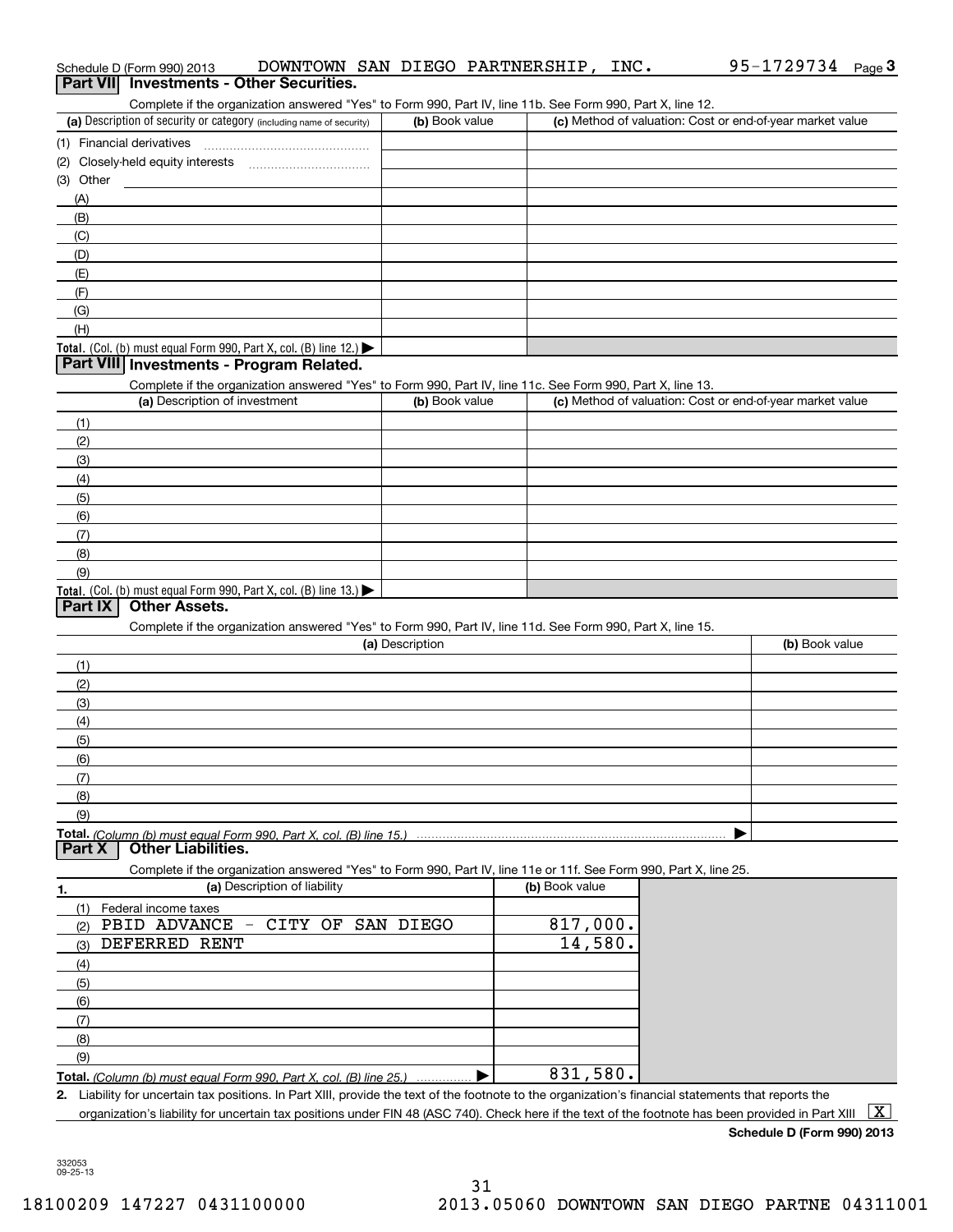Schedule D (Form 990) 2013 DOWNTOWN SAN DIEGO PARTNERSHIP, INC. 95-1729734 Page 3

## Part VII Investments - Other Securities.

Complete if the organization answered "Yes" to Form 990, Part IV, line 11b. See Form 990, Part X, line 12.

| (a) Description of security or category (including name of security) | (b) Book value | (c) Method of valuation: Cost or end-of-year market value |
|---|---|---|
| (1) Financial derivatives | | |
| (2) Closely-held equity interests | | |
| (3) Other | | |
| (A) | | |
| (B) | | |
| (C) | | |
| (D) | | |
| (E) | | |
| (F) | | |
| (G) | | |
| (H) | | |
| **Total.** (Col. (b) must equal Form 990, Part X, col. (B) line 12.) ▶ | | |

## Part VIII Investments - Program Related.

Complete if the organization answered "Yes" to Form 990, Part IV, line 11c. See Form 990, Part X, line 13.

| (a) Description of investment | (b) Book value | (c) Method of valuation: Cost or end-of-year market value |
|---|---|---|
| (1) | | |
| (2) | | |
| (3) | | |
| (4) | | |
| (5) | | |
| (6) | | |
| (7) | | |
| (8) | | |
| (9) | | |
| **Total.** (Col. (b) must equal Form 990, Part X, col. (B) line 13.) ▶ | | |

## Part IX Other Assets.

Complete if the organization answered "Yes" to Form 990, Part IV, line 11d. See Form 990, Part X, line 15.

| (a) Description | (b) Book value |
|---|---|
| (1) | |
| (2) | |
| (3) | |
| (4) | |
| (5) | |
| (6) | |
| (7) | |
| (8) | |
| (9) | |
| **Total.** *(Column (b) must equal Form 990, Part X, col. (B) line 15.)* ▶ | |

## Part X Other Liabilities.

Complete if the organization answered "Yes" to Form 990, Part IV, line 11e or 11f. See Form 990, Part X, line 25.

| 1. (a) Description of liability | (b) Book value |
|---|---|
| (1) Federal income taxes | |
| (2) PBID ADVANCE - CITY OF SAN DIEGO | 817,000. |
| (3) DEFERRED RENT | 14,580. |
| (4) | |
| (5) | |
| (6) | |
| (7) | |
| (8) | |
| (9) | |
| **Total.** *(Column (b) must equal Form 990, Part X, col. (B) line 25.)* ▶ | 831,580. |

**2.** Liability for uncertain tax positions. In Part XIII, provide the text of the footnote to the organization's financial statements that reports the organization's liability for uncertain tax positions under FIN 48 (ASC 740). Check here if the text of the footnote has been provided in Part XIII [X]

**Schedule D (Form 990) 2013**

332053 09-25-13

18100209 147227 0431100000 2013.05060 DOWNTOWN SAN DIEGO PARTNE 04311001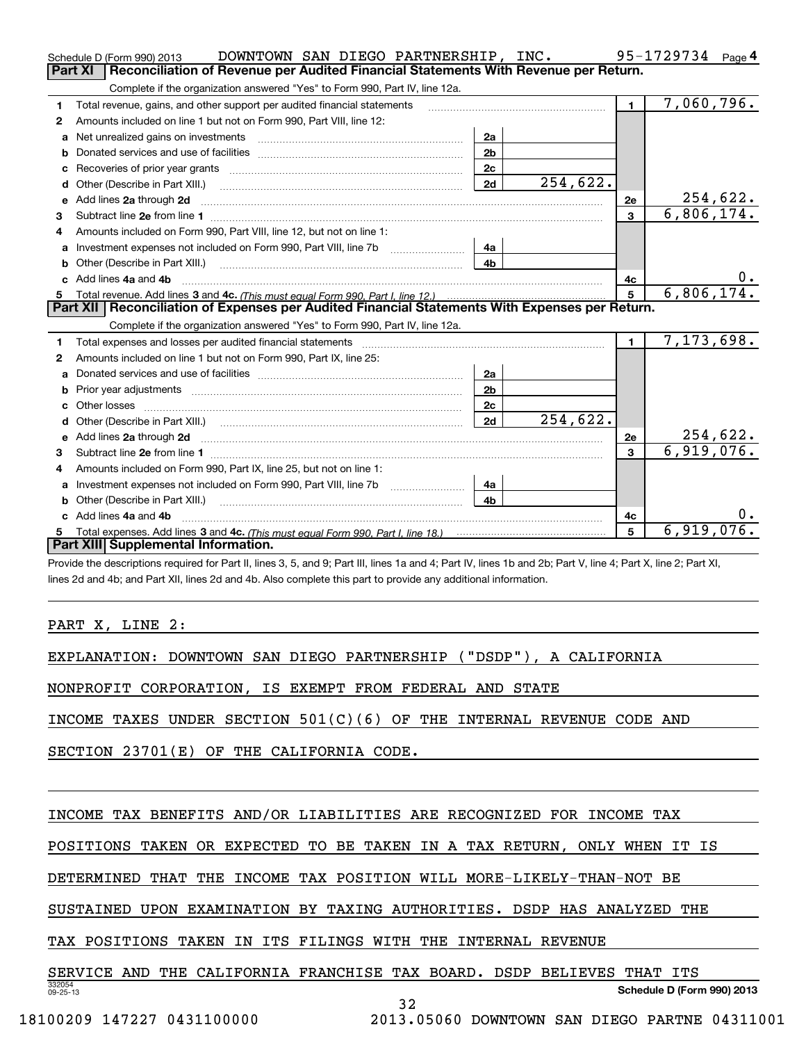Schedule D (Form 990) 2013 DOWNTOWN SAN DIEGO PARTNERSHIP, INC. 95-1729734 Page 4

## Part XI Reconciliation of Revenue per Audited Financial Statements With Revenue per Return.

Complete if the organization answered "Yes" to Form 990, Part IV, line 12a.

| | | | | | |
|---|---|---|---|---|---|
| 1 | Total revenue, gains, and other support per audited financial statements | | | 1 | 7,060,796. |
| 2 | Amounts included on line 1 but not on Form 990, Part VIII, line 12: | | | | |
| a | Net unrealized gains on investments | 2a | | | |
| b | Donated services and use of facilities | 2b | | | |
| c | Recoveries of prior year grants | 2c | | | |
| d | Other (Describe in Part XIII.) | 2d | 254,622. | | |
| e | Add lines 2a through 2d | | | 2e | 254,622. |
| 3 | Subtract line 2e from line 1 | | | 3 | 6,806,174. |
| 4 | Amounts included on Form 990, Part VIII, line 12, but not on line 1: | | | | |
| a | Investment expenses not included on Form 990, Part VIII, line 7b | 4a | | | |
| b | Other (Describe in Part XIII.) | 4b | | | |
| c | Add lines 4a and 4b | | | 4c | 0. |
| 5 | Total revenue. Add lines 3 and 4c. *(This must equal Form 990, Part I, line 12.)* | | | 5 | 6,806,174. |

## Part XII Reconciliation of Expenses per Audited Financial Statements With Expenses per Return.

Complete if the organization answered "Yes" to Form 990, Part IV, line 12a.

| | | | | | |
|---|---|---|---|---|---|
| 1 | Total expenses and losses per audited financial statements | | | 1 | 7,173,698. |
| 2 | Amounts included on line 1 but not on Form 990, Part IX, line 25: | | | | |
| a | Donated services and use of facilities | 2a | | | |
| b | Prior year adjustments | 2b | | | |
| c | Other losses | 2c | | | |
| d | Other (Describe in Part XIII.) | 2d | 254,622. | | |
| e | Add lines 2a through 2d | | | 2e | 254,622. |
| 3 | Subtract line 2e from line 1 | | | 3 | 6,919,076. |
| 4 | Amounts included on Form 990, Part IX, line 25, but not on line 1: | | | | |
| a | Investment expenses not included on Form 990, Part VIII, line 7b | 4a | | | |
| b | Other (Describe in Part XIII.) | 4b | | | |
| c | Add lines 4a and 4b | | | 4c | 0. |
| 5 | Total expenses. Add lines 3 and 4c. *(This must equal Form 990, Part I, line 18.)* | | | 5 | 6,919,076. |

## Part XIII Supplemental Information.

Provide the descriptions required for Part II, lines 3, 5, and 9; Part III, lines 1a and 4; Part IV, lines 1b and 2b; Part V, line 4; Part X, line 2; Part XI, lines 2d and 4b; and Part XII, lines 2d and 4b. Also complete this part to provide any additional information.

PART X, LINE 2:

EXPLANATION: DOWNTOWN SAN DIEGO PARTNERSHIP ("DSDP"), A CALIFORNIA NONPROFIT CORPORATION, IS EXEMPT FROM FEDERAL AND STATE INCOME TAXES UNDER SECTION 501(C)(6) OF THE INTERNAL REVENUE CODE AND SECTION 23701(E) OF THE CALIFORNIA CODE.

INCOME TAX BENEFITS AND/OR LIABILITIES ARE RECOGNIZED FOR INCOME TAX POSITIONS TAKEN OR EXPECTED TO BE TAKEN IN A TAX RETURN, ONLY WHEN IT IS DETERMINED THAT THE INCOME TAX POSITION WILL MORE-LIKELY-THAN-NOT BE SUSTAINED UPON EXAMINATION BY TAXING AUTHORITIES. DSDP HAS ANALYZED THE TAX POSITIONS TAKEN IN ITS FILINGS WITH THE INTERNAL REVENUE SERVICE AND THE CALIFORNIA FRANCHISE TAX BOARD. DSDP BELIEVES THAT ITS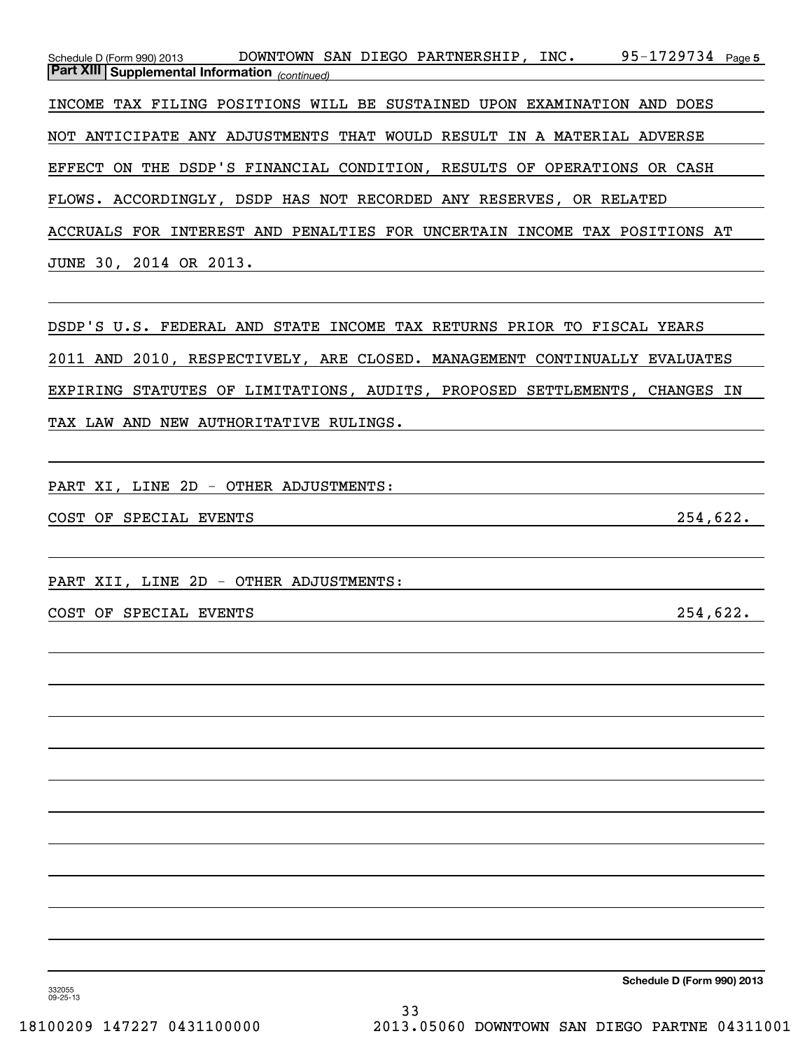**Part XIII | Supplemental Information** *(continued)*

INCOME TAX FILING POSITIONS WILL BE SUSTAINED UPON EXAMINATION AND DOES NOT ANTICIPATE ANY ADJUSTMENTS THAT WOULD RESULT IN A MATERIAL ADVERSE EFFECT ON THE DSDP'S FINANCIAL CONDITION, RESULTS OF OPERATIONS OR CASH FLOWS. ACCORDINGLY, DSDP HAS NOT RECORDED ANY RESERVES, OR RELATED ACCRUALS FOR INTEREST AND PENALTIES FOR UNCERTAIN INCOME TAX POSITIONS AT JUNE 30, 2014 OR 2013.

DSDP'S U.S. FEDERAL AND STATE INCOME TAX RETURNS PRIOR TO FISCAL YEARS 2011 AND 2010, RESPECTIVELY, ARE CLOSED. MANAGEMENT CONTINUALLY EVALUATES EXPIRING STATUTES OF LIMITATIONS, AUDITS, PROPOSED SETTLEMENTS, CHANGES IN TAX LAW AND NEW AUTHORITATIVE RULINGS.

PART XI, LINE 2D - OTHER ADJUSTMENTS:

| | |
|---|---|
| COST OF SPECIAL EVENTS | 254,622. |

PART XII, LINE 2D - OTHER ADJUSTMENTS:

| | |
|---|---|
| COST OF SPECIAL EVENTS | 254,622. |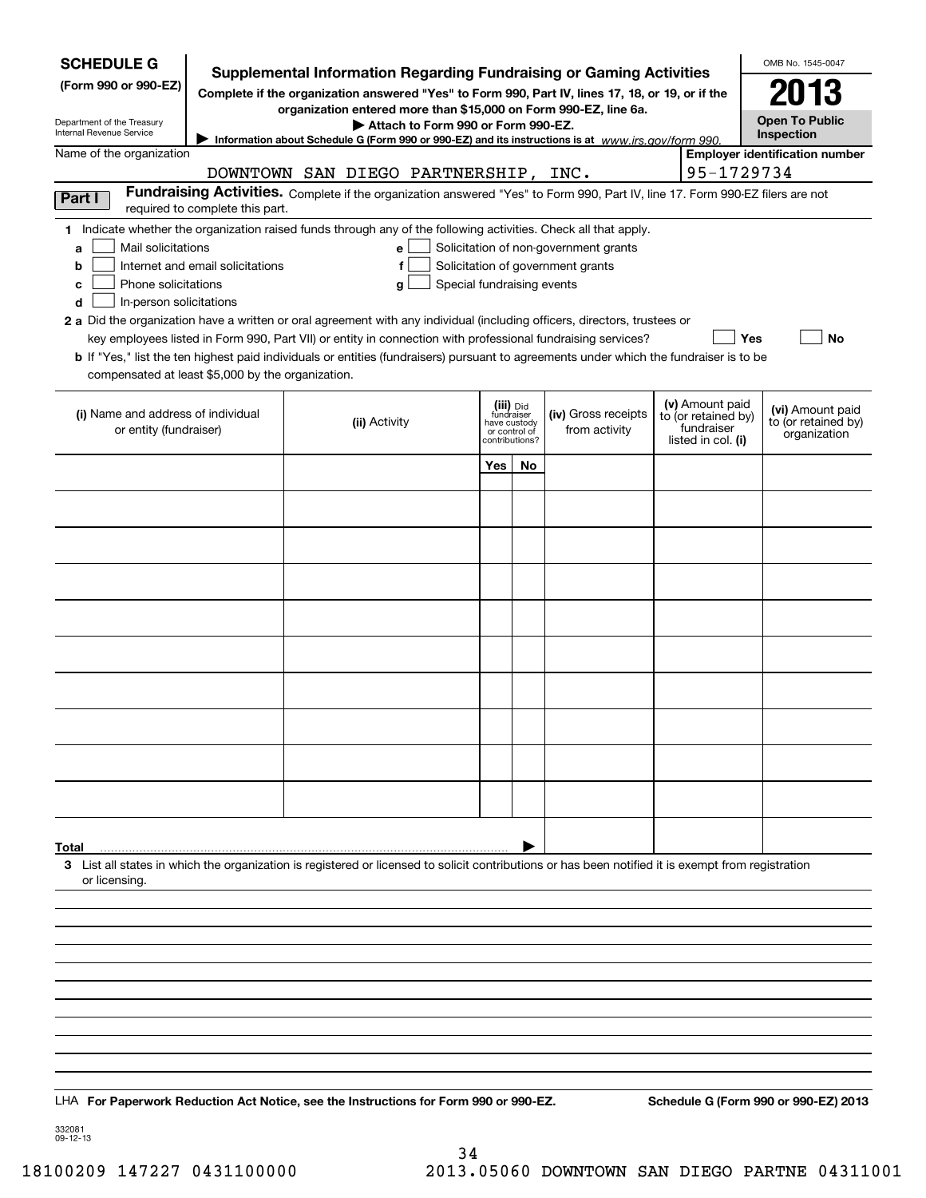**SCHEDULE G**
**(Form 990 or 990-EZ)**

Department of the Treasury
Internal Revenue Service

# Supplemental Information Regarding Fundraising or Gaming Activities

**Complete if the organization answered "Yes" to Form 990, Part IV, lines 17, 18, or 19, or if the organization entered more than $15,000 on Form 990-EZ, line 6a.**

**▶ Attach to Form 990 or Form 990-EZ.**

**▶ Information about Schedule G (Form 990 or 990-EZ) and its instructions is at** *www.irs.gov/form 990.*

OMB No. 1545-0047

**2013**

**Open To Public Inspection**

Name of the organization: DOWNTOWN SAN DIEGO PARTNERSHIP, INC.

**Employer identification number**: 95-1729734

**Part I** **Fundraising Activities.** Complete if the organization answered "Yes" to Form 990, Part IV, line 17. Form 990-EZ filers are not required to complete this part.

**1** Indicate whether the organization raised funds through any of the following activities. Check all that apply.

- **a** ☐ Mail solicitations
- **b** ☐ Internet and email solicitations
- **c** ☐ Phone solicitations
- **d** ☐ In-person solicitations
- **e** ☐ Solicitation of non-government grants
- **f** ☐ Solicitation of government grants
- **g** ☐ Special fundraising events

**2 a** Did the organization have a written or oral agreement with any individual (including officers, directors, trustees or key employees listed in Form 990, Part VII) or entity in connection with professional fundraising services? ☐ **Yes** ☐ **No**

**b** If "Yes," list the ten highest paid individuals or entities (fundraisers) pursuant to agreements under which the fundraiser is to be compensated at least $5,000 by the organization.

| (i) Name and address of individual or entity (fundraiser) | (ii) Activity | (iii) Did fundraiser have custody or control of contributions? Yes | No | (iv) Gross receipts from activity | (v) Amount paid to (or retained by) fundraiser listed in col. (i) | (vi) Amount paid to (or retained by) organization |
|---|---|---|---|---|---|---|
| | | | | | | |
| | | | | | | |
| | | | | | | |
| | | | | | | |
| | | | | | | |
| | | | | | | |
| | | | | | | |
| | | | | | | |
| | | | | | | |
| | | | | | | |
| **Total** ▶ | | | | | | |

**3** List all states in which the organization is registered or licensed to solicit contributions or has been notified it is exempt from registration or licensing.

LHA **For Paperwork Reduction Act Notice, see the Instructions for Form 990 or 990-EZ.** **Schedule G (Form 990 or 990-EZ) 2013**

332081
09-12-13

18100209 147227 0431100000 2013.05060 DOWNTOWN SAN DIEGO PARTNE 04311001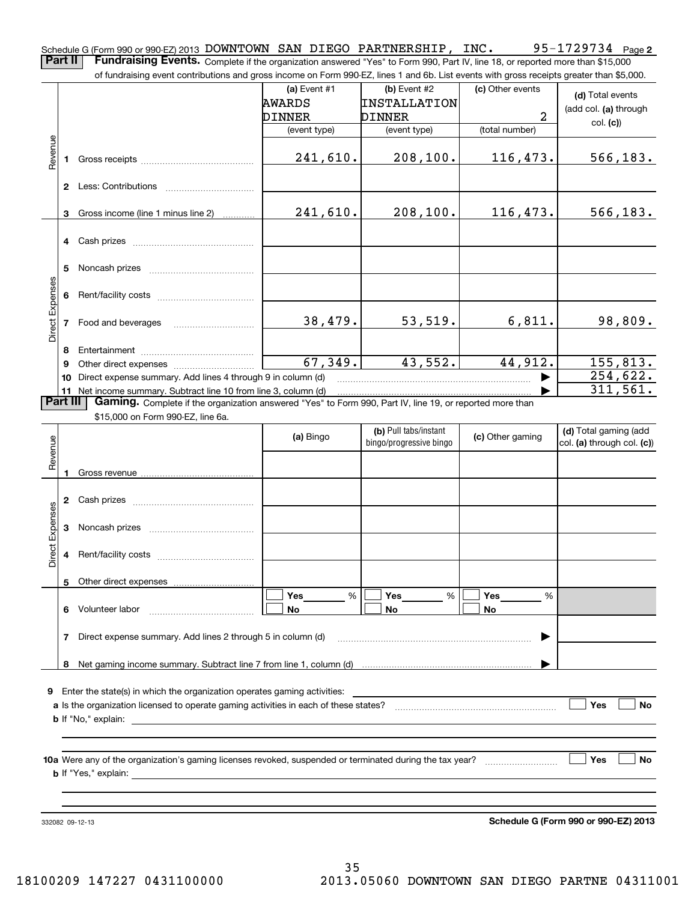Schedule G (Form 990 or 990-EZ) 2013 DOWNTOWN SAN DIEGO PARTNERSHIP, INC. 95-1729734 Page 2

**Part II** **Fundraising Events.** Complete if the organization answered "Yes" to Form 990, Part IV, line 18, or reported more than $15,000 of fundraising event contributions and gross income on Form 990-EZ, lines 1 and 6b. List events with gross receipts greater than $5,000.

| | | (a) Event #1 AWARDS DINNER (event type) | (b) Event #2 INSTALLATION DINNER (event type) | (c) Other events 2 (total number) | (d) Total events (add col. (a) through col. (c)) |
|---|---|---|---|---|---|
| Revenue | 1 Gross receipts | 241,610. | 208,100. | 116,473. | 566,183. |
| | 2 Less: Contributions | | | | |
| | 3 Gross income (line 1 minus line 2) | 241,610. | 208,100. | 116,473. | 566,183. |
| Direct Expenses | 4 Cash prizes | | | | |
| | 5 Noncash prizes | | | | |
| | 6 Rent/facility costs | | | | |
| | 7 Food and beverages | 38,479. | 53,519. | 6,811. | 98,809. |
| | 8 Entertainment | | | | |
| | 9 Other direct expenses | 67,349. | 43,552. | 44,912. | 155,813. |
| | 10 Direct expense summary. Add lines 4 through 9 in column (d) | | | ▶ | 254,622. |
| | 11 Net income summary. Subtract line 10 from line 3, column (d) | | | ▶ | 311,561. |

**Part III** **Gaming.** Complete if the organization answered "Yes" to Form 990, Part IV, line 19, or reported more than $15,000 on Form 990-EZ, line 6a.

| | | (a) Bingo | (b) Pull tabs/instant bingo/progressive bingo | (c) Other gaming | (d) Total gaming (add col. (a) through col. (c)) |
|---|---|---|---|---|---|
| Revenue | 1 Gross revenue | | | | |
| Direct Expenses | 2 Cash prizes | | | | |
| | 3 Noncash prizes | | | | |
| | 4 Rent/facility costs | | | | |
| | 5 Other direct expenses | | | | |
| | 6 Volunteer labor | ☐ Yes ___ % ☐ No | ☐ Yes ___ % ☐ No | ☐ Yes ___ % ☐ No | |
| | 7 Direct expense summary. Add lines 2 through 5 in column (d) | | | ▶ | |
| | 8 Net gaming income summary. Subtract line 7 from line 1, column (d) | | | ▶ | |

9 Enter the state(s) in which the organization operates gaming activities:

a Is the organization licensed to operate gaming activities in each of these states? ☐ Yes ☐ No

b If "No," explain:

10a Were any of the organization's gaming licenses revoked, suspended or terminated during the tax year? ☐ Yes ☐ No

b If "Yes," explain:

332082 09-12-13 **Schedule G (Form 990 or 990-EZ) 2013**

18100209 147227 0431100000 2013.05060 DOWNTOWN SAN DIEGO PARTNE 04311001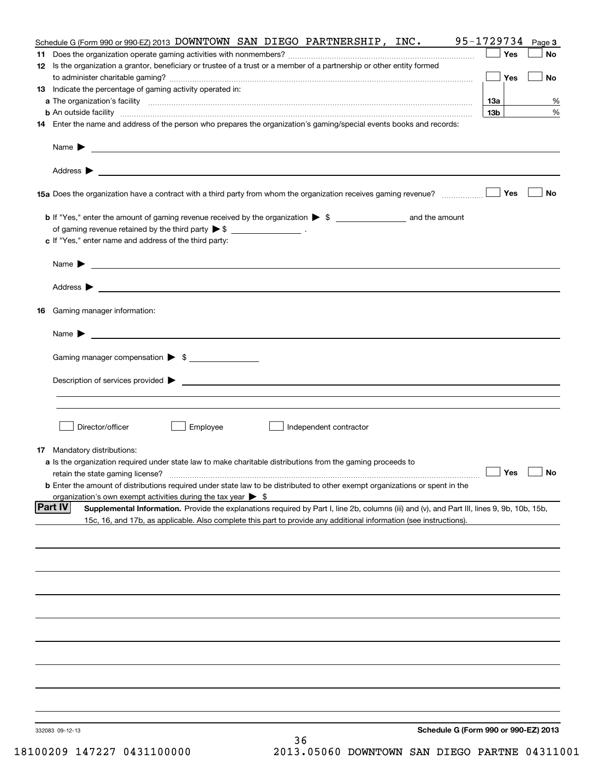Schedule G (Form 990 or 990-EZ) 2013 DOWNTOWN SAN DIEGO PARTNERSHIP, INC. 95-1729734 Page **3**

**11** Does the organization operate gaming activities with nonmembers? ☐ Yes ☐ No

**12** Is the organization a grantor, beneficiary or trustee of a trust or a member of a partnership or other entity formed to administer charitable gaming? ☐ Yes ☐ No

**13** Indicate the percentage of gaming activity operated in:

**a** The organization's facility **13a** %

**b** An outside facility **13b** %

**14** Enter the name and address of the person who prepares the organization's gaming/special events books and records:

Name ▶

Address ▶

**15a** Does the organization have a contract with a third party from whom the organization receives gaming revenue? ☐ Yes ☐ No

**b** If "Yes," enter the amount of gaming revenue received by the organization ▶ $ ______ and the amount of gaming revenue retained by the third party ▶ $ ______ .

**c** If "Yes," enter name and address of the third party:

Name ▶

Address ▶

**16** Gaming manager information:

Name ▶

Gaming manager compensation ▶ $

Description of services provided ▶

☐ Director/officer ☐ Employee ☐ Independent contractor

**17** Mandatory distributions:

**a** Is the organization required under state law to make charitable distributions from the gaming proceeds to retain the state gaming license? ☐ Yes ☐ No

**b** Enter the amount of distributions required under state law to be distributed to other exempt organizations or spent in the organization's own exempt activities during the tax year ▶ $

**Part IV** **Supplemental Information.** Provide the explanations required by Part I, line 2b, columns (iii) and (v), and Part III, lines 9, 9b, 10b, 15b, 15c, 16, and 17b, as applicable. Also complete this part to provide any additional information (see instructions).

332083 09-12-13

**Schedule G (Form 990 or 990-EZ) 2013**

18100209 147227 0431100000 2013.05060 DOWNTOWN SAN DIEGO PARTNE 04311001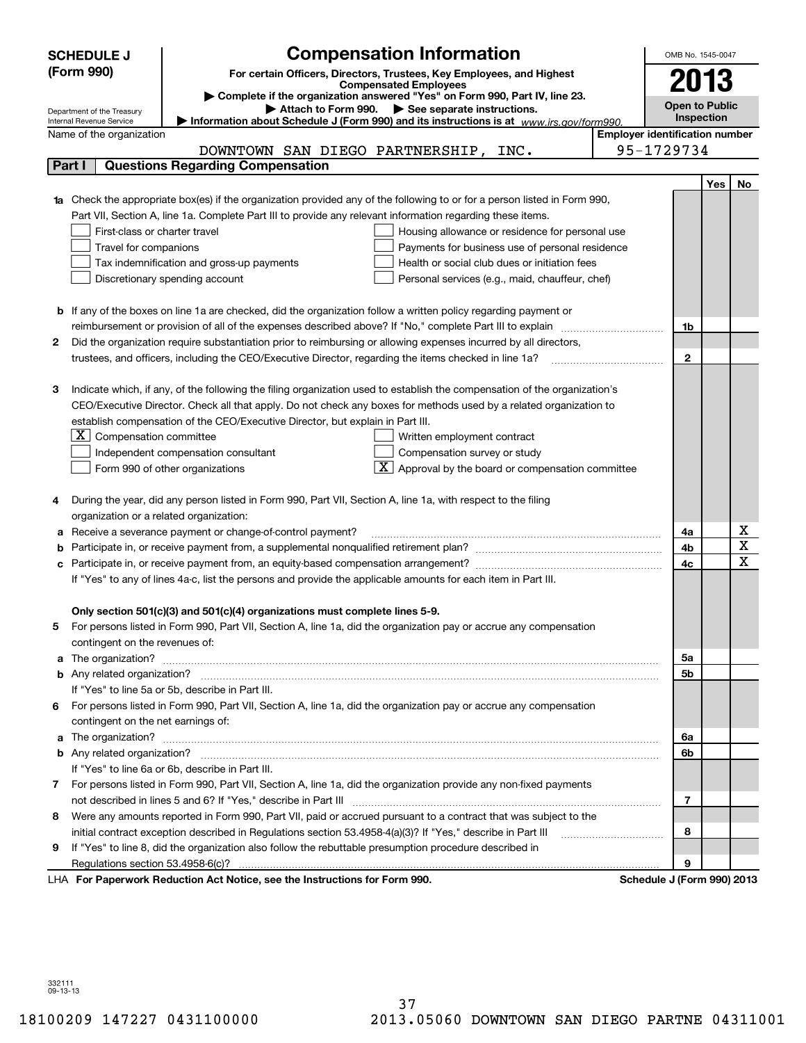**SCHEDULE J (Form 990)**

Department of the Treasury
Internal Revenue Service

# Compensation Information

**For certain Officers, Directors, Trustees, Key Employees, and Highest Compensated Employees**

▶ Complete if the organization answered "Yes" on Form 990, Part IV, line 23.

▶ Attach to Form 990. ▶ See separate instructions.

▶ Information about Schedule J (Form 990) and its instructions is at www.irs.gov/form990.

OMB No. 1545-0047

**2013**

**Open to Public Inspection**

Name of the organization: DOWNTOWN SAN DIEGO PARTNERSHIP, INC.

Employer identification number: 95-1729734

## Part I Questions Regarding Compensation

| | | Yes | No |
|---|---|---|---|
| **1a** Check the appropriate box(es) if the organization provided any of the following to or for a person listed in Form 990, Part VII, Section A, line 1a. Complete Part III to provide any relevant information regarding these items.<br>☐ First-class or charter travel ☐ Housing allowance or residence for personal use<br>☐ Travel for companions ☐ Payments for business use of personal residence<br>☐ Tax indemnification and gross-up payments ☐ Health or social club dues or initiation fees<br>☐ Discretionary spending account ☐ Personal services (e.g., maid, chauffeur, chef) | | | |
| **b** If any of the boxes on line 1a are checked, did the organization follow a written policy regarding payment or reimbursement or provision of all of the expenses described above? If "No," complete Part III to explain | 1b | | |
| **2** Did the organization require substantiation prior to reimbursing or allowing expenses incurred by all directors, trustees, and officers, including the CEO/Executive Director, regarding the items checked in line 1a? | 2 | | |
| **3** Indicate which, if any, of the following the filing organization used to establish the compensation of the organization's CEO/Executive Director. Check all that apply. Do not check any boxes for methods used by a related organization to establish compensation of the CEO/Executive Director, but explain in Part III.<br>☒ Compensation committee ☐ Written employment contract<br>☐ Independent compensation consultant ☐ Compensation survey or study<br>☐ Form 990 of other organizations ☒ Approval by the board or compensation committee | | | |
| **4** During the year, did any person listed in Form 990, Part VII, Section A, line 1a, with respect to the filing organization or a related organization: | | | |
| **a** Receive a severance payment or change-of-control payment? | 4a | | X |
| **b** Participate in, or receive payment from, a supplemental nonqualified retirement plan? | 4b | | X |
| **c** Participate in, or receive payment from, an equity-based compensation arrangement? | 4c | | X |
| If "Yes" to any of lines 4a-c, list the persons and provide the applicable amounts for each item in Part III. | | | |
| **Only section 501(c)(3) and 501(c)(4) organizations must complete lines 5-9.** | | | |
| **5** For persons listed in Form 990, Part VII, Section A, line 1a, did the organization pay or accrue any compensation contingent on the revenues of: | | | |
| **a** The organization? | 5a | | |
| **b** Any related organization? | 5b | | |
| If "Yes" to line 5a or 5b, describe in Part III. | | | |
| **6** For persons listed in Form 990, Part VII, Section A, line 1a, did the organization pay or accrue any compensation contingent on the net earnings of: | | | |
| **a** The organization? | 6a | | |
| **b** Any related organization? | 6b | | |
| If "Yes" to line 6a or 6b, describe in Part III. | | | |
| **7** For persons listed in Form 990, Part VII, Section A, line 1a, did the organization provide any non-fixed payments not described in lines 5 and 6? If "Yes," describe in Part III | 7 | | |
| **8** Were any amounts reported in Form 990, Part VII, paid or accrued pursuant to a contract that was subject to the initial contract exception described in Regulations section 53.4958-4(a)(3)? If "Yes," describe in Part III | 8 | | |
| **9** If "Yes" to line 8, did the organization also follow the rebuttable presumption procedure described in Regulations section 53.4958-6(c)? | 9 | | |

LHA **For Paperwork Reduction Act Notice, see the Instructions for Form 990.** **Schedule J (Form 990) 2013**

332111
09-13-13

18100209 147227 0431100000 2013.05060 DOWNTOWN SAN DIEGO PARTNE 04311001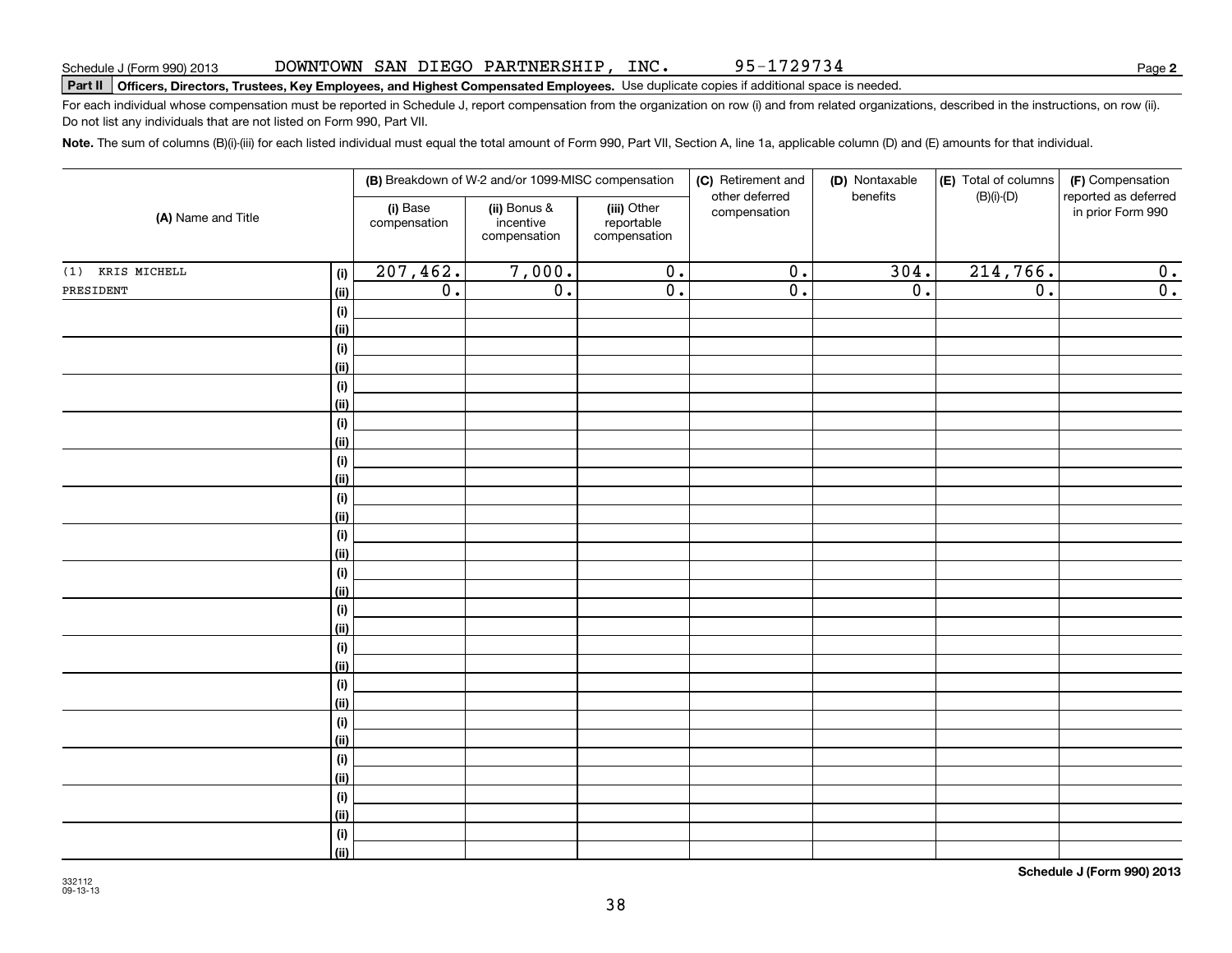Schedule J (Form 990) 2013 DOWNTOWN SAN DIEGO PARTNERSHIP, INC. 95-1729734 Page **2**

**Part II** **Officers, Directors, Trustees, Key Employees, and Highest Compensated Employees.** Use duplicate copies if additional space is needed.

For each individual whose compensation must be reported in Schedule J, report compensation from the organization on row (i) and from related organizations, described in the instructions, on row (ii). Do not list any individuals that are not listed on Form 990, Part VII.

**Note.** The sum of columns (B)(i)-(iii) for each listed individual must equal the total amount of Form 990, Part VII, Section A, line 1a, applicable column (D) and (E) amounts for that individual.

| (A) Name and Title | | (B) Breakdown of W-2 and/or 1099-MISC compensation | | | (C) Retirement and other deferred compensation | (D) Nontaxable benefits | (E) Total of columns (B)(i)-(D) | (F) Compensation reported as deferred in prior Form 990 |
|---|---|---|---|---|---|---|---|---|
| | | (i) Base compensation | (ii) Bonus & incentive compensation | (iii) Other reportable compensation | | | | |
| (1) KRIS MITCHELL | (i) | 207,462. | 7,000. | 0. | 0. | 304. | 214,766. | 0. |
| PRESIDENT | (ii) | 0. | 0. | 0. | 0. | 0. | 0. | 0. |
| | (i) | | | | | | | |
| | (ii) | | | | | | | |
| | (i) | | | | | | | |
| | (ii) | | | | | | | |
| | (i) | | | | | | | |
| | (ii) | | | | | | | |
| | (i) | | | | | | | |
| | (ii) | | | | | | | |
| | (i) | | | | | | | |
| | (ii) | | | | | | | |
| | (i) | | | | | | | |
| | (ii) | | | | | | | |
| | (i) | | | | | | | |
| | (ii) | | | | | | | |
| | (i) | | | | | | | |
| | (ii) | | | | | | | |
| | (i) | | | | | | | |
| | (ii) | | | | | | | |
| | (i) | | | | | | | |
| | (ii) | | | | | | | |
| | (i) | | | | | | | |
| | (ii) | | | | | | | |
| | (i) | | | | | | | |
| | (ii) | | | | | | | |
| | (i) | | | | | | | |
| | (ii) | | | | | | | |
| | (i) | | | | | | | |
| | (ii) | | | | | | | |
| | (i) | | | | | | | |
| | (ii) | | | | | | | |

332112
09-13-13

**Schedule J (Form 990) 2013**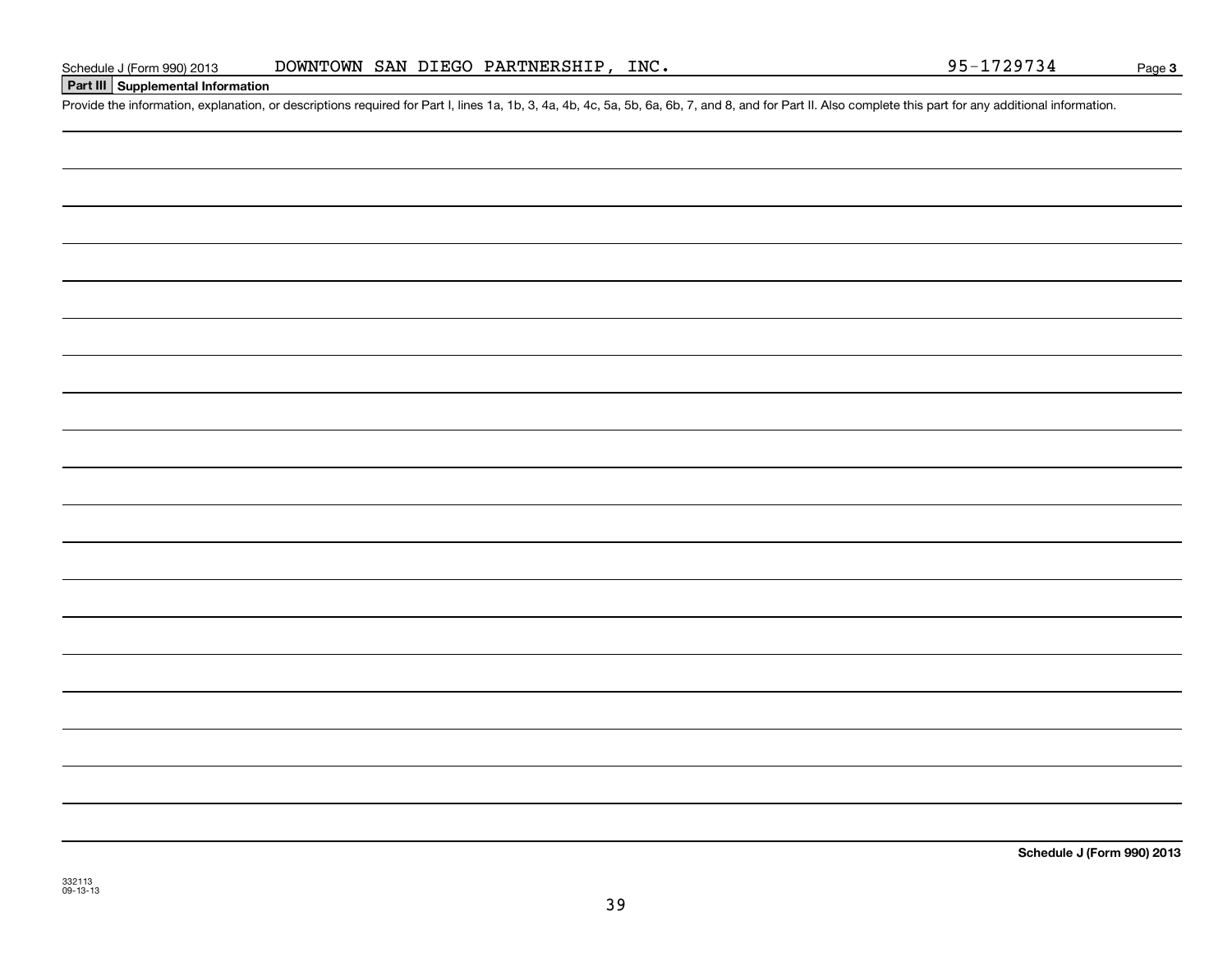Schedule J (Form 990) 2013 DOWNTOWN SAN DIEGO PARTNERSHIP, INC. 95-1729734 Page **3**

## Part III Supplemental Information

Provide the information, explanation, or descriptions required for Part I, lines 1a, 1b, 3, 4a, 4b, 4c, 5a, 5b, 6a, 6b, 7, and 8, and for Part II. Also complete this part for any additional information.

**Schedule J (Form 990) 2013**

332113
09-13-13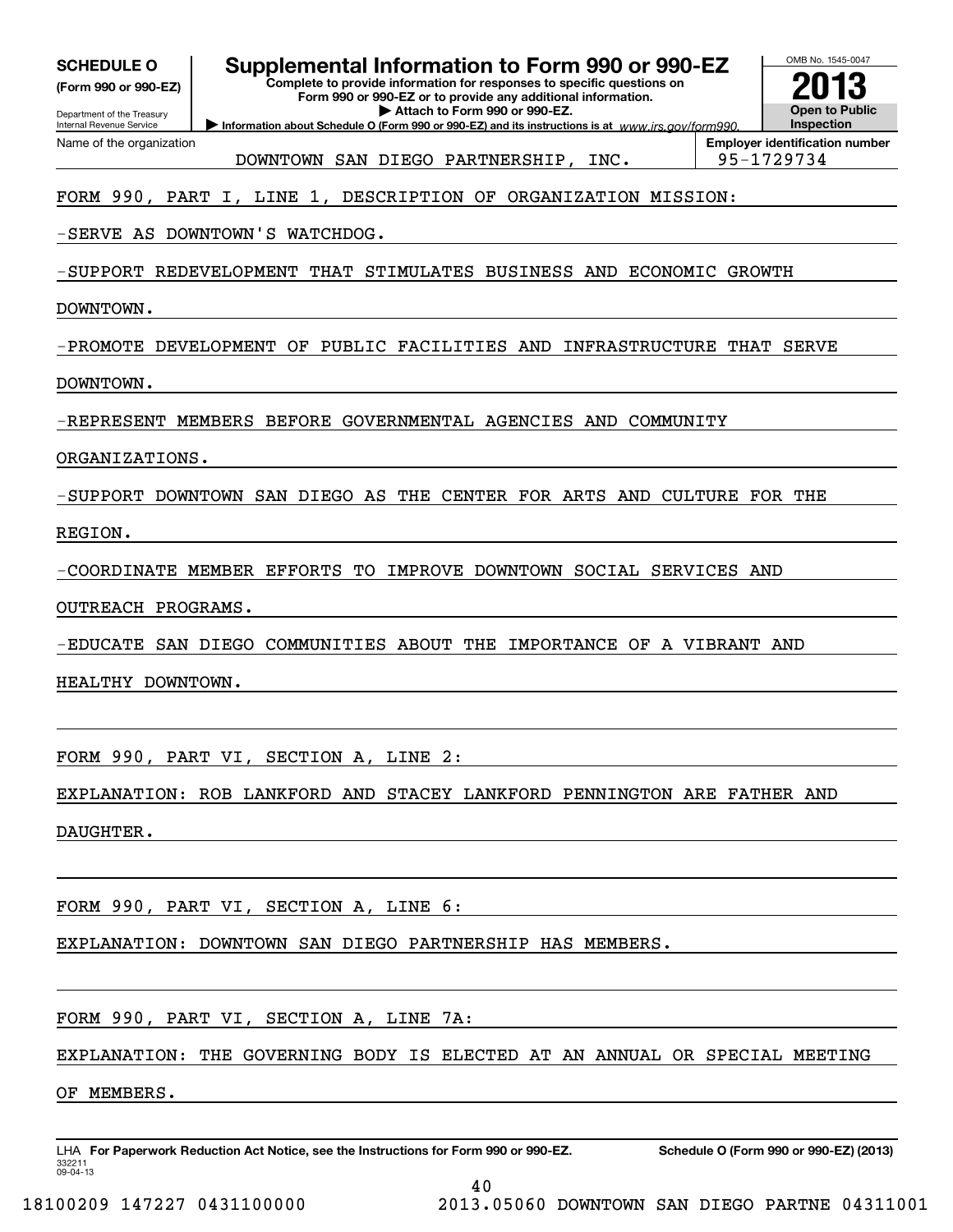**SCHEDULE O**
**(Form 990 or 990-EZ)**

Department of the Treasury
Internal Revenue Service

# Supplemental Information to Form 990 or 990-EZ

**Complete to provide information for responses to specific questions on Form 990 or 990-EZ or to provide any additional information.**
**▶ Attach to Form 990 or 990-EZ.**
**▶ Information about Schedule O (Form 990 or 990-EZ) and its instructions is at** *www.irs.gov/form990.*

OMB No. 1545-0047
**2013**
**Open to Public Inspection**

| Name of the organization | Employer identification number |
|---|---|
| DOWNTOWN SAN DIEGO PARTNERSHIP, INC. | 95-1729734 |

FORM 990, PART I, LINE 1, DESCRIPTION OF ORGANIZATION MISSION:

-SERVE AS DOWNTOWN'S WATCHDOG.

-SUPPORT REDEVELOPMENT THAT STIMULATES BUSINESS AND ECONOMIC GROWTH DOWNTOWN.

-PROMOTE DEVELOPMENT OF PUBLIC FACILITIES AND INFRASTRUCTURE THAT SERVE DOWNTOWN.

-REPRESENT MEMBERS BEFORE GOVERNMENTAL AGENCIES AND COMMUNITY ORGANIZATIONS.

-SUPPORT DOWNTOWN SAN DIEGO AS THE CENTER FOR ARTS AND CULTURE FOR THE REGION.

-COORDINATE MEMBER EFFORTS TO IMPROVE DOWNTOWN SOCIAL SERVICES AND OUTREACH PROGRAMS.

-EDUCATE SAN DIEGO COMMUNITIES ABOUT THE IMPORTANCE OF A VIBRANT AND HEALTHY DOWNTOWN.

FORM 990, PART VI, SECTION A, LINE 2:

EXPLANATION: ROB LANKFORD AND STACEY LANKFORD PENNINGTON ARE FATHER AND DAUGHTER.

FORM 990, PART VI, SECTION A, LINE 6:

EXPLANATION: DOWNTOWN SAN DIEGO PARTNERSHIP HAS MEMBERS.

FORM 990, PART VI, SECTION A, LINE 7A:

EXPLANATION: THE GOVERNING BODY IS ELECTED AT AN ANNUAL OR SPECIAL MEETING OF MEMBERS.

LHA **For Paperwork Reduction Act Notice, see the Instructions for Form 990 or 990-EZ.** **Schedule O (Form 990 or 990-EZ) (2013)**
332211
09-04-13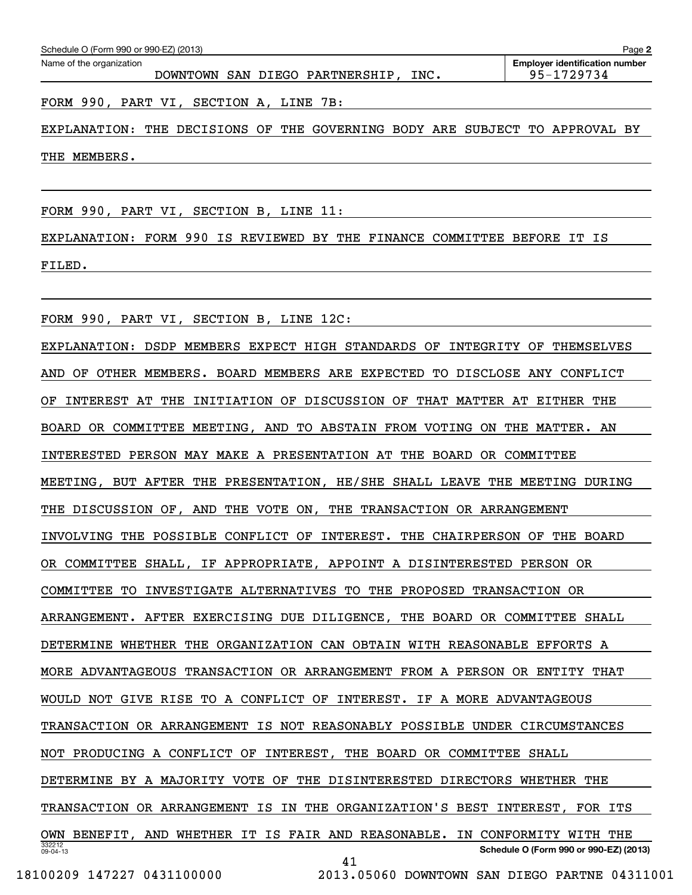Schedule O (Form 990 or 990-EZ) (2013) Page 2

Name of the organization: DOWNTOWN SAN DIEGO PARTNERSHIP, INC.

Employer identification number: 95-1729734

FORM 990, PART VI, SECTION A, LINE 7B:

EXPLANATION: THE DECISIONS OF THE GOVERNING BODY ARE SUBJECT TO APPROVAL BY THE MEMBERS.

FORM 990, PART VI, SECTION B, LINE 11:

EXPLANATION: FORM 990 IS REVIEWED BY THE FINANCE COMMITTEE BEFORE IT IS FILED.

FORM 990, PART VI, SECTION B, LINE 12C:

EXPLANATION: DSDP MEMBERS EXPECT HIGH STANDARDS OF INTEGRITY OF THEMSELVES AND OF OTHER MEMBERS. BOARD MEMBERS ARE EXPECTED TO DISCLOSE ANY CONFLICT OF INTEREST AT THE INITIATION OF DISCUSSION OF THAT MATTER AT EITHER THE BOARD OR COMMITTEE MEETING, AND TO ABSTAIN FROM VOTING ON THE MATTER. AN INTERESTED PERSON MAY MAKE A PRESENTATION AT THE BOARD OR COMMITTEE MEETING, BUT AFTER THE PRESENTATION, HE/SHE SHALL LEAVE THE MEETING DURING THE DISCUSSION OF, AND THE VOTE ON, THE TRANSACTION OR ARRANGEMENT INVOLVING THE POSSIBLE CONFLICT OF INTEREST. THE CHAIRPERSON OF THE BOARD OR COMMITTEE SHALL, IF APPROPRIATE, APPOINT A DISINTERESTED PERSON OR COMMITTEE TO INVESTIGATE ALTERNATIVES TO THE PROPOSED TRANSACTION OR ARRANGEMENT. AFTER EXERCISING DUE DILIGENCE, THE BOARD OR COMMITTEE SHALL DETERMINE WHETHER THE ORGANIZATION CAN OBTAIN WITH REASONABLE EFFORTS A MORE ADVANTAGEOUS TRANSACTION OR ARRANGEMENT FROM A PERSON OR ENTITY THAT WOULD NOT GIVE RISE TO A CONFLICT OF INTEREST. IF A MORE ADVANTAGEOUS TRANSACTION OR ARRANGEMENT IS NOT REASONABLY POSSIBLE UNDER CIRCUMSTANCES NOT PRODUCING A CONFLICT OF INTEREST, THE BOARD OR COMMITTEE SHALL DETERMINE BY A MAJORITY VOTE OF THE DISINTERESTED DIRECTORS WHETHER THE TRANSACTION OR ARRANGEMENT IS IN THE ORGANIZATION'S BEST INTEREST, FOR ITS OWN BENEFIT, AND WHETHER IT IS FAIR AND REASONABLE. IN CONFORMITY WITH THE

332212 09-04-13

Schedule O (Form 990 or 990-EZ) (2013)

18100209 147227 0431100000 2013.05060 DOWNTOWN SAN DIEGO PARTNE 04311001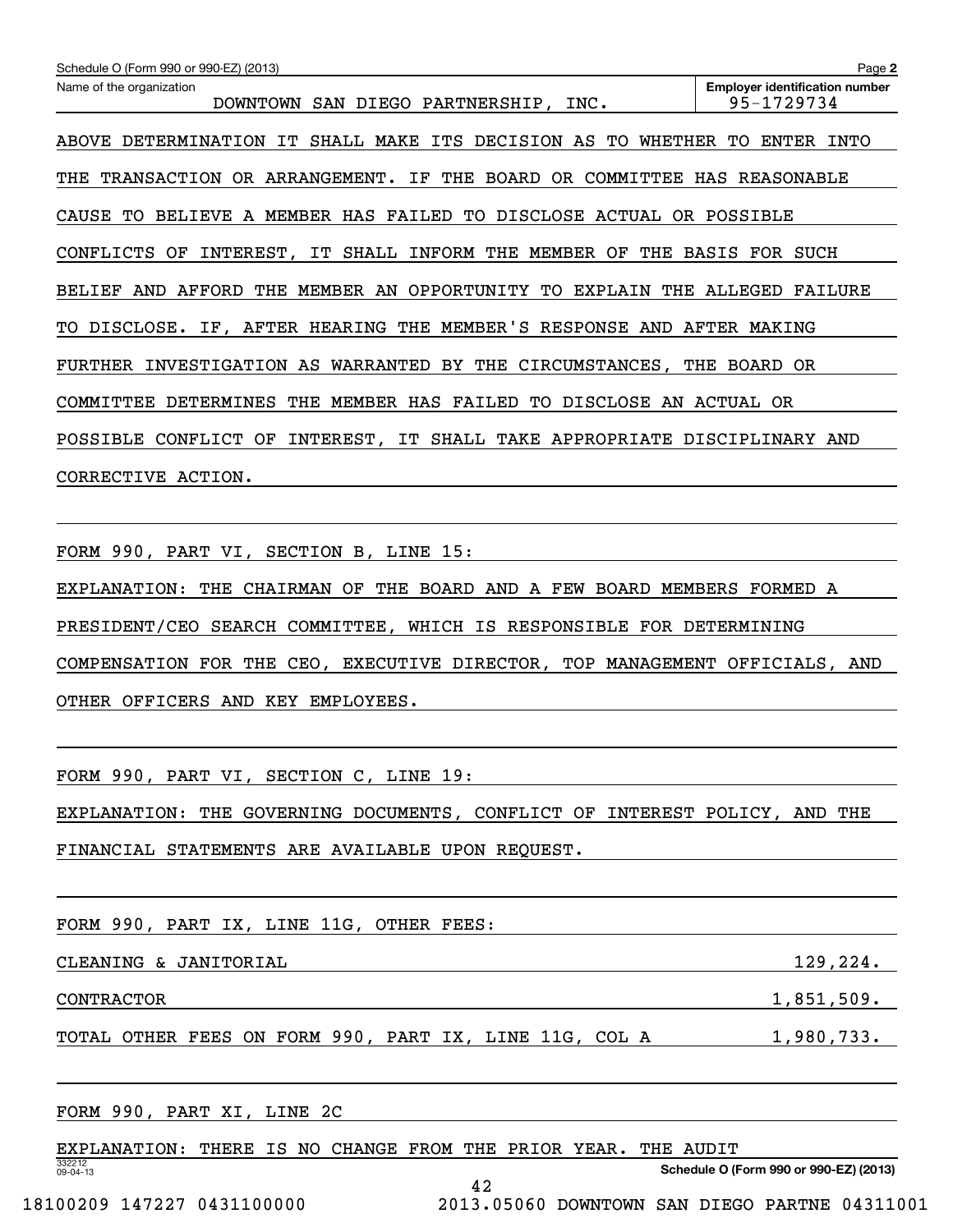Schedule O (Form 990 or 990-EZ) (2013) Page **2**

Name of the organization: DOWNTOWN SAN DIEGO PARTNERSHIP, INC.

**Employer identification number**: 95-1729734

ABOVE DETERMINATION IT SHALL MAKE ITS DECISION AS TO WHETHER TO ENTER INTO THE TRANSACTION OR ARRANGEMENT. IF THE BOARD OR COMMITTEE HAS REASONABLE CAUSE TO BELIEVE A MEMBER HAS FAILED TO DISCLOSE ACTUAL OR POSSIBLE CONFLICTS OF INTEREST, IT SHALL INFORM THE MEMBER OF THE BASIS FOR SUCH BELIEF AND AFFORD THE MEMBER AN OPPORTUNITY TO EXPLAIN THE ALLEGED FAILURE TO DISCLOSE. IF, AFTER HEARING THE MEMBER'S RESPONSE AND AFTER MAKING FURTHER INVESTIGATION AS WARRANTED BY THE CIRCUMSTANCES, THE BOARD OR COMMITTEE DETERMINES THE MEMBER HAS FAILED TO DISCLOSE AN ACTUAL OR POSSIBLE CONFLICT OF INTEREST, IT SHALL TAKE APPROPRIATE DISCIPLINARY AND CORRECTIVE ACTION.

FORM 990, PART VI, SECTION B, LINE 15:

EXPLANATION: THE CHAIRMAN OF THE BOARD AND A FEW BOARD MEMBERS FORMED A PRESIDENT/CEO SEARCH COMMITTEE, WHICH IS RESPONSIBLE FOR DETERMINING COMPENSATION FOR THE CEO, EXECUTIVE DIRECTOR, TOP MANAGEMENT OFFICIALS, AND OTHER OFFICERS AND KEY EMPLOYEES.

FORM 990, PART VI, SECTION C, LINE 19:

EXPLANATION: THE GOVERNING DOCUMENTS, CONFLICT OF INTEREST POLICY, AND THE FINANCIAL STATEMENTS ARE AVAILABLE UPON REQUEST.

FORM 990, PART IX, LINE 11G, OTHER FEES:

| | |
|---|---|
| CLEANING & JANITORIAL | 129,224. |
| CONTRACTOR | 1,851,509. |
| TOTAL OTHER FEES ON FORM 990, PART IX, LINE 11G, COL A | 1,980,733. |

FORM 990, PART XI, LINE 2C

EXPLANATION: THERE IS NO CHANGE FROM THE PRIOR YEAR. THE AUDIT

332212 09-04-13 **Schedule O (Form 990 or 990-EZ) (2013)**

18100209 147227 0431100000 2013.05060 DOWNTOWN SAN DIEGO PARTNE 04311001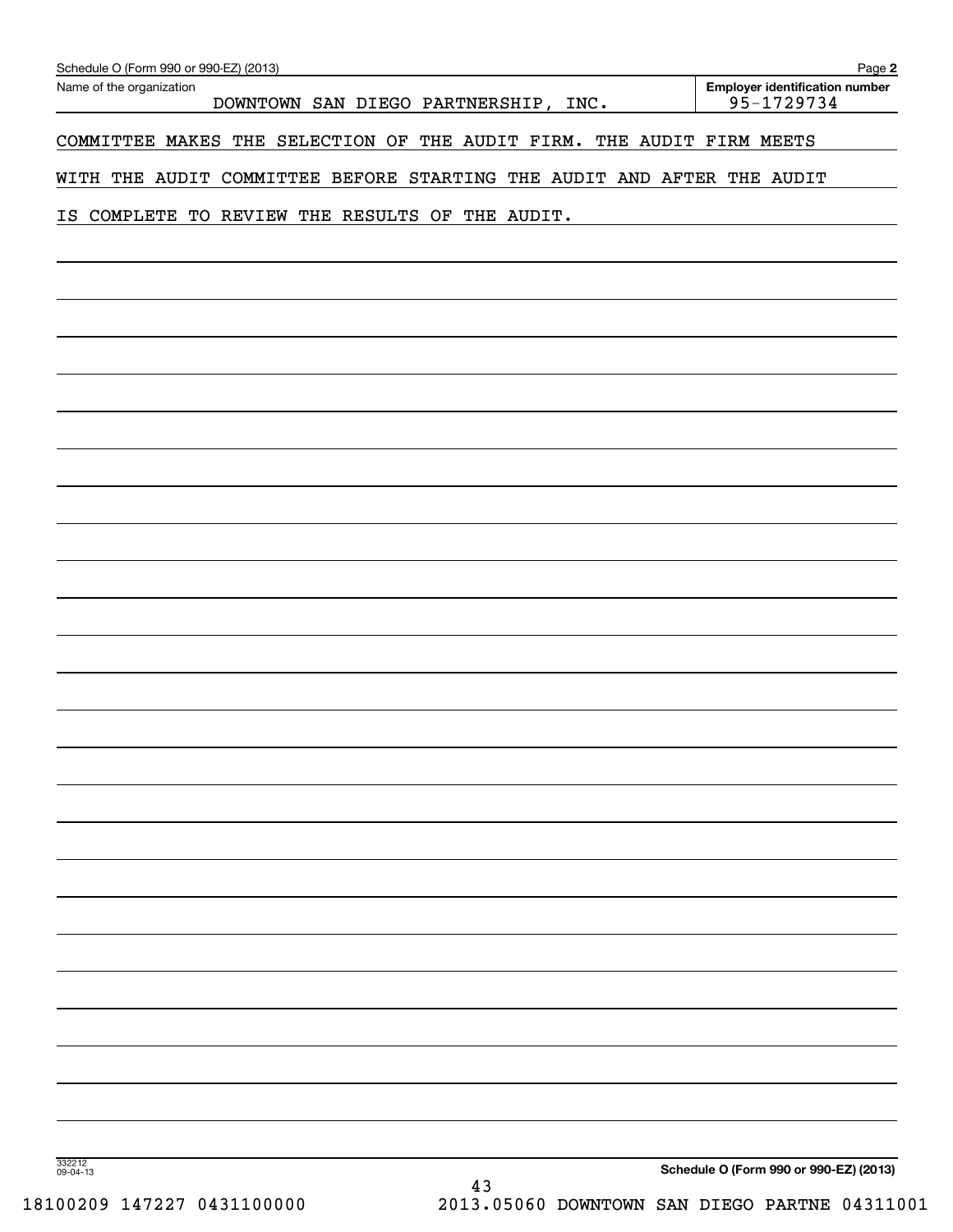Schedule O (Form 990 or 990-EZ) (2013)

Name of the organization: DOWNTOWN SAN DIEGO PARTNERSHIP, INC.

Employer identification number: 95-1729734

COMMITTEE MAKES THE SELECTION OF THE AUDIT FIRM. THE AUDIT FIRM MEETS WITH THE AUDIT COMMITTEE BEFORE STARTING THE AUDIT AND AFTER THE AUDIT IS COMPLETE TO REVIEW THE RESULTS OF THE AUDIT.

332212 09-04-13

Schedule O (Form 990 or 990-EZ) (2013)

18100209 147227 0431100000 2013.05060 DOWNTOWN SAN DIEGO PARTNE 04311001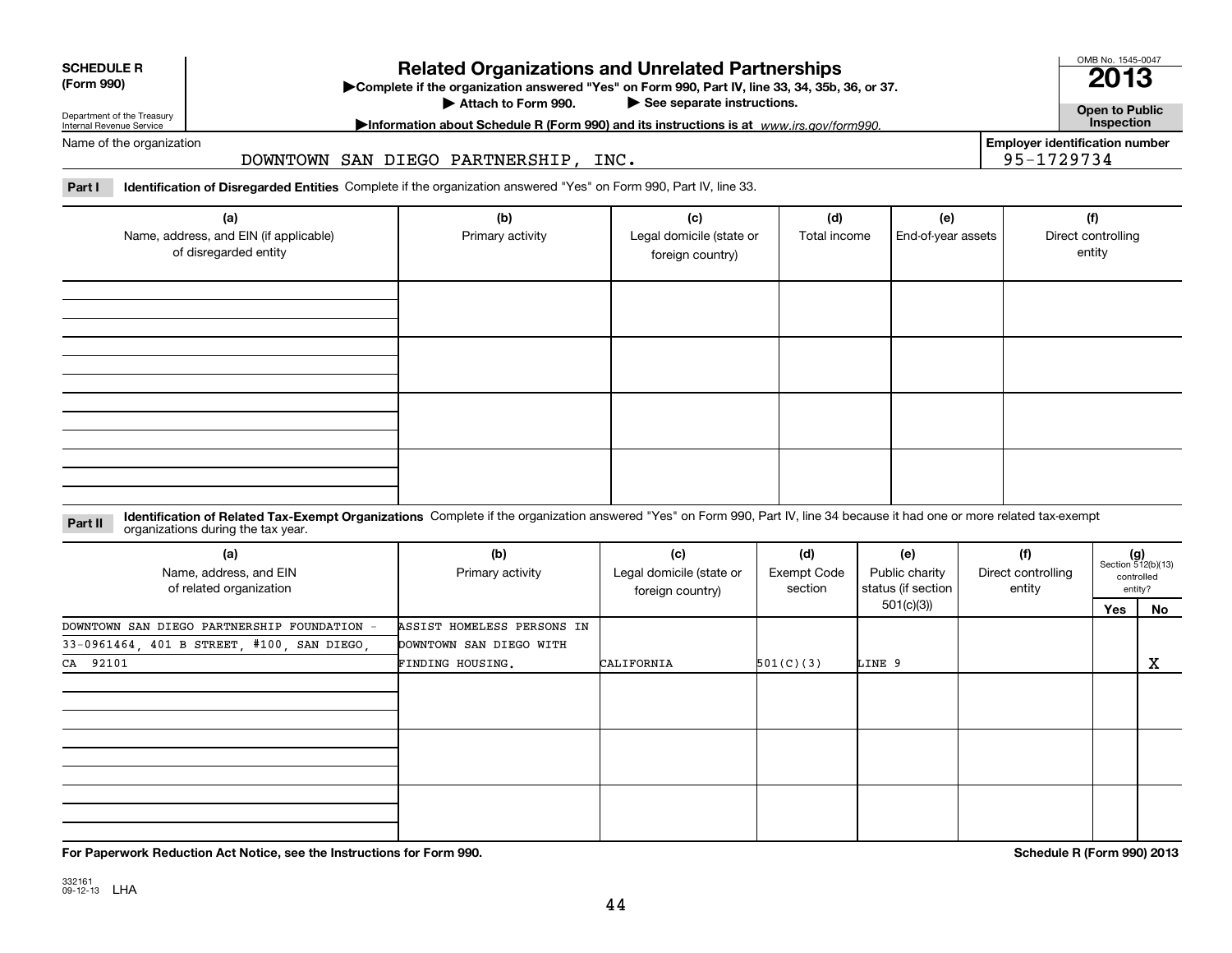**SCHEDULE R (Form 990)**

Department of the Treasury
Internal Revenue Service

# Related Organizations and Unrelated Partnerships

▶Complete if the organization answered "Yes" on Form 990, Part IV, line 33, 34, 35b, 36, or 37.
▶ Attach to Form 990. ▶ See separate instructions.
▶Information about Schedule R (Form 990) and its instructions is at *www.irs.gov/form990.*

OMB No. 1545-0047
**2013**
**Open to Public Inspection**

Name of the organization: DOWNTOWN SAN DIEGO PARTNERSHIP, INC.

Employer identification number: 95-1729734

**Part I Identification of Disregarded Entities** Complete if the organization answered "Yes" on Form 990, Part IV, line 33.

| (a) Name, address, and EIN (if applicable) of disregarded entity | (b) Primary activity | (c) Legal domicile (state or foreign country) | (d) Total income | (e) End-of-year assets | (f) Direct controlling entity |
|---|---|---|---|---|---|
| | | | | | |
| | | | | | |
| | | | | | |
| | | | | | |

**Part II Identification of Related Tax-Exempt Organizations** Complete if the organization answered "Yes" on Form 990, Part IV, line 34 because it had one or more related tax-exempt organizations during the tax year.

| (a) Name, address, and EIN of related organization | (b) Primary activity | (c) Legal domicile (state or foreign country) | (d) Exempt Code section | (e) Public charity status (if section 501(c)(3)) | (f) Direct controlling entity | (g) Section 512(b)(13) controlled entity? Yes | No |
|---|---|---|---|---|---|---|---|
| DOWNTOWN SAN DIEGO PARTNERSHIP FOUNDATION - 33-0961464, 401 B STREET, #100, SAN DIEGO, CA 92101 | ASSIST HOMELESS PERSONS IN DOWNTOWN SAN DIEGO WITH FINDING HOUSING. | CALIFORNIA | 501(C)(3) | LINE 9 | | | X |
| | | | | | | | |
| | | | | | | | |
| | | | | | | | |

**For Paperwork Reduction Act Notice, see the Instructions for Form 990.**

**Schedule R (Form 990) 2013**

332161 09-12-13 LHA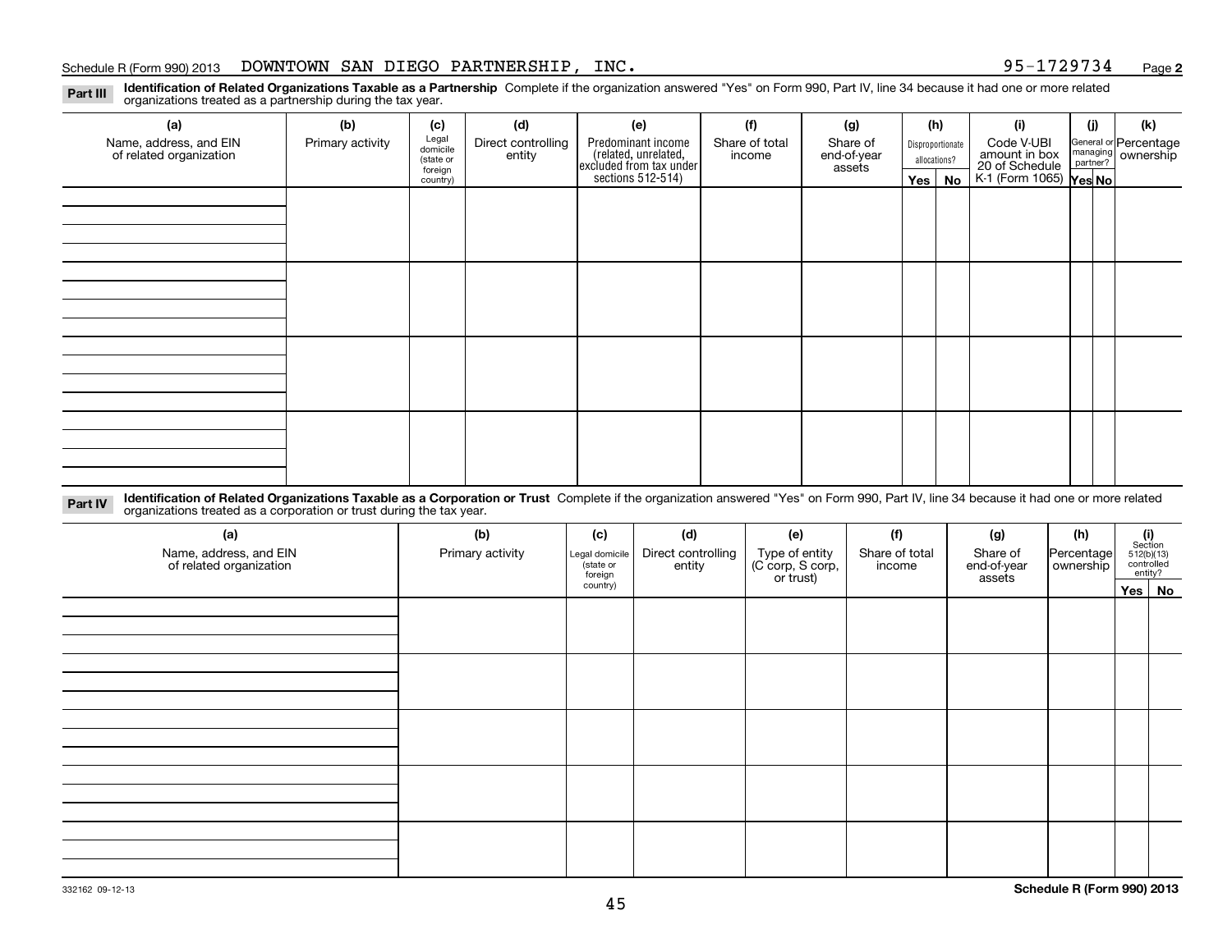Schedule R (Form 990) 2013 DOWNTOWN SAN DIEGO PARTNERSHIP, INC. 95-1729734

**Part III** **Identification of Related Organizations Taxable as a Partnership** Complete if the organization answered "Yes" on Form 990, Part IV, line 34 because it had one or more related organizations treated as a partnership during the tax year.

| (a) Name, address, and EIN of related organization | (b) Primary activity | (c) Legal domicile (state or foreign country) | (d) Direct controlling entity | (e) Predominant income (related, unrelated, excluded from tax under sections 512-514) | (f) Share of total income | (g) Share of end-of-year assets | (h) Disproportionate allocations? Yes | No | (i) Code V-UBI amount in box 20 of Schedule K-1 (Form 1065) | (j) General or managing partner? Yes | No | (k) Percentage ownership |
|---|---|---|---|---|---|---|---|---|---|---|---|---|
| | | | | | | | | | | | | |
| | | | | | | | | | | | | |
| | | | | | | | | | | | | |
| | | | | | | | | | | | | |

**Part IV** **Identification of Related Organizations Taxable as a Corporation or Trust** Complete if the organization answered "Yes" on Form 990, Part IV, line 34 because it had one or more related organizations treated as a corporation or trust during the tax year.

| (a) Name, address, and EIN of related organization | (b) Primary activity | (c) Legal domicile (state or foreign country) | (d) Direct controlling entity | (e) Type of entity (C corp, S corp, or trust) | (f) Share of total income | (g) Share of end-of-year assets | (h) Percentage ownership | (i) Section 512(b)(13) controlled entity? Yes | No |
|---|---|---|---|---|---|---|---|---|---|
| | | | | | | | | | |
| | | | | | | | | | |
| | | | | | | | | | |
| | | | | | | | | | |
| | | | | | | | | | |

332162 09-12-13

**Schedule R (Form 990) 2013**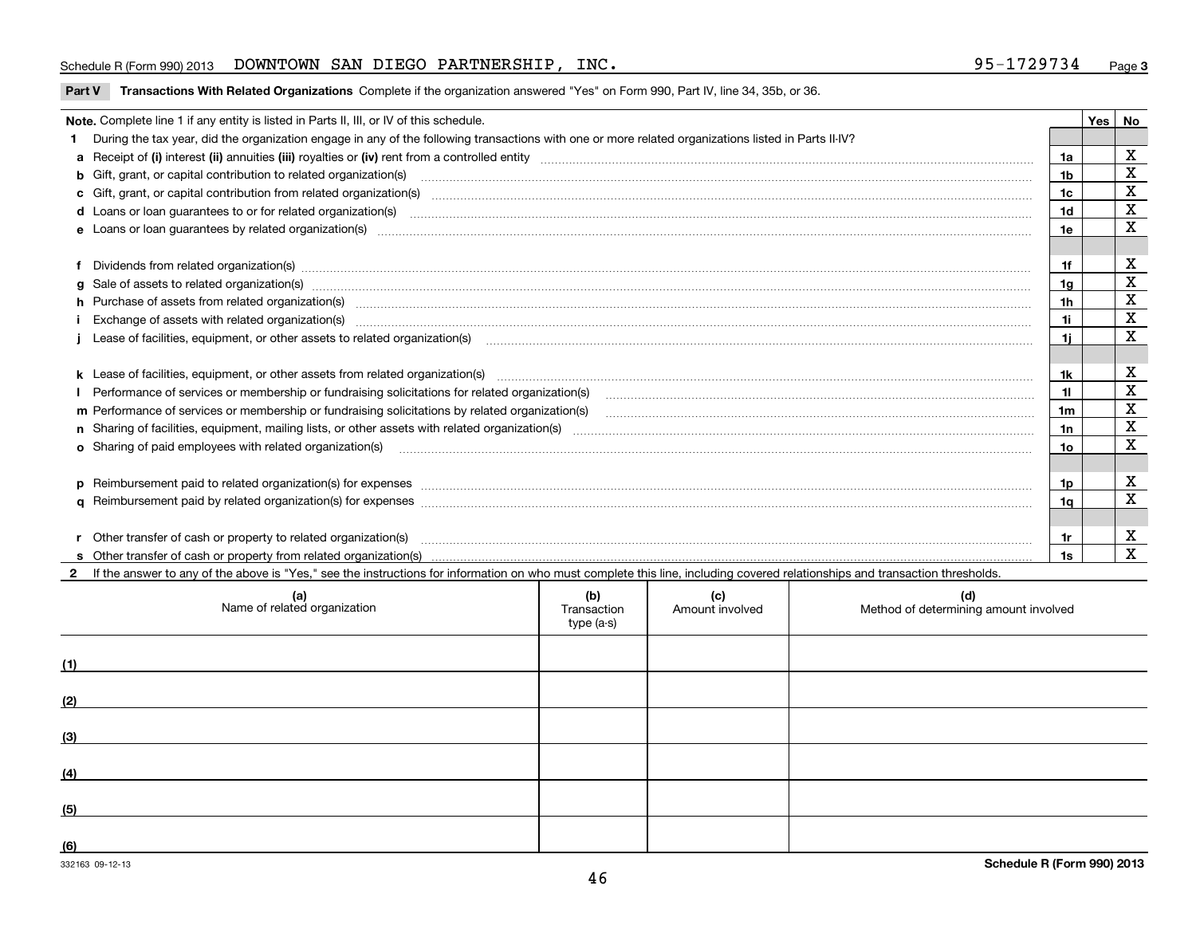Schedule R (Form 990) 2013 DOWNTOWN SAN DIEGO PARTNERSHIP, INC. 95-1729734 Page 3

**Part V Transactions With Related Organizations** Complete if the organization answered "Yes" on Form 990, Part IV, line 34, 35b, or 36.

| Note. Complete line 1 if any entity is listed in Parts II, III, or IV of this schedule. | | Yes | No |
|---|---|---|---|
| **1** During the tax year, did the organization engage in any of the following transactions with one or more related organizations listed in Parts II-IV? | | | |
| **a** Receipt of **(i)** interest **(ii)** annuities **(iii)** royalties or **(iv)** rent from a controlled entity | 1a | | X |
| **b** Gift, grant, or capital contribution to related organization(s) | 1b | | X |
| **c** Gift, grant, or capital contribution from related organization(s) | 1c | | X |
| **d** Loans or loan guarantees to or for related organization(s) | 1d | | X |
| **e** Loans or loan guarantees by related organization(s) | 1e | | X |
| **f** Dividends from related organization(s) | 1f | | X |
| **g** Sale of assets to related organization(s) | 1g | | X |
| **h** Purchase of assets from related organization(s) | 1h | | X |
| **i** Exchange of assets with related organization(s) | 1i | | X |
| **j** Lease of facilities, equipment, or other assets to related organization(s) | 1j | | X |
| **k** Lease of facilities, equipment, or other assets from related organization(s) | 1k | | X |
| **l** Performance of services or membership or fundraising solicitations for related organization(s) | 1l | | X |
| **m** Performance of services or membership or fundraising solicitations by related organization(s) | 1m | | X |
| **n** Sharing of facilities, equipment, mailing lists, or other assets with related organization(s) | 1n | | X |
| **o** Sharing of paid employees with related organization(s) | 1o | | X |
| **p** Reimbursement paid to related organization(s) for expenses | 1p | | X |
| **q** Reimbursement paid by related organization(s) for expenses | 1q | | X |
| **r** Other transfer of cash or property to related organization(s) | 1r | | X |
| **s** Other transfer of cash or property from related organization(s) | 1s | | X |

**2** If the answer to any of the above is "Yes," see the instructions for information on who must complete this line, including covered relationships and transaction thresholds.

| (a) Name of related organization | (b) Transaction type (a-s) | (c) Amount involved | (d) Method of determining amount involved |
|---|---|---|---|
| (1) | | | |
| (2) | | | |
| (3) | | | |
| (4) | | | |
| (5) | | | |
| (6) | | | |

332163 09-12-13

Schedule R (Form 990) 2013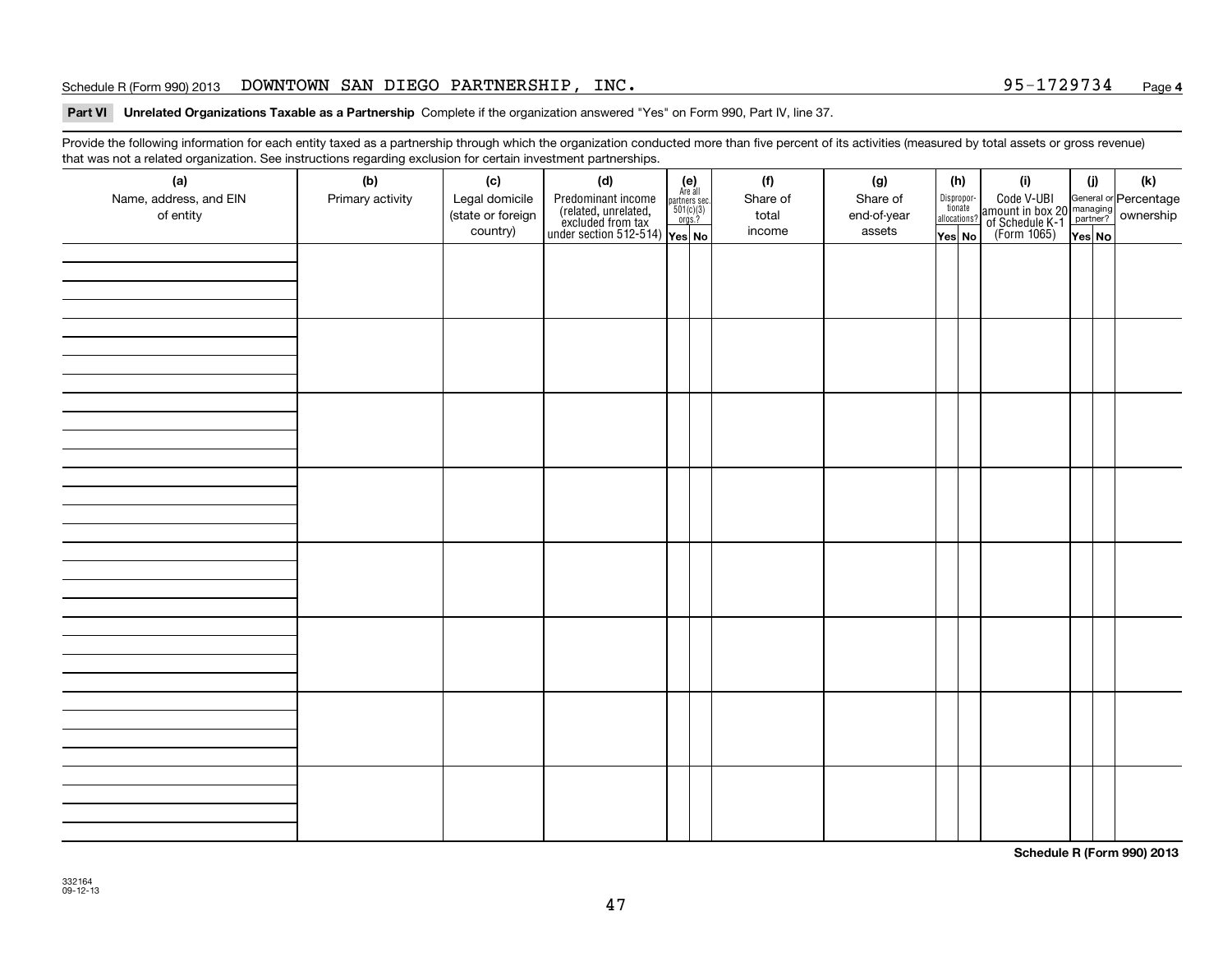Schedule R (Form 990) 2013 DOWNTOWN SAN DIEGO PARTNERSHIP, INC. 95-1729734 Page 4

**Part VI Unrelated Organizations Taxable as a Partnership** Complete if the organization answered "Yes" on Form 990, Part IV, line 37.

Provide the following information for each entity taxed as a partnership through which the organization conducted more than five percent of its activities (measured by total assets or gross revenue) that was not a related organization. See instructions regarding exclusion for certain investment partnerships.

| (a) Name, address, and EIN of entity | (b) Primary activity | (c) Legal domicile (state or foreign country) | (d) Predominant income (related, unrelated, excluded from tax under section 512-514) | (e) Are all partners sec. 501(c)(3) orgs.? | | (f) Share of total income | (g) Share of end-of-year assets | (h) Disproportionate allocations? | | (i) Code V-UBI amount in box 20 of Schedule K-1 (Form 1065) | (j) General or managing partner? | | (k) Percentage ownership |
|---|---|---|---|---|---|---|---|---|---|---|---|---|---|
| | | | | Yes | No | | | Yes | No | | Yes | No | |
| | | | | | | | | | | | | | |
| | | | | | | | | | | | | | |
| | | | | | | | | | | | | | |
| | | | | | | | | | | | | | |
| | | | | | | | | | | | | | |
| | | | | | | | | | | | | | |
| | | | | | | | | | | | | | |
| | | | | | | | | | | | | | |

**Schedule R (Form 990) 2013**

332164 09-12-13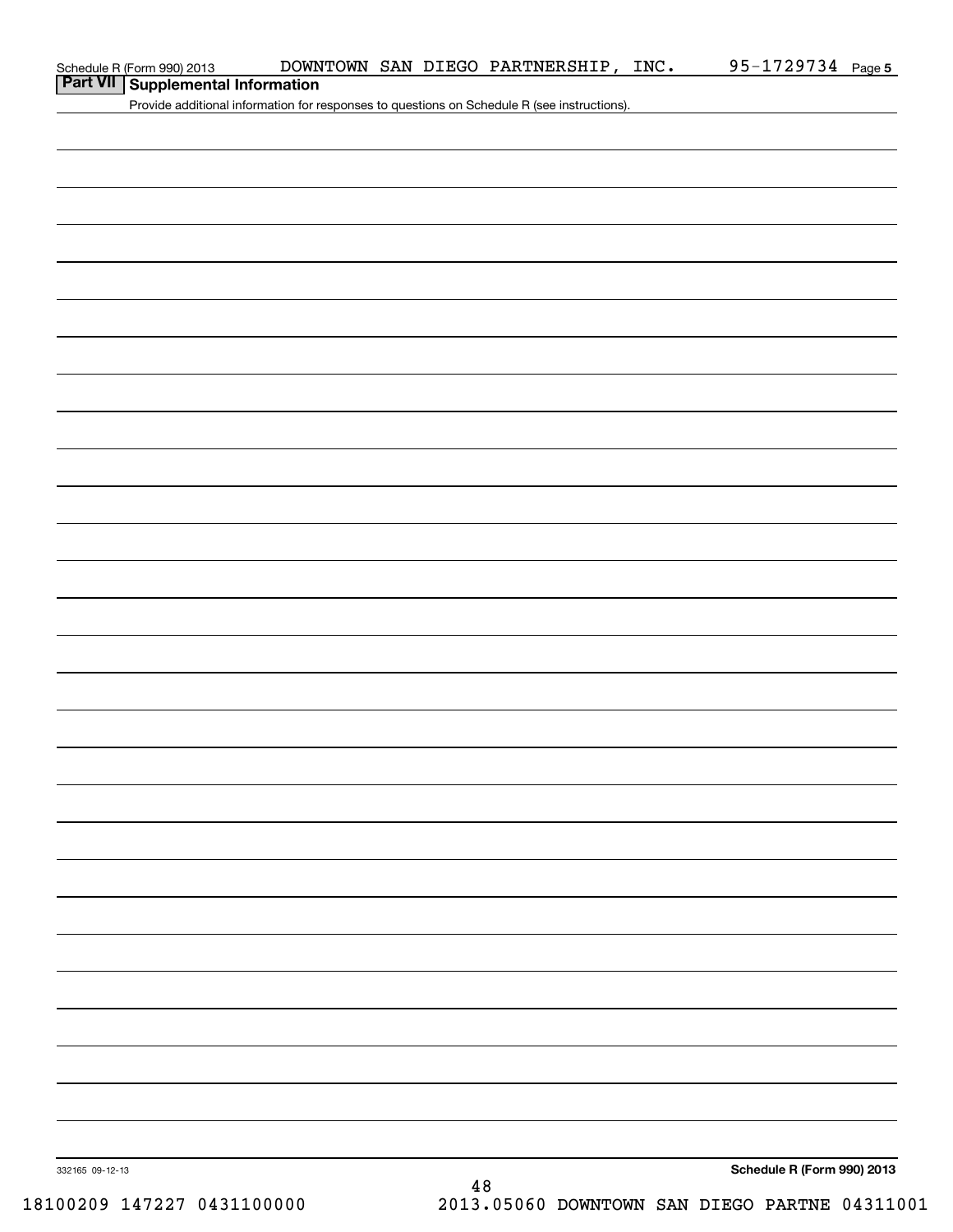## Part VII Supplemental Information

Provide additional information for responses to questions on Schedule R (see instructions).

332165 09-12-13

**Schedule R (Form 990) 2013**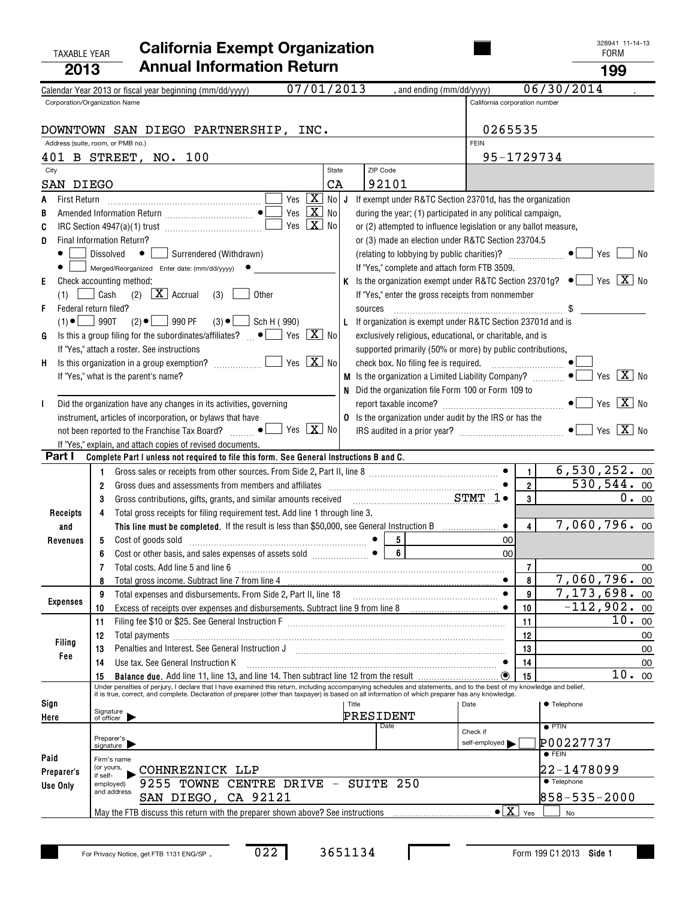TAXABLE YEAR **2013**

# California Exempt Organization Annual Information Return

328941 11-14-13

FORM **199**

Calendar Year 2013 or fiscal year beginning (mm/dd/yyyy) 07/01/2013 , and ending (mm/dd/yyyy) 06/30/2014 .

| Corporation/Organization Name | California corporation number |
|---|---|
| DOWNTOWN SAN DIEGO PARTNERSHIP, INC. | 0265535 |
| Address (suite, room, or PMB no.) | FEIN |
| 401 B STREET, NO. 100 | 95-1729734 |
| City / State / ZIP Code | |
| SAN DIEGO CA 92101 | |

**A** First Return ........ Yes [ ] No [X]

**B** Amended Information Return ........ ● Yes [X] No [ ]

**C** IRC Section 4947(a)(1) trust ........ Yes [ ] No [X]

**D** Final Information Return?
● [ ] Dissolved ● [ ] Surrendered (Withdrawn)
● [ ] Merged/Reorganized Enter date: (mm/dd/yyyy) ●

**E** Check accounting method:
(1) [ ] Cash (2) [X] Accrual (3) [ ] Other

**F** Federal return filed?
(1) ● [ ] 990T (2) ● [ ] 990 PF (3) ● [ ] Sch H (990)

**G** Is this a group filing for the subordinates/affiliates? ● Yes [ ] No [X]
If "Yes," attach a roster. See instructions

**H** Is this organization in a group exemption? ........ Yes [ ] No [X]
If "Yes," what is the parent's name?

**I** Did the organization have any changes in its activities, governing instrument, articles of incorporation, or bylaws that have not been reported to the Franchise Tax Board? ● Yes [ ] No [X]
If "Yes," explain, and attach copies of revised documents.

**J** If exempt under R&TC Section 23701d, has the organization during the year: (1) participated in any political campaign, or (2) attempted to influence legislation or any ballot measure, or (3) made an election under R&TC Section 23704.5 (relating to lobbying by public charities)? ........ ● Yes [ ] No [ ]
If "Yes," complete and attach form FTB 3509.

**K** Is the organization exempt under R&TC Section 23701g? ● Yes [ ] No [X]
If "Yes," enter the gross receipts from nonmember sources ........ $

**L** If organization is exempt under R&TC Section 23701d and is exclusively religious, educational, or charitable, and is supported primarily (50% or more) by public contributions, check box. No filing fee is required. ........ ● [ ]

**M** Is the organization a Limited Liability Company? ........ ● Yes [ ] No [X]

**N** Did the organization file Form 100 or Form 109 to report taxable income? ........ ● Yes [ ] No [X]

**O** Is the organization under audit by the IRS or has the IRS audited in a prior year? ........ ● Yes [ ] No [X]

**Part I Complete Part I unless not required to file this form. See General Instructions B and C.**

| Section | Line | Description | | Line | Amount |
|---|---|---|---|---|---|
| Receipts and Revenues | 1 | Gross sales or receipts from other sources. From Side 2, Part II, line 8 | | 1 | 6,530,252. 00 |
| | 2 | Gross dues and assessments from members and affiliates | | 2 | 530,544. 00 |
| | 3 | Gross contributions, gifts, grants, and similar amounts received STMT 1 | | 3 | 0. 00 |
| | 4 | Total gross receipts for filing requirement test. Add line 1 through line 3. **This line must be completed.** If the result is less than $50,000, see General Instruction B | | 4 | 7,060,796. 00 |
| | 5 | Cost of goods sold | 5 &nbsp; 00 | | |
| | 6 | Cost or other basis, and sales expenses of assets sold | 6 &nbsp; 00 | | |
| | 7 | Total costs. Add line 5 and line 6 | | 7 | 00 |
| | 8 | Total gross income. Subtract line 7 from line 4 | | 8 | 7,060,796. 00 |
| Expenses | 9 | Total expenses and disbursements. From Side 2, Part II, line 18 | | 9 | 7,173,698. 00 |
| | 10 | Excess of receipts over expenses and disbursements. Subtract line 9 from line 8 | | 10 | -112,902. 00 |
| Filing Fee | 11 | Filing fee $10 or $25. See General Instruction F | | 11 | 10. 00 |
| | 12 | Total payments | | 12 | 00 |
| | 13 | Penalties and Interest. See General Instruction J | | 13 | 00 |
| | 14 | Use tax. See General Instruction K | | 14 | 00 |
| | 15 | **Balance due.** Add line 11, line 13, and line 14. Then subtract line 12 from the result | | 15 | 10. 00 |

Under penalties of perjury, I declare that I have examined this return, including accompanying schedules and statements, and to the best of my knowledge and belief, it is true, correct, and complete. Declaration of preparer (other than taxpayer) is based on all information of which preparer has any knowledge.

**Sign Here** Signature of officer ▶ Title: PRESIDENT Date ● Telephone

**Paid Preparer's Use Only**
Preparer's signature ▶ Date Check if self-employed ▶ [ ] ● PTIN P00227737
Firm's name (or yours, if self-employed) and address ▶ COHNREZNICK LLP, 9255 TOWNE CENTRE DRIVE - SUITE 250, SAN DIEGO, CA 92121
● FEIN 22-1478099
● Telephone 858-535-2000

May the FTB discuss this return with the preparer shown above? See instructions ........ ● [X] Yes [ ] No

For Privacy Notice, get FTB 1131 ENG/SP. 022 3651134 Form 199 C1 2013 Side 1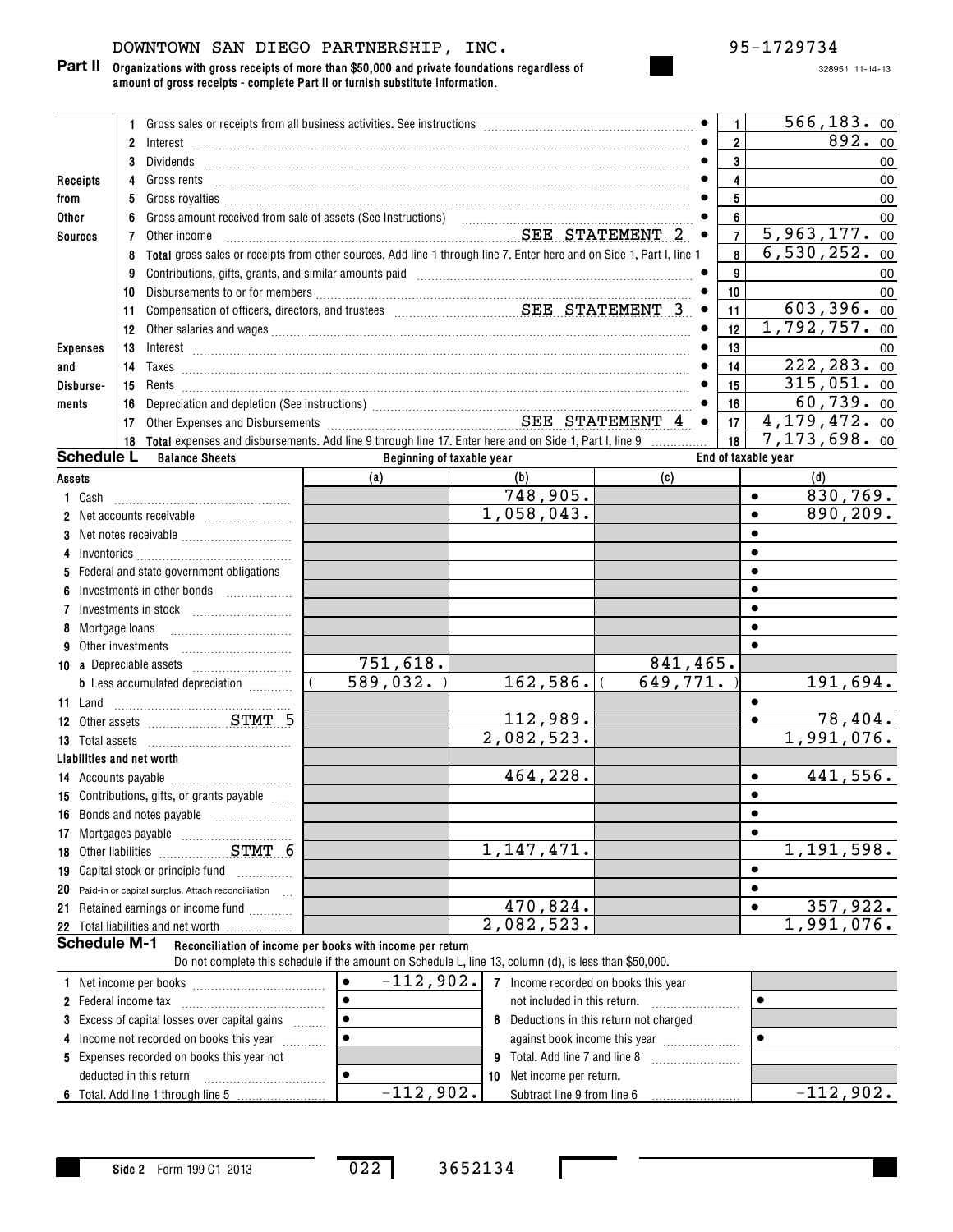DOWNTOWN SAN DIEGO PARTNERSHIP, INC. 95-1729734

328951 11-14-13

**Part II Organizations with gross receipts of more than $50,000 and private foundations regardless of amount of gross receipts - complete Part II or furnish substitute information.**

| Section | Line | Description | Line No. | Amount |
|---|---|---|---|---|
| Receipts from Other Sources | 1 | Gross sales or receipts from all business activities. See instructions | 1 | 566,183. 00 |
| | 2 | Interest | 2 | 892. 00 |
| | 3 | Dividends | 3 | 00 |
| | 4 | Gross rents | 4 | 00 |
| | 5 | Gross royalties | 5 | 00 |
| | 6 | Gross amount received from sale of assets (See Instructions) | 6 | 00 |
| | 7 | Other income SEE STATEMENT 2 | 7 | 5,963,177. 00 |
| | 8 | **Total** gross sales or receipts from other sources. Add line 1 through line 7. Enter here and on Side 1, Part I, line 1 | 8 | 6,530,252. 00 |
| Expenses and Disbursements | 9 | Contributions, gifts, grants, and similar amounts paid | 9 | 00 |
| | 10 | Disbursements to or for members | 10 | 00 |
| | 11 | Compensation of officers, directors, and trustees SEE STATEMENT 3 | 11 | 603,396. 00 |
| | 12 | Other salaries and wages | 12 | 1,792,757. 00 |
| | 13 | Interest | 13 | 00 |
| | 14 | Taxes | 14 | 222,283. 00 |
| | 15 | Rents | 15 | 315,051. 00 |
| | 16 | Depreciation and depletion (See instructions) | 16 | 60,739. 00 |
| | 17 | Other Expenses and Disbursements SEE STATEMENT 4 | 17 | 4,179,472. 00 |
| | 18 | **Total** expenses and disbursements. Add line 9 through line 17. Enter here and on Side 1, Part I, line 9 | 18 | 7,173,698. 00 |

**Schedule L Balance Sheets**

| Assets | Beginning of taxable year (a) | (b) | End of taxable year (c) | (d) |
|---|---|---|---|---|
| 1 Cash | | 748,905. | | 830,769. |
| 2 Net accounts receivable | | 1,058,043. | | 890,209. |
| 3 Net notes receivable | | | | |
| 4 Inventories | | | | |
| 5 Federal and state government obligations | | | | |
| 6 Investments in other bonds | | | | |
| 7 Investments in stock | | | | |
| 8 Mortgage loans | | | | |
| 9 Other investments | | | | |
| 10 a Depreciable assets | 751,618. | | 841,465. | |
| b Less accumulated depreciation | ( 589,032. ) | 162,586. | ( 649,771. ) | 191,694. |
| 11 Land | | | | |
| 12 Other assets STMT 5 | | 112,989. | | 78,404. |
| 13 Total assets | | 2,082,523. | | 1,991,076. |
| **Liabilities and net worth** | | | | |
| 14 Accounts payable | | 464,228. | | 441,556. |
| 15 Contributions, gifts, or grants payable | | | | |
| 16 Bonds and notes payable | | | | |
| 17 Mortgages payable | | | | |
| 18 Other liabilities STMT 6 | | 1,147,471. | | 1,191,598. |
| 19 Capital stock or principle fund | | | | |
| 20 Paid-in or capital surplus. Attach reconciliation | | | | |
| 21 Retained earnings or income fund | | 470,824. | | 357,922. |
| 22 Total liabilities and net worth | | 2,082,523. | | 1,991,076. |

**Schedule M-1 Reconciliation of income per books with income per return**

Do not complete this schedule if the amount on Schedule L, line 13, column (d), is less than $50,000.

| | | | |
|---|---|---|---|
| 1 Net income per books | -112,902. | 7 Income recorded on books this year not included in this return. | |
| 2 Federal income tax | | 8 Deductions in this return not charged against book income this year | |
| 3 Excess of capital losses over capital gains | | 9 Total. Add line 7 and line 8 | |
| 4 Income not recorded on books this year | | 10 Net income per return. Subtract line 9 from line 6 | -112,902. |
| 5 Expenses recorded on books this year not deducted in this return | | | |
| 6 Total. Add line 1 through line 5 | -112,902. | | |

Side 2 Form 199 C1 2013 022 3652134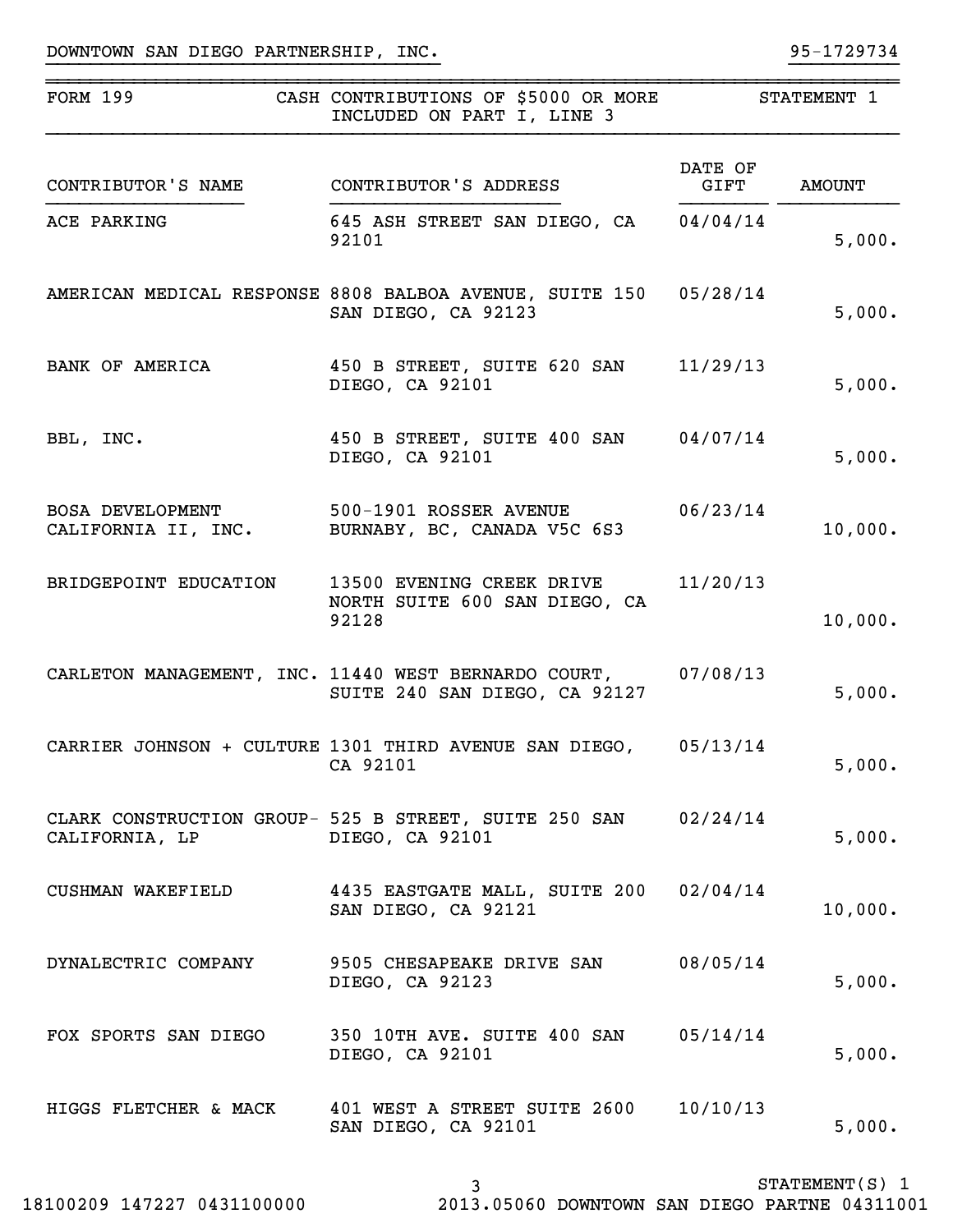DOWNTOWN SAN DIEGO PARTNERSHIP, INC. 95-1729734

| FORM 199 | CASH CONTRIBUTIONS OF $5000 OR MORE INCLUDED ON PART I, LINE 3 | | STATEMENT 1 |
|---|---|---|---|

| CONTRIBUTOR'S NAME | CONTRIBUTOR'S ADDRESS | DATE OF GIFT | AMOUNT |
|---|---|---|---|
| ACE PARKING | 645 ASH STREET SAN DIEGO, CA 92101 | 04/04/14 | 5,000. |
| AMERICAN MEDICAL RESPONSE | 8808 BALBOA AVENUE, SUITE 150 SAN DIEGO, CA 92123 | 05/28/14 | 5,000. |
| BANK OF AMERICA | 450 B STREET, SUITE 620 SAN DIEGO, CA 92101 | 11/29/13 | 5,000. |
| BBL, INC. | 450 B STREET, SUITE 400 SAN DIEGO, CA 92101 | 04/07/14 | 5,000. |
| BOSA DEVELOPMENT CALIFORNIA II, INC. | 500-1901 ROSSER AVENUE BURNABY, BC, CANADA V5C 6S3 | 06/23/14 | 10,000. |
| BRIDGEPOINT EDUCATION | 13500 EVENING CREEK DRIVE NORTH SUITE 600 SAN DIEGO, CA 92128 | 11/20/13 | 10,000. |
| CARLETON MANAGEMENT, INC. | 11440 WEST BERNARDO COURT, SUITE 240 SAN DIEGO, CA 92127 | 07/08/13 | 5,000. |
| CARRIER JOHNSON + CULTURE | 1301 THIRD AVENUE SAN DIEGO, CA 92101 | 05/13/14 | 5,000. |
| CLARK CONSTRUCTION GROUP-CALIFORNIA, LP | 525 B STREET, SUITE 250 SAN DIEGO, CA 92101 | 02/24/14 | 5,000. |
| CUSHMAN WAKEFIELD | 4435 EASTGATE MALL, SUITE 200 SAN DIEGO, CA 92121 | 02/04/14 | 10,000. |
| DYNALECTRIC COMPANY | 9505 CHESAPEAKE DRIVE SAN DIEGO, CA 92123 | 08/05/14 | 5,000. |
| FOX SPORTS SAN DIEGO | 350 10TH AVE. SUITE 400 SAN DIEGO, CA 92101 | 05/14/14 | 5,000. |
| HIGGS FLETCHER & MACK | 401 WEST A STREET SUITE 2600 SAN DIEGO, CA 92101 | 10/10/13 | 5,000. |

STATEMENT(S) 1

18100209 147227 0431100000 2013.05060 DOWNTOWN SAN DIEGO PARTNE 04311001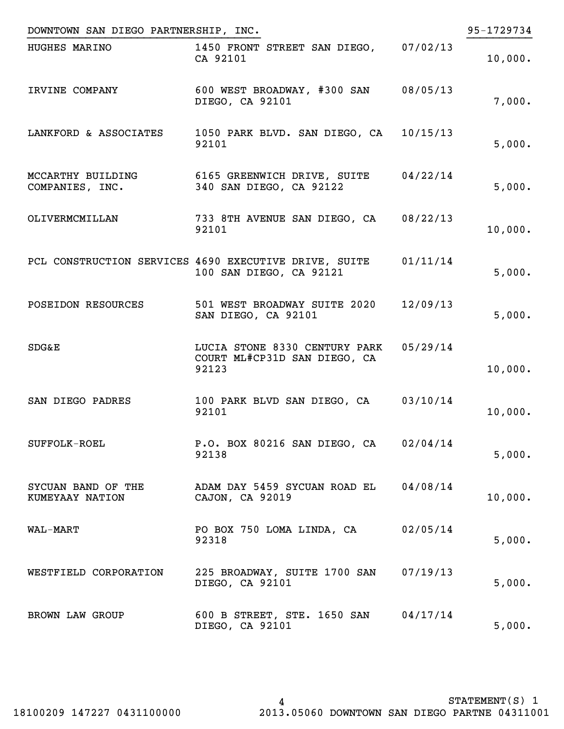DOWNTOWN SAN DIEGO PARTNERSHIP, INC. 95-1729734

| | | | |
|---|---|---|---|
| HUGHES MARINO | 1450 FRONT STREET SAN DIEGO, CA 92101 | 07/02/13 | 10,000. |
| IRVINE COMPANY | 600 WEST BROADWAY, #300 SAN DIEGO, CA 92101 | 08/05/13 | 7,000. |
| LANKFORD & ASSOCIATES | 1050 PARK BLVD. SAN DIEGO, CA 92101 | 10/15/13 | 5,000. |
| MCCARTHY BUILDING COMPANIES, INC. | 6165 GREENWICH DRIVE, SUITE 340 SAN DIEGO, CA 92122 | 04/22/14 | 5,000. |
| OLIVERMCMILLAN | 733 8TH AVENUE SAN DIEGO, CA 92101 | 08/22/13 | 10,000. |
| PCL CONSTRUCTION SERVICES | 4690 EXECUTIVE DRIVE, SUITE 100 SAN DIEGO, CA 92121 | 01/11/14 | 5,000. |
| POSEIDON RESOURCES | 501 WEST BROADWAY SUITE 2020 SAN DIEGO, CA 92101 | 12/09/13 | 5,000. |
| SDG&E | LUCIA STONE 8330 CENTURY PARK COURT ML#CP31D SAN DIEGO, CA 92123 | 05/29/14 | 10,000. |
| SAN DIEGO PADRES | 100 PARK BLVD SAN DIEGO, CA 92101 | 03/10/14 | 10,000. |
| SUFFOLK-ROEL | P.O. BOX 80216 SAN DIEGO, CA 92138 | 02/04/14 | 5,000. |
| SYCUAN BAND OF THE KUMEYAAY NATION | ADAM DAY 5459 SYCUAN ROAD EL CAJON, CA 92019 | 04/08/14 | 10,000. |
| WAL-MART | PO BOX 750 LOMA LINDA, CA 92318 | 02/05/14 | 5,000. |
| WESTFIELD CORPORATION | 225 BROADWAY, SUITE 1700 SAN DIEGO, CA 92101 | 07/19/13 | 5,000. |
| BROWN LAW GROUP | 600 B STREET, STE. 1650 SAN DIEGO, CA 92101 | 04/17/14 | 5,000. |

STATEMENT(S) 1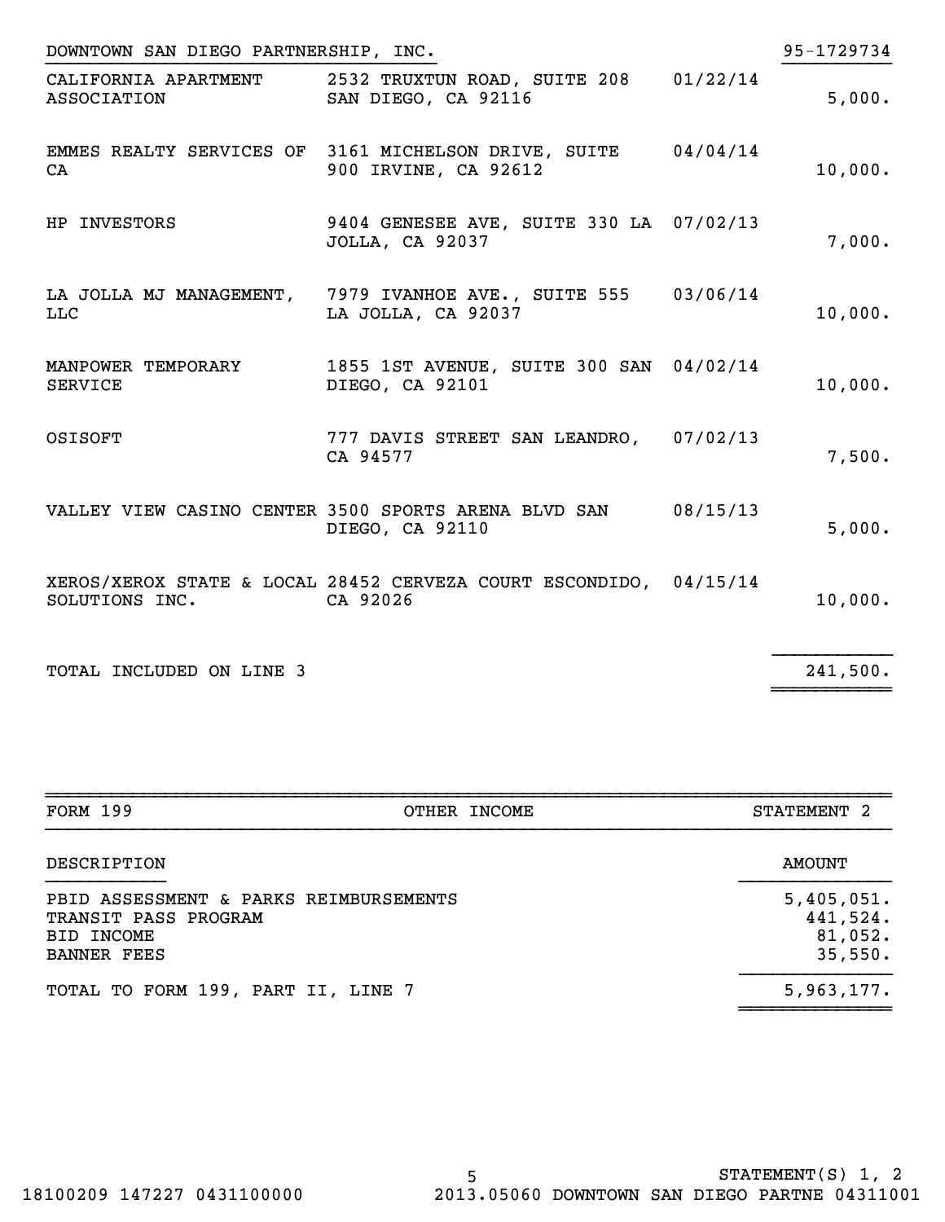DOWNTOWN SAN DIEGO PARTNERSHIP, INC. 95-1729734

| | | | |
|---|---|---|---|
| CALIFORNIA APARTMENT ASSOCIATION | 2532 TRUXTUN ROAD, SUITE 208 SAN DIEGO, CA 92116 | 01/22/14 | 5,000. |
| EMMES REALTY SERVICES OF CA | 3161 MICHELSON DRIVE, SUITE 900 IRVINE, CA 92612 | 04/04/14 | 10,000. |
| HP INVESTORS | 9404 GENESEE AVE, SUITE 330 LA JOLLA, CA 92037 | 07/02/13 | 7,000. |
| LA JOLLA MJ MANAGEMENT, LLC | 7979 IVANHOE AVE., SUITE 555 LA JOLLA, CA 92037 | 03/06/14 | 10,000. |
| MANPOWER TEMPORARY SERVICE | 1855 1ST AVENUE, SUITE 300 SAN DIEGO, CA 92101 | 04/02/14 | 10,000. |
| OSISOFT | 777 DAVIS STREET SAN LEANDRO, CA 94577 | 07/02/13 | 7,500. |
| VALLEY VIEW CASINO CENTER | 3500 SPORTS ARENA BLVD SAN DIEGO, CA 92110 | 08/15/13 | 5,000. |
| XEROS/XEROX STATE & LOCAL SOLUTIONS INC. | 28452 CERVEZA COURT ESCONDIDO, CA 92026 | 04/15/14 | 10,000. |
| TOTAL INCLUDED ON LINE 3 | | | 241,500. |

| FORM 199 | OTHER INCOME | STATEMENT 2 |
|---|---|---|

| DESCRIPTION | AMOUNT |
|---|---|
| PBID ASSESSMENT & PARKS REIMBURSEMENTS | 5,405,051. |
| TRANSIT PASS PROGRAM | 441,524. |
| BID INCOME | 81,052. |
| BANNER FEES | 35,550. |
| TOTAL TO FORM 199, PART II, LINE 7 | 5,963,177. |

STATEMENT(S) 1, 2

18100209 147227 0431100000 2013.05060 DOWNTOWN SAN DIEGO PARTNE 04311001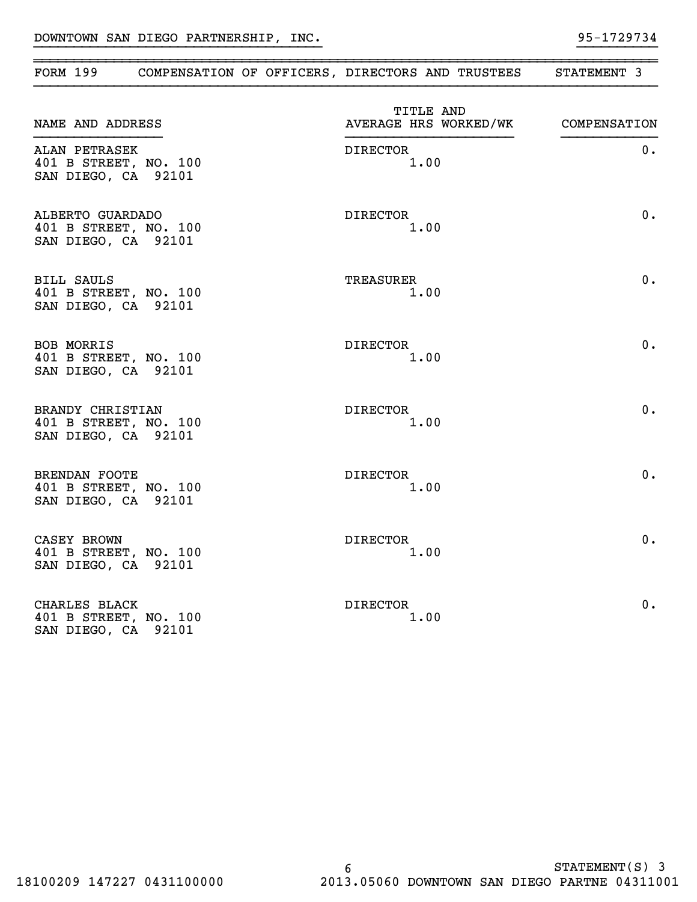DOWNTOWN SAN DIEGO PARTNERSHIP, INC. 95-1729734

## FORM 199 COMPENSATION OF OFFICERS, DIRECTORS AND TRUSTEES STATEMENT 3

| NAME AND ADDRESS | TITLE AND AVERAGE HRS WORKED/WK | COMPENSATION |
|---|---|---|
| ALAN PETRASEK<br>401 B STREET, NO. 100<br>SAN DIEGO, CA 92101 | DIRECTOR<br>1.00 | 0. |
| ALBERTO GUARDADO<br>401 B STREET, NO. 100<br>SAN DIEGO, CA 92101 | DIRECTOR<br>1.00 | 0. |
| BILL SAULS<br>401 B STREET, NO. 100<br>SAN DIEGO, CA 92101 | TREASURER<br>1.00 | 0. |
| BOB MORRIS<br>401 B STREET, NO. 100<br>SAN DIEGO, CA 92101 | DIRECTOR<br>1.00 | 0. |
| BRANDY CHRISTIAN<br>401 B STREET, NO. 100<br>SAN DIEGO, CA 92101 | DIRECTOR<br>1.00 | 0. |
| BRENDAN FOOTE<br>401 B STREET, NO. 100<br>SAN DIEGO, CA 92101 | DIRECTOR<br>1.00 | 0. |
| CASEY BROWN<br>401 B STREET, NO. 100<br>SAN DIEGO, CA 92101 | DIRECTOR<br>1.00 | 0. |
| CHARLES BLACK<br>401 B STREET, NO. 100<br>SAN DIEGO, CA 92101 | DIRECTOR<br>1.00 | 0. |

STATEMENT(S) 3

18100209 147227 0431100000 2013.05060 DOWNTOWN SAN DIEGO PARTNE 04311001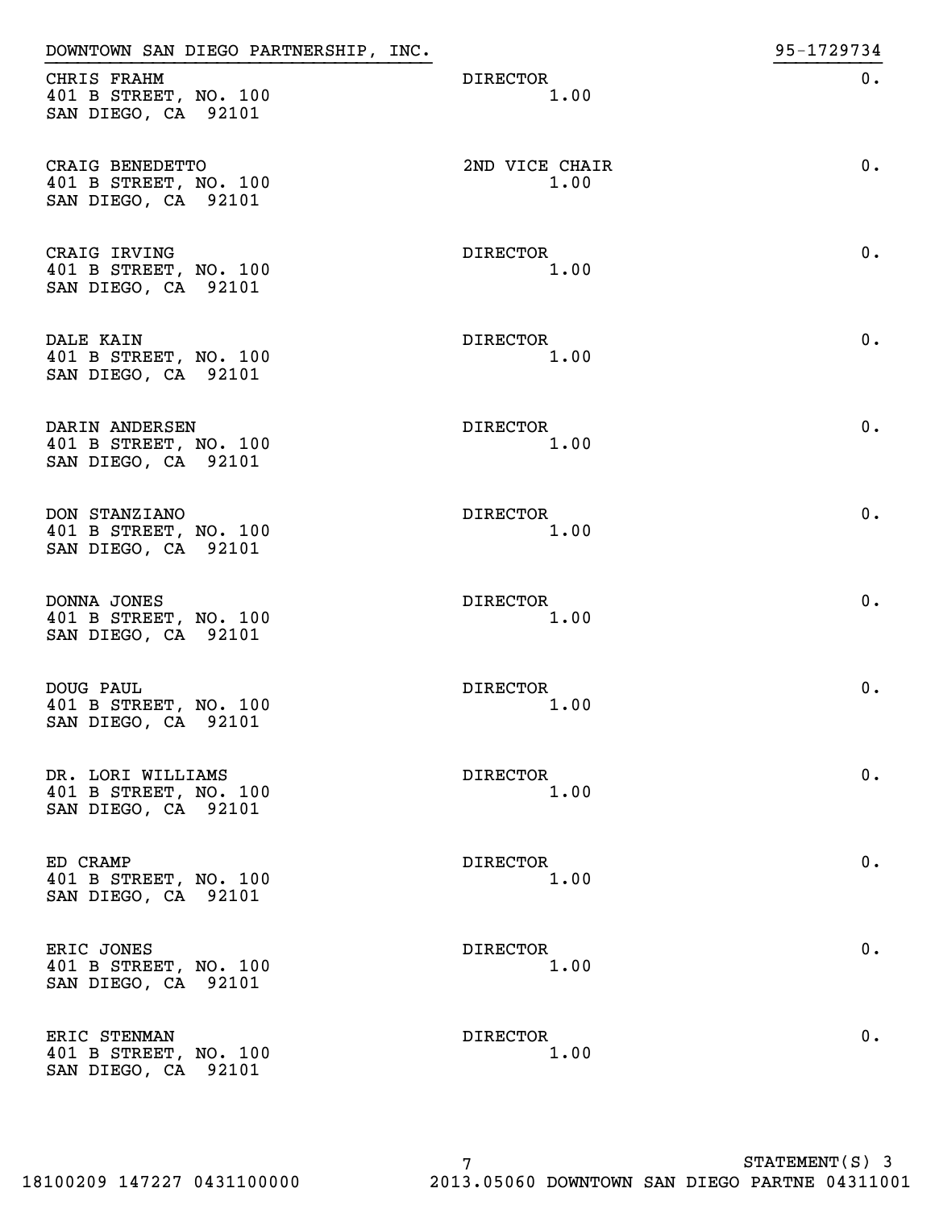DOWNTOWN SAN DIEGO PARTNERSHIP, INC. 95-1729734

| Name and Address | Title / Hours | Compensation |
| --- | --- | --- |
| CHRIS FRAHM<br>401 B STREET, NO. 100<br>SAN DIEGO, CA 92101 | DIRECTOR<br>1.00 | 0. |
| CRAIG BENEDETTO<br>401 B STREET, NO. 100<br>SAN DIEGO, CA 92101 | 2ND VICE CHAIR<br>1.00 | 0. |
| CRAIG IRVING<br>401 B STREET, NO. 100<br>SAN DIEGO, CA 92101 | DIRECTOR<br>1.00 | 0. |
| DALE KAIN<br>401 B STREET, NO. 100<br>SAN DIEGO, CA 92101 | DIRECTOR<br>1.00 | 0. |
| DARIN ANDERSEN<br>401 B STREET, NO. 100<br>SAN DIEGO, CA 92101 | DIRECTOR<br>1.00 | 0. |
| DON STANZIANO<br>401 B STREET, NO. 100<br>SAN DIEGO, CA 92101 | DIRECTOR<br>1.00 | 0. |
| DONNA JONES<br>401 B STREET, NO. 100<br>SAN DIEGO, CA 92101 | DIRECTOR<br>1.00 | 0. |
| DOUG PAUL<br>401 B STREET, NO. 100<br>SAN DIEGO, CA 92101 | DIRECTOR<br>1.00 | 0. |
| DR. LORI WILLIAMS<br>401 B STREET, NO. 100<br>SAN DIEGO, CA 92101 | DIRECTOR<br>1.00 | 0. |
| ED CRAMP<br>401 B STREET, NO. 100<br>SAN DIEGO, CA 92101 | DIRECTOR<br>1.00 | 0. |
| ERIC JONES<br>401 B STREET, NO. 100<br>SAN DIEGO, CA 92101 | DIRECTOR<br>1.00 | 0. |
| ERIC STENMAN<br>401 B STREET, NO. 100<br>SAN DIEGO, CA 92101 | DIRECTOR<br>1.00 | 0. |

STATEMENT(S) 3

18100209 147227 0431100000 2013.05060 DOWNTOWN SAN DIEGO PARTNE 04311001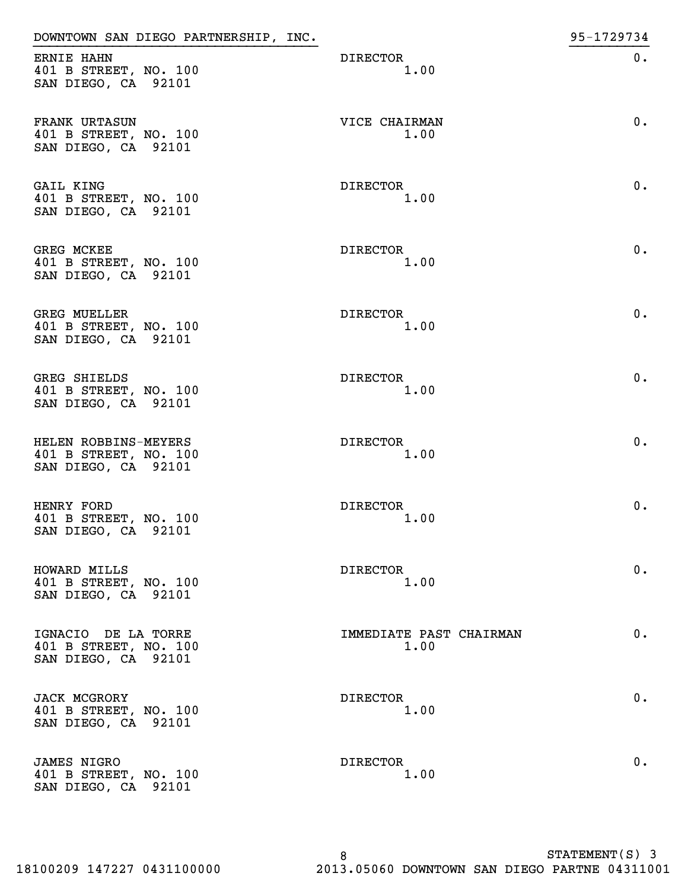DOWNTOWN SAN DIEGO PARTNERSHIP, INC. 95-1729734

| Name and Address | Title / Hours | Compensation |
| --- | --- | --- |
| ERNIE HAHN<br>401 B STREET, NO. 100<br>SAN DIEGO, CA 92101 | DIRECTOR<br>1.00 | 0. |
| FRANK URTASUN<br>401 B STREET, NO. 100<br>SAN DIEGO, CA 92101 | VICE CHAIRMAN<br>1.00 | 0. |
| GAIL KING<br>401 B STREET, NO. 100<br>SAN DIEGO, CA 92101 | DIRECTOR<br>1.00 | 0. |
| GREG MCKEE<br>401 B STREET, NO. 100<br>SAN DIEGO, CA 92101 | DIRECTOR<br>1.00 | 0. |
| GREG MUELLER<br>401 B STREET, NO. 100<br>SAN DIEGO, CA 92101 | DIRECTOR<br>1.00 | 0. |
| GREG SHIELDS<br>401 B STREET, NO. 100<br>SAN DIEGO, CA 92101 | DIRECTOR<br>1.00 | 0. |
| HELEN ROBBINS-MEYERS<br>401 B STREET, NO. 100<br>SAN DIEGO, CA 92101 | DIRECTOR<br>1.00 | 0. |
| HENRY FORD<br>401 B STREET, NO. 100<br>SAN DIEGO, CA 92101 | DIRECTOR<br>1.00 | 0. |
| HOWARD MILLS<br>401 B STREET, NO. 100<br>SAN DIEGO, CA 92101 | DIRECTOR<br>1.00 | 0. |
| IGNACIO DE LA TORRE<br>401 B STREET, NO. 100<br>SAN DIEGO, CA 92101 | IMMEDIATE PAST CHAIRMAN<br>1.00 | 0. |
| JACK MCGRORY<br>401 B STREET, NO. 100<br>SAN DIEGO, CA 92101 | DIRECTOR<br>1.00 | 0. |
| JAMES NIGRO<br>401 B STREET, NO. 100<br>SAN DIEGO, CA 92101 | DIRECTOR<br>1.00 | 0. |

STATEMENT(S) 3

18100209 147227 0431100000 2013.05060 DOWNTOWN SAN DIEGO PARTNE 04311001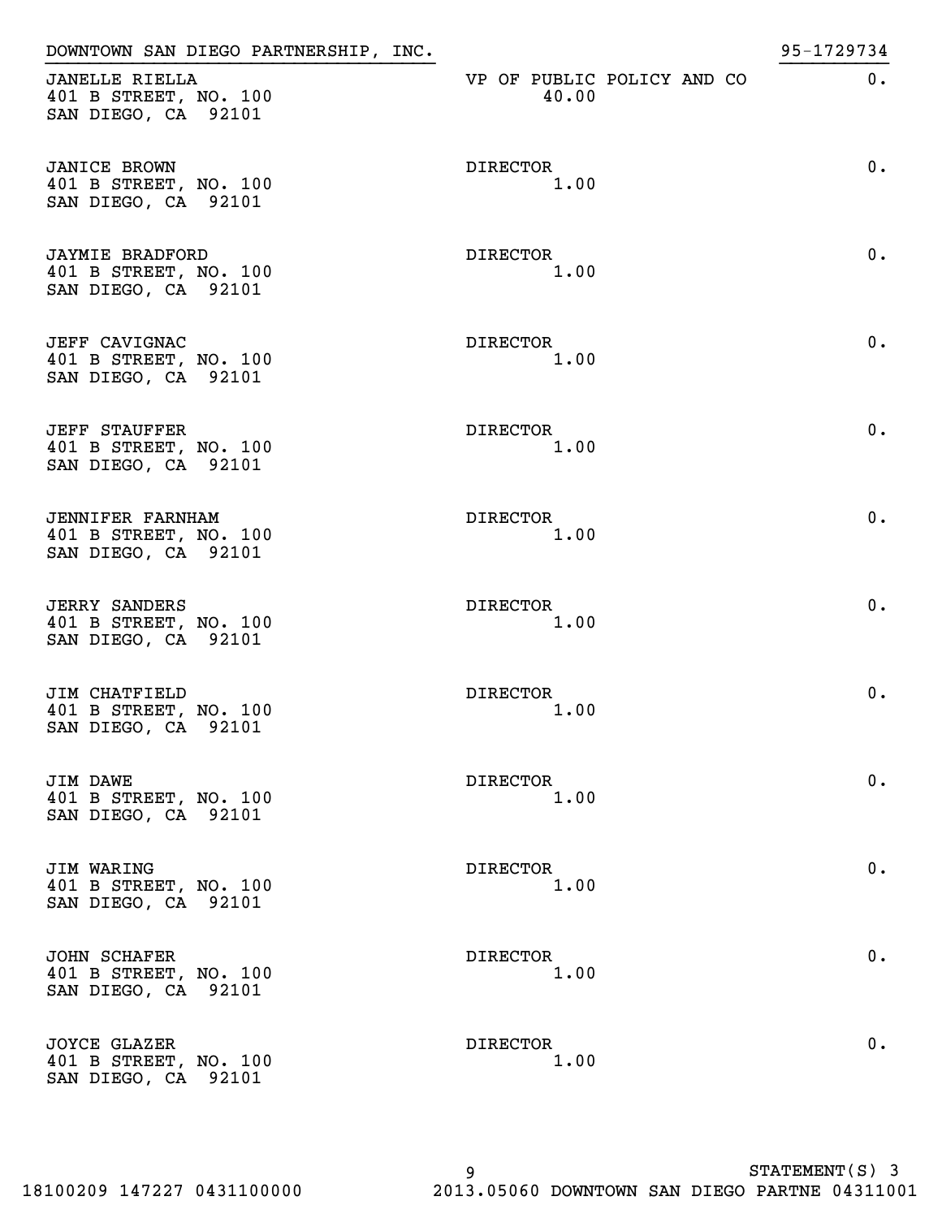DOWNTOWN SAN DIEGO PARTNERSHIP, INC. 95-1729734

| Name and Address | Title and Average Hours | Compensation |
| --- | --- | --- |
| JANELLE RIELLA<br>401 B STREET, NO. 100<br>SAN DIEGO, CA 92101 | VP OF PUBLIC POLICY AND CO<br>40.00 | 0. |
| JANICE BROWN<br>401 B STREET, NO. 100<br>SAN DIEGO, CA 92101 | DIRECTOR<br>1.00 | 0. |
| JAYMIE BRADFORD<br>401 B STREET, NO. 100<br>SAN DIEGO, CA 92101 | DIRECTOR<br>1.00 | 0. |
| JEFF CAVIGNAC<br>401 B STREET, NO. 100<br>SAN DIEGO, CA 92101 | DIRECTOR<br>1.00 | 0. |
| JEFF STAUFFER<br>401 B STREET, NO. 100<br>SAN DIEGO, CA 92101 | DIRECTOR<br>1.00 | 0. |
| JENNIFER FARNHAM<br>401 B STREET, NO. 100<br>SAN DIEGO, CA 92101 | DIRECTOR<br>1.00 | 0. |
| JERRY SANDERS<br>401 B STREET, NO. 100<br>SAN DIEGO, CA 92101 | DIRECTOR<br>1.00 | 0. |
| JIM CHATFIELD<br>401 B STREET, NO. 100<br>SAN DIEGO, CA 92101 | DIRECTOR<br>1.00 | 0. |
| JIM DAWE<br>401 B STREET, NO. 100<br>SAN DIEGO, CA 92101 | DIRECTOR<br>1.00 | 0. |
| JIM WARING<br>401 B STREET, NO. 100<br>SAN DIEGO, CA 92101 | DIRECTOR<br>1.00 | 0. |
| JOHN SCHAFER<br>401 B STREET, NO. 100<br>SAN DIEGO, CA 92101 | DIRECTOR<br>1.00 | 0. |
| JOYCE GLAZER<br>401 B STREET, NO. 100<br>SAN DIEGO, CA 92101 | DIRECTOR<br>1.00 | 0. |

STATEMENT(S) 3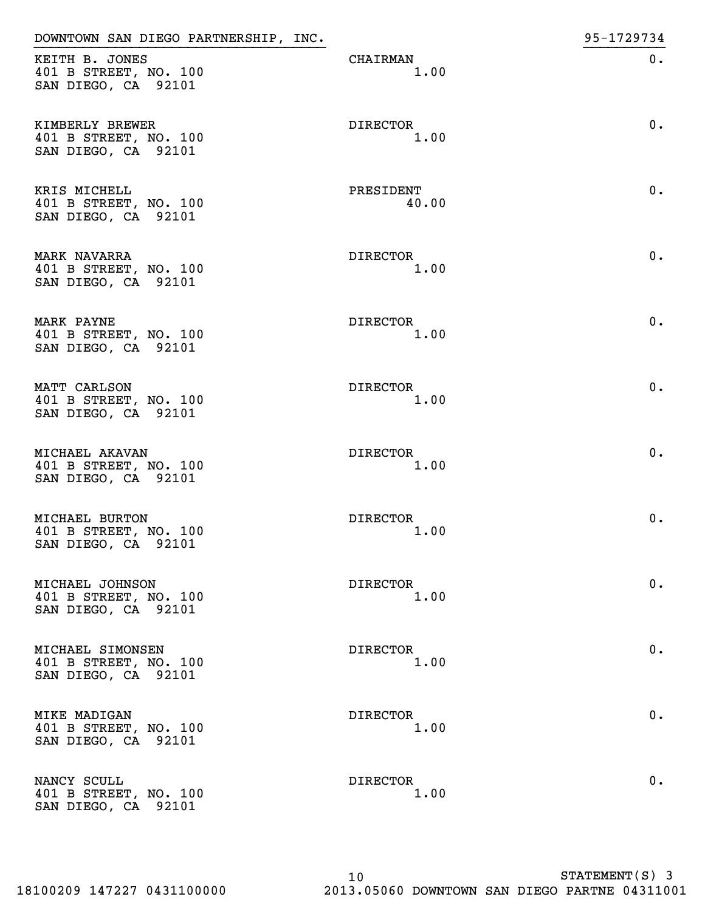DOWNTOWN SAN DIEGO PARTNERSHIP, INC. 95-1729734

| Name and Address | Title and Average Hours | Compensation |
|---|---|---|
| KEITH B. JONES<br>401 B STREET, NO. 100<br>SAN DIEGO, CA 92101 | CHAIRMAN<br>1.00 | 0. |
| KIMBERLY BREWER<br>401 B STREET, NO. 100<br>SAN DIEGO, CA 92101 | DIRECTOR<br>1.00 | 0. |
| KRIS MICHELL<br>401 B STREET, NO. 100<br>SAN DIEGO, CA 92101 | PRESIDENT<br>40.00 | 0. |
| MARK NAVARRA<br>401 B STREET, NO. 100<br>SAN DIEGO, CA 92101 | DIRECTOR<br>1.00 | 0. |
| MARK PAYNE<br>401 B STREET, NO. 100<br>SAN DIEGO, CA 92101 | DIRECTOR<br>1.00 | 0. |
| MATT CARLSON<br>401 B STREET, NO. 100<br>SAN DIEGO, CA 92101 | DIRECTOR<br>1.00 | 0. |
| MICHAEL AKAVAN<br>401 B STREET, NO. 100<br>SAN DIEGO, CA 92101 | DIRECTOR<br>1.00 | 0. |
| MICHAEL BURTON<br>401 B STREET, NO. 100<br>SAN DIEGO, CA 92101 | DIRECTOR<br>1.00 | 0. |
| MICHAEL JOHNSON<br>401 B STREET, NO. 100<br>SAN DIEGO, CA 92101 | DIRECTOR<br>1.00 | 0. |
| MICHAEL SIMONSEN<br>401 B STREET, NO. 100<br>SAN DIEGO, CA 92101 | DIRECTOR<br>1.00 | 0. |
| MIKE MADIGAN<br>401 B STREET, NO. 100<br>SAN DIEGO, CA 92101 | DIRECTOR<br>1.00 | 0. |
| NANCY SCULL<br>401 B STREET, NO. 100<br>SAN DIEGO, CA 92101 | DIRECTOR<br>1.00 | 0. |

STATEMENT(S) 3

18100209 147227 0431100000 2013.05060 DOWNTOWN SAN DIEGO PARTNE 04311001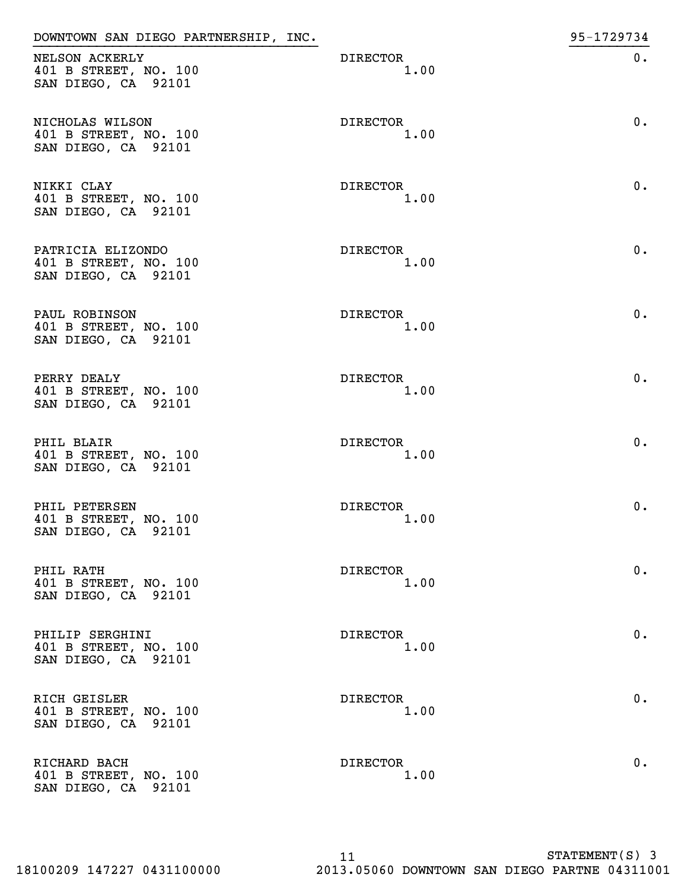DOWNTOWN SAN DIEGO PARTNERSHIP, INC. 95-1729734

| Name and Address | Title and Hours | Compensation |
|---|---|---|
| NELSON ACKERLY<br>401 B STREET, NO. 100<br>SAN DIEGO, CA 92101 | DIRECTOR<br>1.00 | 0. |
| NICHOLAS WILSON<br>401 B STREET, NO. 100<br>SAN DIEGO, CA 92101 | DIRECTOR<br>1.00 | 0. |
| NIKKI CLAY<br>401 B STREET, NO. 100<br>SAN DIEGO, CA 92101 | DIRECTOR<br>1.00 | 0. |
| PATRICIA ELIZONDO<br>401 B STREET, NO. 100<br>SAN DIEGO, CA 92101 | DIRECTOR<br>1.00 | 0. |
| PAUL ROBINSON<br>401 B STREET, NO. 100<br>SAN DIEGO, CA 92101 | DIRECTOR<br>1.00 | 0. |
| PERRY DEALY<br>401 B STREET, NO. 100<br>SAN DIEGO, CA 92101 | DIRECTOR<br>1.00 | 0. |
| PHIL BLAIR<br>401 B STREET, NO. 100<br>SAN DIEGO, CA 92101 | DIRECTOR<br>1.00 | 0. |
| PHIL PETERSEN<br>401 B STREET, NO. 100<br>SAN DIEGO, CA 92101 | DIRECTOR<br>1.00 | 0. |
| PHIL RATH<br>401 B STREET, NO. 100<br>SAN DIEGO, CA 92101 | DIRECTOR<br>1.00 | 0. |
| PHILIP SERGHINI<br>401 B STREET, NO. 100<br>SAN DIEGO, CA 92101 | DIRECTOR<br>1.00 | 0. |
| RICH GEISLER<br>401 B STREET, NO. 100<br>SAN DIEGO, CA 92101 | DIRECTOR<br>1.00 | 0. |
| RICHARD BACH<br>401 B STREET, NO. 100<br>SAN DIEGO, CA 92101 | DIRECTOR<br>1.00 | 0. |

STATEMENT(S) 3

18100209 147227 0431100000 2013.05060 DOWNTOWN SAN DIEGO PARTNE 04311001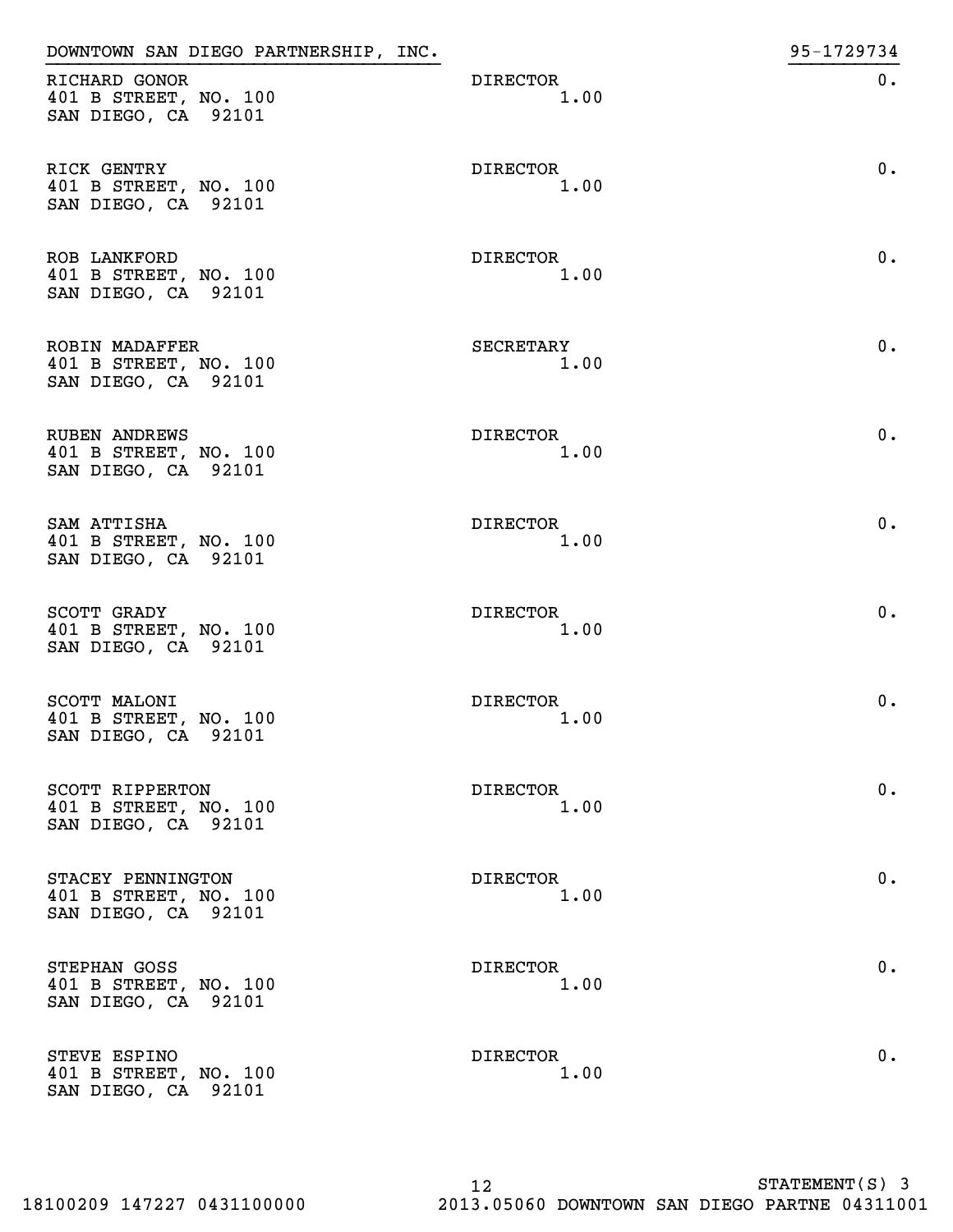DOWNTOWN SAN DIEGO PARTNERSHIP, INC. 95-1729734

| Name and Address | Title / Hours | Compensation |
|---|---|---|
| RICHARD GONOR<br>401 B STREET, NO. 100<br>SAN DIEGO, CA 92101 | DIRECTOR<br>1.00 | 0. |
| RICK GENTRY<br>401 B STREET, NO. 100<br>SAN DIEGO, CA 92101 | DIRECTOR<br>1.00 | 0. |
| ROB LANKFORD<br>401 B STREET, NO. 100<br>SAN DIEGO, CA 92101 | DIRECTOR<br>1.00 | 0. |
| ROBIN MADAFFER<br>401 B STREET, NO. 100<br>SAN DIEGO, CA 92101 | SECRETARY<br>1.00 | 0. |
| RUBEN ANDREWS<br>401 B STREET, NO. 100<br>SAN DIEGO, CA 92101 | DIRECTOR<br>1.00 | 0. |
| SAM ATTISHA<br>401 B STREET, NO. 100<br>SAN DIEGO, CA 92101 | DIRECTOR<br>1.00 | 0. |
| SCOTT GRADY<br>401 B STREET, NO. 100<br>SAN DIEGO, CA 92101 | DIRECTOR<br>1.00 | 0. |
| SCOTT MALONI<br>401 B STREET, NO. 100<br>SAN DIEGO, CA 92101 | DIRECTOR<br>1.00 | 0. |
| SCOTT RIPPERTON<br>401 B STREET, NO. 100<br>SAN DIEGO, CA 92101 | DIRECTOR<br>1.00 | 0. |
| STACEY PENNINGTON<br>401 B STREET, NO. 100<br>SAN DIEGO, CA 92101 | DIRECTOR<br>1.00 | 0. |
| STEPHAN GOSS<br>401 B STREET, NO. 100<br>SAN DIEGO, CA 92101 | DIRECTOR<br>1.00 | 0. |
| STEVE ESPINO<br>401 B STREET, NO. 100<br>SAN DIEGO, CA 92101 | DIRECTOR<br>1.00 | 0. |

STATEMENT(S) 3

18100209 147227 0431100000 2013.05060 DOWNTOWN SAN DIEGO PARTNE 04311001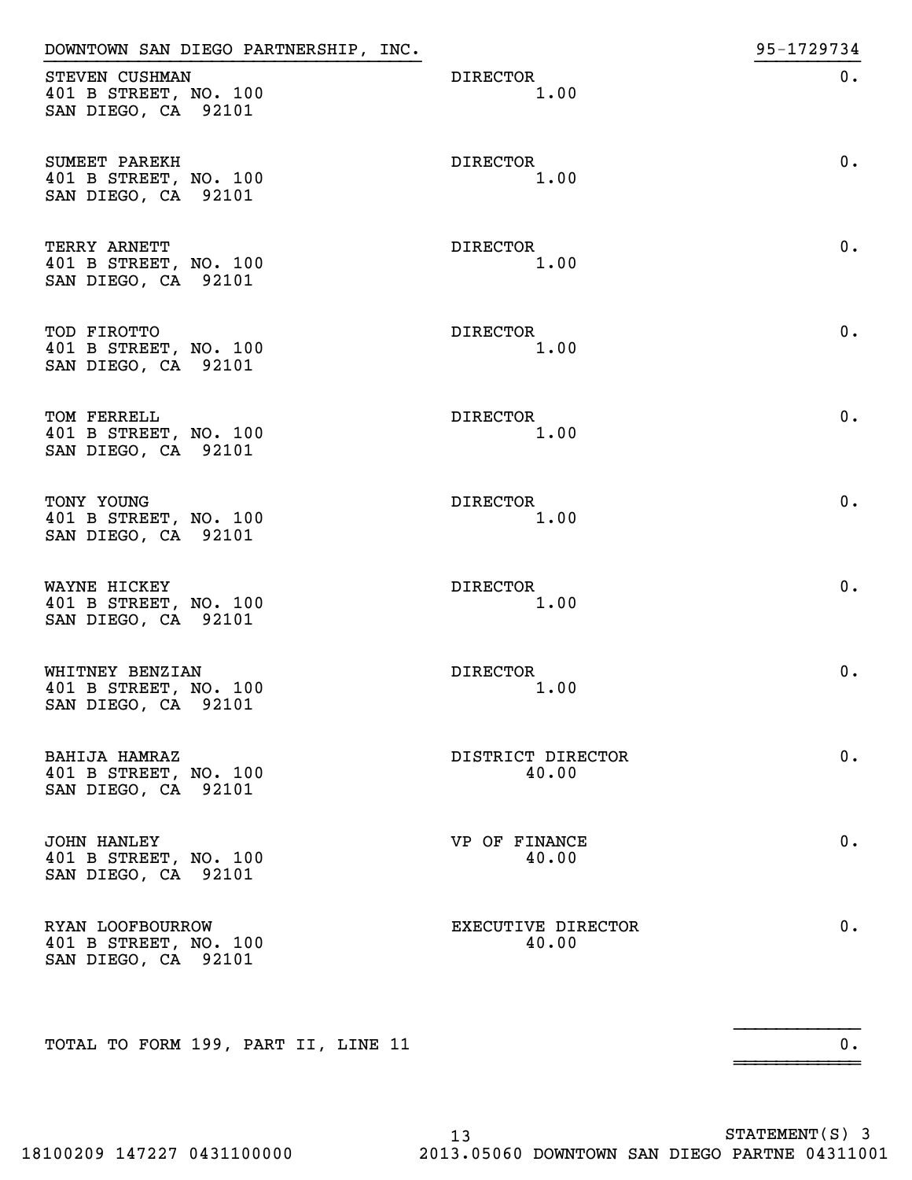DOWNTOWN SAN DIEGO PARTNERSHIP, INC. 95-1729734

| Name and Address | Title and Average Hours Per Week | Compensation |
|---|---|---|
| STEVEN CUSHMAN<br>401 B STREET, NO. 100<br>SAN DIEGO, CA 92101 | DIRECTOR<br>1.00 | 0. |
| SUMEET PAREKH<br>401 B STREET, NO. 100<br>SAN DIEGO, CA 92101 | DIRECTOR<br>1.00 | 0. |
| TERRY ARNETT<br>401 B STREET, NO. 100<br>SAN DIEGO, CA 92101 | DIRECTOR<br>1.00 | 0. |
| TOD FIROTTO<br>401 B STREET, NO. 100<br>SAN DIEGO, CA 92101 | DIRECTOR<br>1.00 | 0. |
| TOM FERRELL<br>401 B STREET, NO. 100<br>SAN DIEGO, CA 92101 | DIRECTOR<br>1.00 | 0. |
| TONY YOUNG<br>401 B STREET, NO. 100<br>SAN DIEGO, CA 92101 | DIRECTOR<br>1.00 | 0. |
| WAYNE HICKEY<br>401 B STREET, NO. 100<br>SAN DIEGO, CA 92101 | DIRECTOR<br>1.00 | 0. |
| WHITNEY BENZIAN<br>401 B STREET, NO. 100<br>SAN DIEGO, CA 92101 | DIRECTOR<br>1.00 | 0. |
| BAHIJA HAMRAZ<br>401 B STREET, NO. 100<br>SAN DIEGO, CA 92101 | DISTRICT DIRECTOR<br>40.00 | 0. |
| JOHN HANLEY<br>401 B STREET, NO. 100<br>SAN DIEGO, CA 92101 | VP OF FINANCE<br>40.00 | 0. |
| RYAN LOOFBOURROW<br>401 B STREET, NO. 100<br>SAN DIEGO, CA 92101 | EXECUTIVE DIRECTOR<br>40.00 | 0. |
| TOTAL TO FORM 199, PART II, LINE 11 | | 0. |

STATEMENT(S) 3

18100209 147227 0431100000 2013.05060 DOWNTOWN SAN DIEGO PARTNE 04311001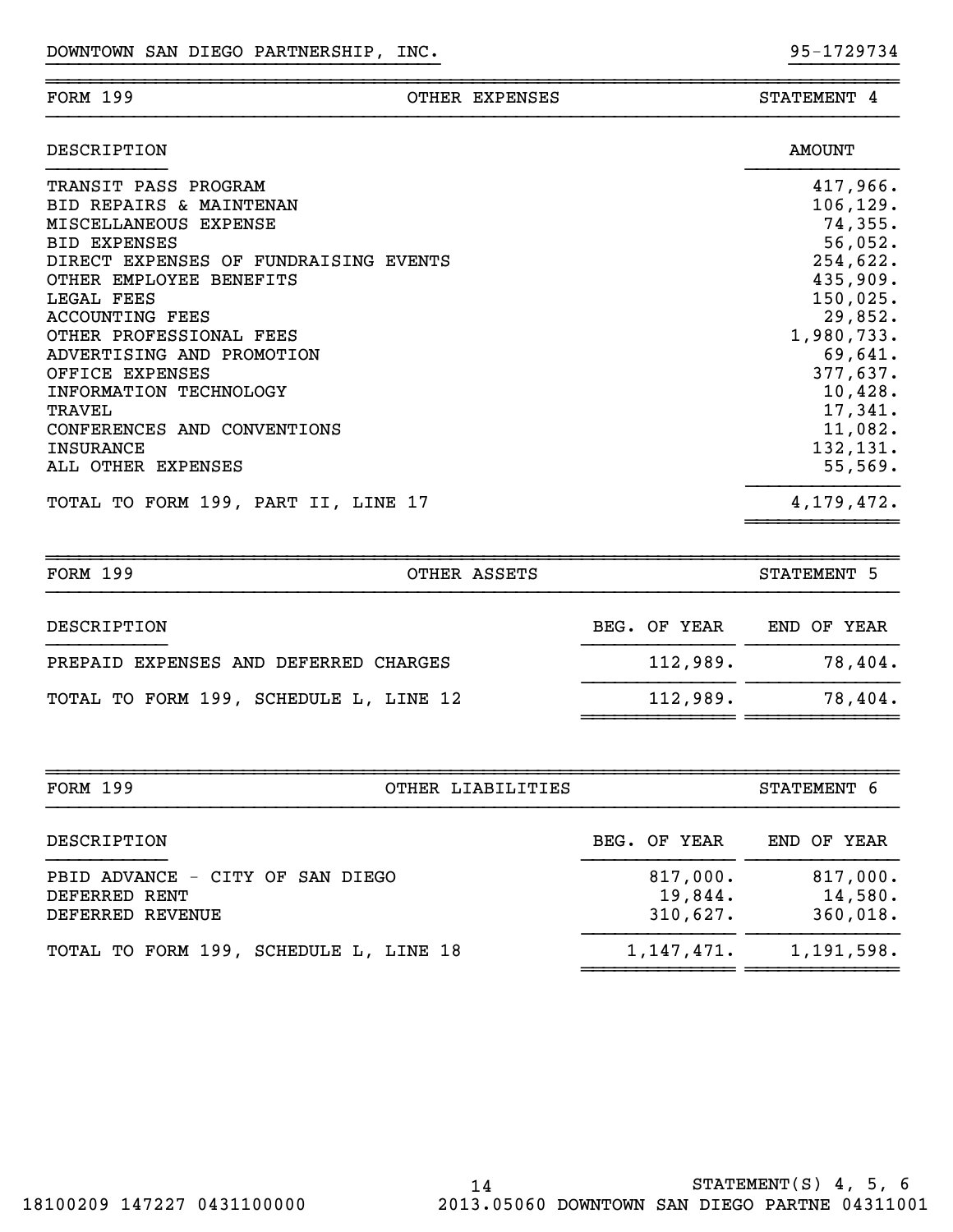DOWNTOWN SAN DIEGO PARTNERSHIP, INC. 95-1729734

| FORM 199 | OTHER EXPENSES | STATEMENT 4 |
|---|---|---|

| DESCRIPTION | AMOUNT |
|---|---|
| TRANSIT PASS PROGRAM | 417,966. |
| BID REPAIRS & MAINTENAN | 106,129. |
| MISCELLANEOUS EXPENSE | 74,355. |
| BID EXPENSES | 56,052. |
| DIRECT EXPENSES OF FUNDRAISING EVENTS | 254,622. |
| OTHER EMPLOYEE BENEFITS | 435,909. |
| LEGAL FEES | 150,025. |
| ACCOUNTING FEES | 29,852. |
| OTHER PROFESSIONAL FEES | 1,980,733. |
| ADVERTISING AND PROMOTION | 69,641. |
| OFFICE EXPENSES | 377,637. |
| INFORMATION TECHNOLOGY | 10,428. |
| TRAVEL | 17,341. |
| CONFERENCES AND CONVENTIONS | 11,082. |
| INSURANCE | 132,131. |
| ALL OTHER EXPENSES | 55,569. |
| TOTAL TO FORM 199, PART II, LINE 17 | 4,179,472. |

| FORM 199 | OTHER ASSETS | STATEMENT 5 |
|---|---|---|

| DESCRIPTION | BEG. OF YEAR | END OF YEAR |
|---|---|---|
| PREPAID EXPENSES AND DEFERRED CHARGES | 112,989. | 78,404. |
| TOTAL TO FORM 199, SCHEDULE L, LINE 12 | 112,989. | 78,404. |

| FORM 199 | OTHER LIABILITIES | STATEMENT 6 |
|---|---|---|

| DESCRIPTION | BEG. OF YEAR | END OF YEAR |
|---|---|---|
| PBID ADVANCE - CITY OF SAN DIEGO | 817,000. | 817,000. |
| DEFERRED RENT | 19,844. | 14,580. |
| DEFERRED REVENUE | 310,627. | 360,018. |
| TOTAL TO FORM 199, SCHEDULE L, LINE 18 | 1,147,471. | 1,191,598. |

STATEMENT(S) 4, 5, 6

18100209 147227 0431100000 2013.05060 DOWNTOWN SAN DIEGO PARTNE 04311001